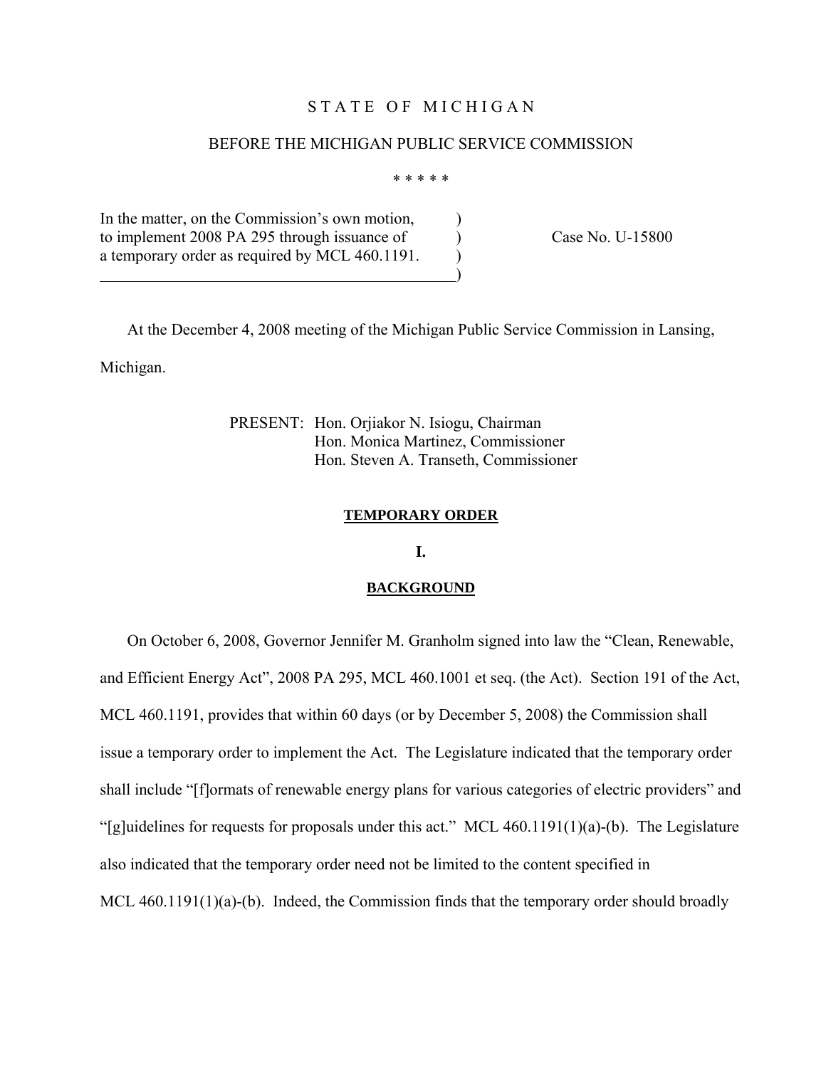# S T A T E O F M I C H I G A N

## BEFORE THE MICHIGAN PUBLIC SERVICE COMMISSION

\* \* \* \* \*

| | | |
|---|---|---|
| In the matter, on the Commission's own motion, to implement 2008 PA 295 through issuance of a temporary order as required by MCL 460.1191. | ) ) ) ) | Case No. U-15800 |

At the December 4, 2008 meeting of the Michigan Public Service Commission in Lansing, Michigan.

PRESENT: Hon. Orjiakor N. Isiogu, Chairman
Hon. Monica Martinez, Commissioner
Hon. Steven A. Transeth, Commissioner

## TEMPORARY ORDER

### I.

### BACKGROUND

On October 6, 2008, Governor Jennifer M. Granholm signed into law the "Clean, Renewable, and Efficient Energy Act", 2008 PA 295, MCL 460.1001 et seq. (the Act). Section 191 of the Act, MCL 460.1191, provides that within 60 days (or by December 5, 2008) the Commission shall issue a temporary order to implement the Act. The Legislature indicated that the temporary order shall include "[f]ormats of renewable energy plans for various categories of electric providers" and "[g]uidelines for requests for proposals under this act." MCL 460.1191(1)(a)-(b). The Legislature also indicated that the temporary order need not be limited to the content specified in MCL 460.1191(1)(a)-(b). Indeed, the Commission finds that the temporary order should broadly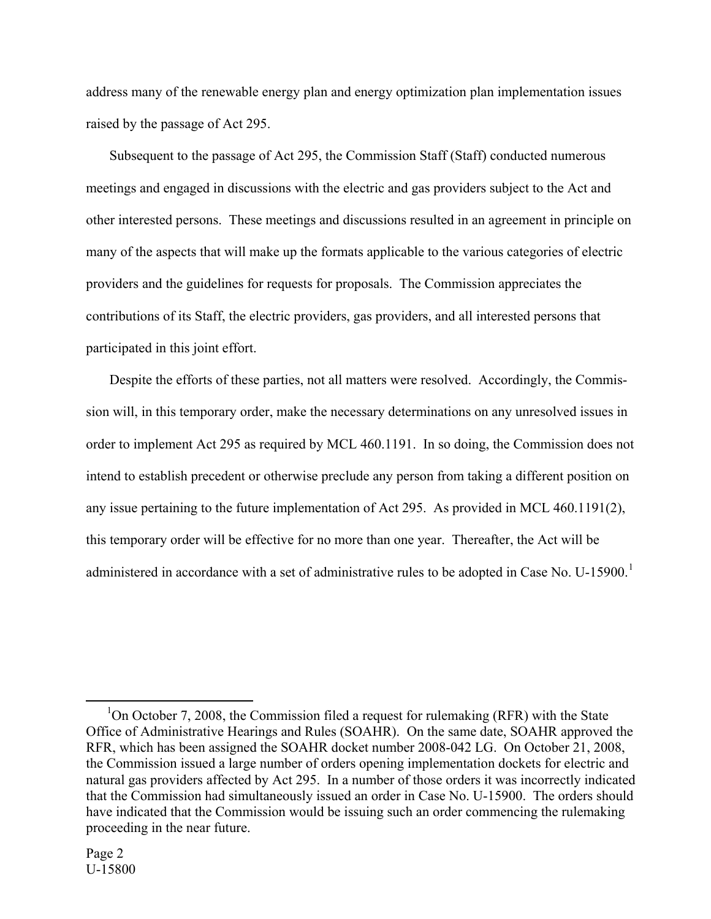address many of the renewable energy plan and energy optimization plan implementation issues raised by the passage of Act 295.

Subsequent to the passage of Act 295, the Commission Staff (Staff) conducted numerous meetings and engaged in discussions with the electric and gas providers subject to the Act and other interested persons. These meetings and discussions resulted in an agreement in principle on many of the aspects that will make up the formats applicable to the various categories of electric providers and the guidelines for requests for proposals. The Commission appreciates the contributions of its Staff, the electric providers, gas providers, and all interested persons that participated in this joint effort.

Despite the efforts of these parties, not all matters were resolved. Accordingly, the Commission will, in this temporary order, make the necessary determinations on any unresolved issues in order to implement Act 295 as required by MCL 460.1191. In so doing, the Commission does not intend to establish precedent or otherwise preclude any person from taking a different position on any issue pertaining to the future implementation of Act 295. As provided in MCL 460.1191(2), this temporary order will be effective for no more than one year. Thereafter, the Act will be administered in accordance with a set of administrative rules to be adopted in Case No. U-15900.[1]

---

[1]On October 7, 2008, the Commission filed a request for rulemaking (RFR) with the State Office of Administrative Hearings and Rules (SOAHR). On the same date, SOAHR approved the RFR, which has been assigned the SOAHR docket number 2008-042 LG. On October 21, 2008, the Commission issued a large number of orders opening implementation dockets for electric and natural gas providers affected by Act 295. In a number of those orders it was incorrectly indicated that the Commission had simultaneously issued an order in Case No. U-15900. The orders should have indicated that the Commission would be issuing such an order commencing the rulemaking proceeding in the near future.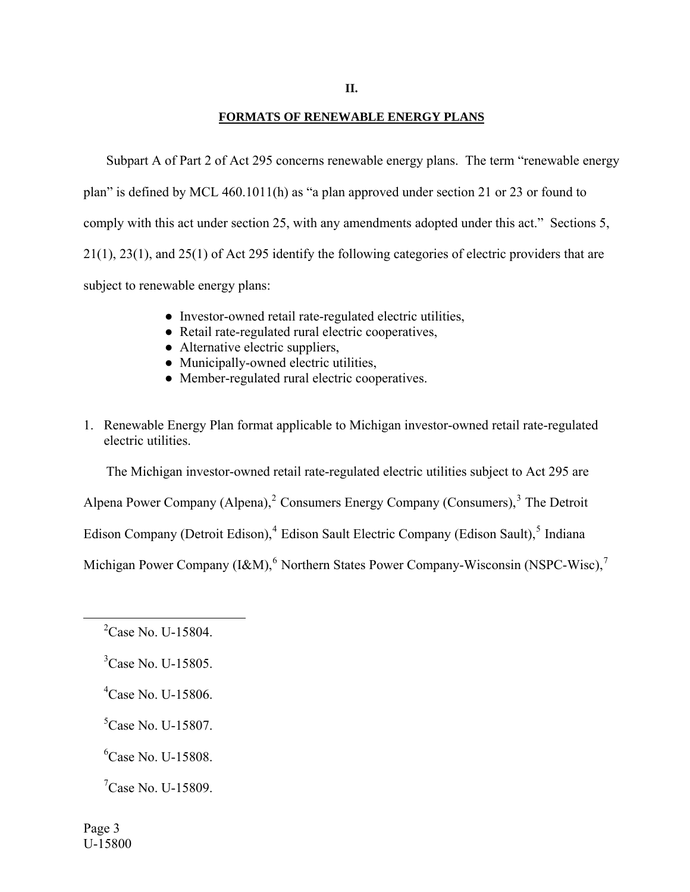**II.**

**FORMATS OF RENEWABLE ENERGY PLANS**

Subpart A of Part 2 of Act 295 concerns renewable energy plans. The term "renewable energy plan" is defined by MCL 460.1011(h) as "a plan approved under section 21 or 23 or found to comply with this act under section 25, with any amendments adopted under this act." Sections 5, 21(1), 23(1), and 25(1) of Act 295 identify the following categories of electric providers that are subject to renewable energy plans:

- Investor-owned retail rate-regulated electric utilities,
- Retail rate-regulated rural electric cooperatives,
- Alternative electric suppliers,
- Municipally-owned electric utilities,
- Member-regulated rural electric cooperatives.

1. Renewable Energy Plan format applicable to Michigan investor-owned retail rate-regulated electric utilities.

The Michigan investor-owned retail rate-regulated electric utilities subject to Act 295 are Alpena Power Company (Alpena),[2] Consumers Energy Company (Consumers),[3] The Detroit Edison Company (Detroit Edison),[4] Edison Sault Electric Company (Edison Sault),[5] Indiana Michigan Power Company (I&M),[6] Northern States Power Company-Wisconsin (NSPC-Wisc),[7]

---

[2] Case No. U-15804.

[3] Case No. U-15805.

[4] Case No. U-15806.

[5] Case No. U-15807.

[6] Case No. U-15808.

[7] Case No. U-15809.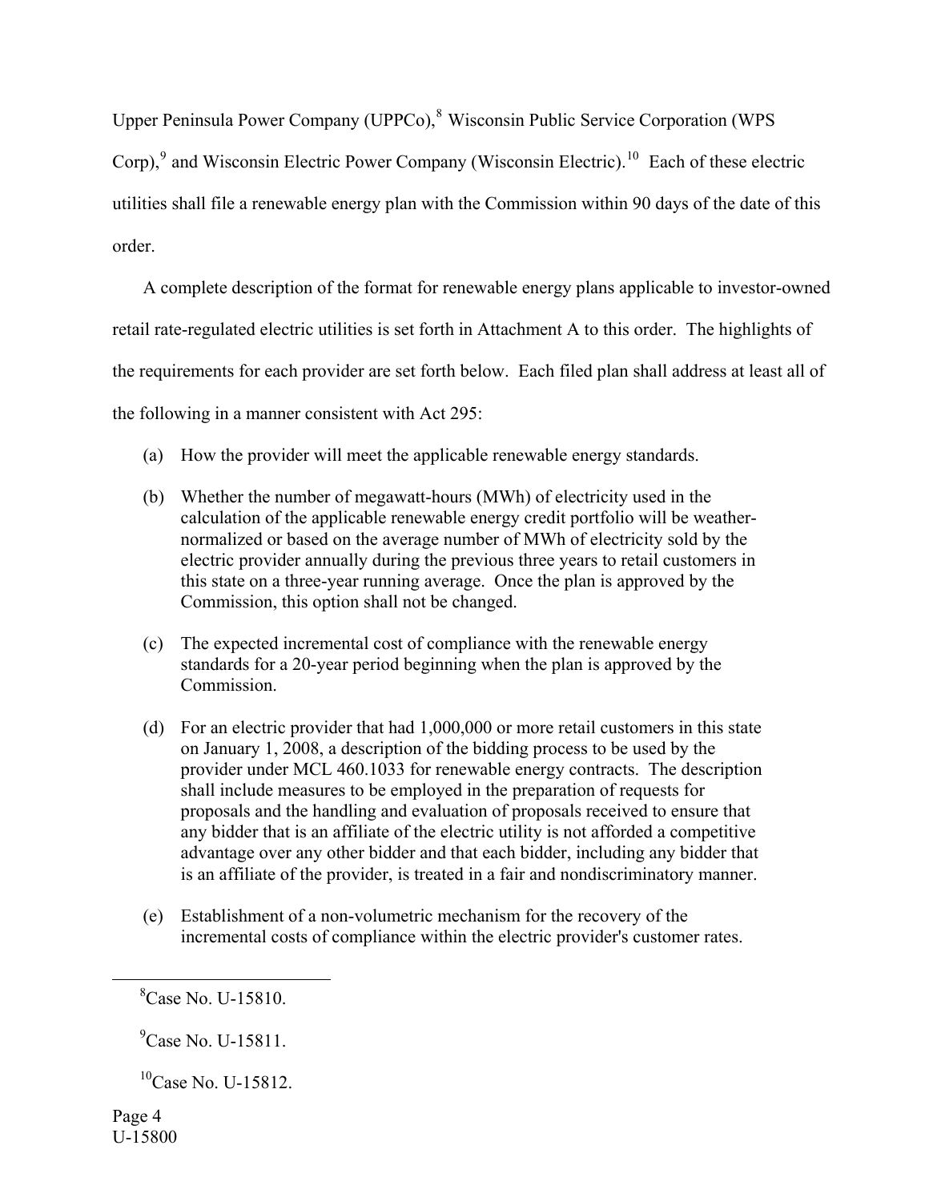Upper Peninsula Power Company (UPPCo),[8] Wisconsin Public Service Corporation (WPS Corp),[9] and Wisconsin Electric Power Company (Wisconsin Electric).[10] Each of these electric utilities shall file a renewable energy plan with the Commission within 90 days of the date of this order.

A complete description of the format for renewable energy plans applicable to investor-owned retail rate-regulated electric utilities is set forth in Attachment A to this order. The highlights of the requirements for each provider are set forth below. Each filed plan shall address at least all of the following in a manner consistent with Act 295:

(a) How the provider will meet the applicable renewable energy standards.

(b) Whether the number of megawatt-hours (MWh) of electricity used in the calculation of the applicable renewable energy credit portfolio will be weather-normalized or based on the average number of MWh of electricity sold by the electric provider annually during the previous three years to retail customers in this state on a three-year running average. Once the plan is approved by the Commission, this option shall not be changed.

(c) The expected incremental cost of compliance with the renewable energy standards for a 20-year period beginning when the plan is approved by the Commission.

(d) For an electric provider that had 1,000,000 or more retail customers in this state on January 1, 2008, a description of the bidding process to be used by the provider under MCL 460.1033 for renewable energy contracts. The description shall include measures to be employed in the preparation of requests for proposals and the handling and evaluation of proposals received to ensure that any bidder that is an affiliate of the electric utility is not afforded a competitive advantage over any other bidder and that each bidder, including any bidder that is an affiliate of the provider, is treated in a fair and nondiscriminatory manner.

(e) Establishment of a non-volumetric mechanism for the recovery of the incremental costs of compliance within the electric provider's customer rates.

---

[8] Case No. U-15810.

[9] Case No. U-15811.

[10] Case No. U-15812.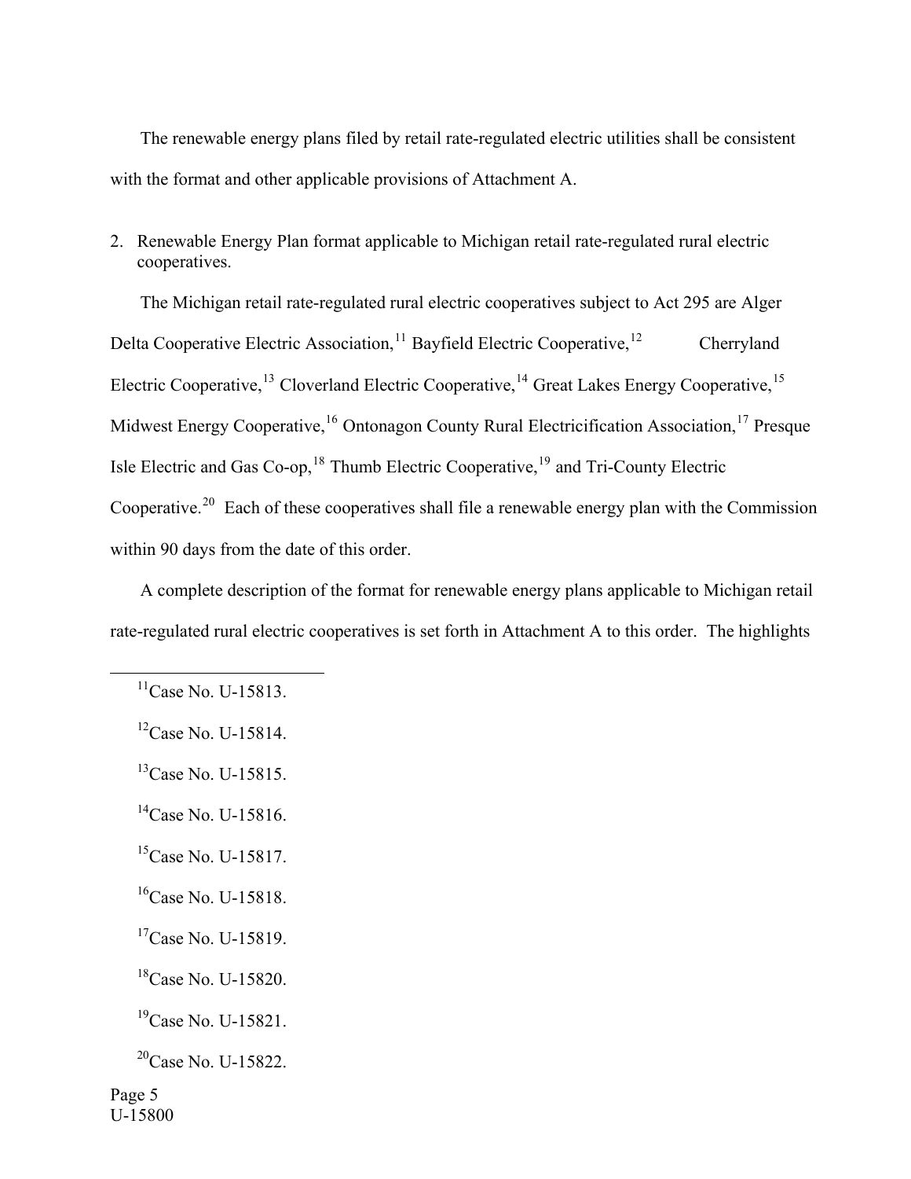The renewable energy plans filed by retail rate-regulated electric utilities shall be consistent with the format and other applicable provisions of Attachment A.

2. Renewable Energy Plan format applicable to Michigan retail rate-regulated rural electric cooperatives.

The Michigan retail rate-regulated rural electric cooperatives subject to Act 295 are Alger Delta Cooperative Electric Association,[11] Bayfield Electric Cooperative,[12] Cherryland Electric Cooperative,[13] Cloverland Electric Cooperative,[14] Great Lakes Energy Cooperative,[15] Midwest Energy Cooperative,[16] Ontonagon County Rural Electricification Association,[17] Presque Isle Electric and Gas Co-op,[18] Thumb Electric Cooperative,[19] and Tri-County Electric Cooperative.[20] Each of these cooperatives shall file a renewable energy plan with the Commission within 90 days from the date of this order.

A complete description of the format for renewable energy plans applicable to Michigan retail rate-regulated rural electric cooperatives is set forth in Attachment A to this order. The highlights

---

[11]Case No. U-15813.

[12]Case No. U-15814.

[13]Case No. U-15815.

[14]Case No. U-15816.

[15]Case No. U-15817.

[16]Case No. U-15818.

[17]Case No. U-15819.

[18]Case No. U-15820.

[19]Case No. U-15821.

[20]Case No. U-15822.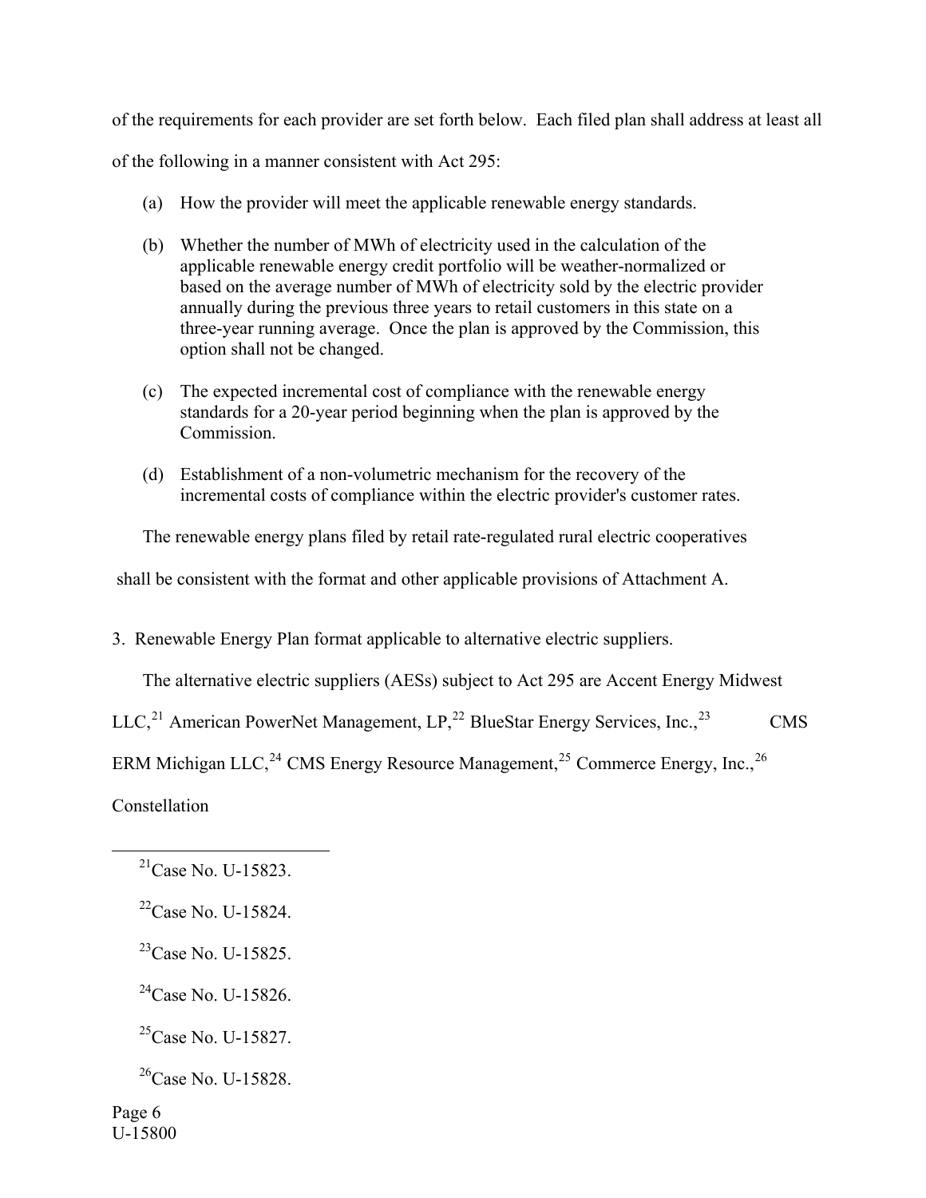of the requirements for each provider are set forth below. Each filed plan shall address at least all of the following in a manner consistent with Act 295:

(a) How the provider will meet the applicable renewable energy standards.

(b) Whether the number of MWh of electricity used in the calculation of the applicable renewable energy credit portfolio will be weather-normalized or based on the average number of MWh of electricity sold by the electric provider annually during the previous three years to retail customers in this state on a three-year running average. Once the plan is approved by the Commission, this option shall not be changed.

(c) The expected incremental cost of compliance with the renewable energy standards for a 20-year period beginning when the plan is approved by the Commission.

(d) Establishment of a non-volumetric mechanism for the recovery of the incremental costs of compliance within the electric provider's customer rates.

The renewable energy plans filed by retail rate-regulated rural electric cooperatives shall be consistent with the format and other applicable provisions of Attachment A.

3. Renewable Energy Plan format applicable to alternative electric suppliers.

The alternative electric suppliers (AESs) subject to Act 295 are Accent Energy Midwest LLC,[21] American PowerNet Management, LP,[22] BlueStar Energy Services, Inc.,[23] CMS ERM Michigan LLC,[24] CMS Energy Resource Management,[25] Commerce Energy, Inc.,[26] Constellation

---

[21] Case No. U-15823.

[22] Case No. U-15824.

[23] Case No. U-15825.

[24] Case No. U-15826.

[25] Case No. U-15827.

[26] Case No. U-15828.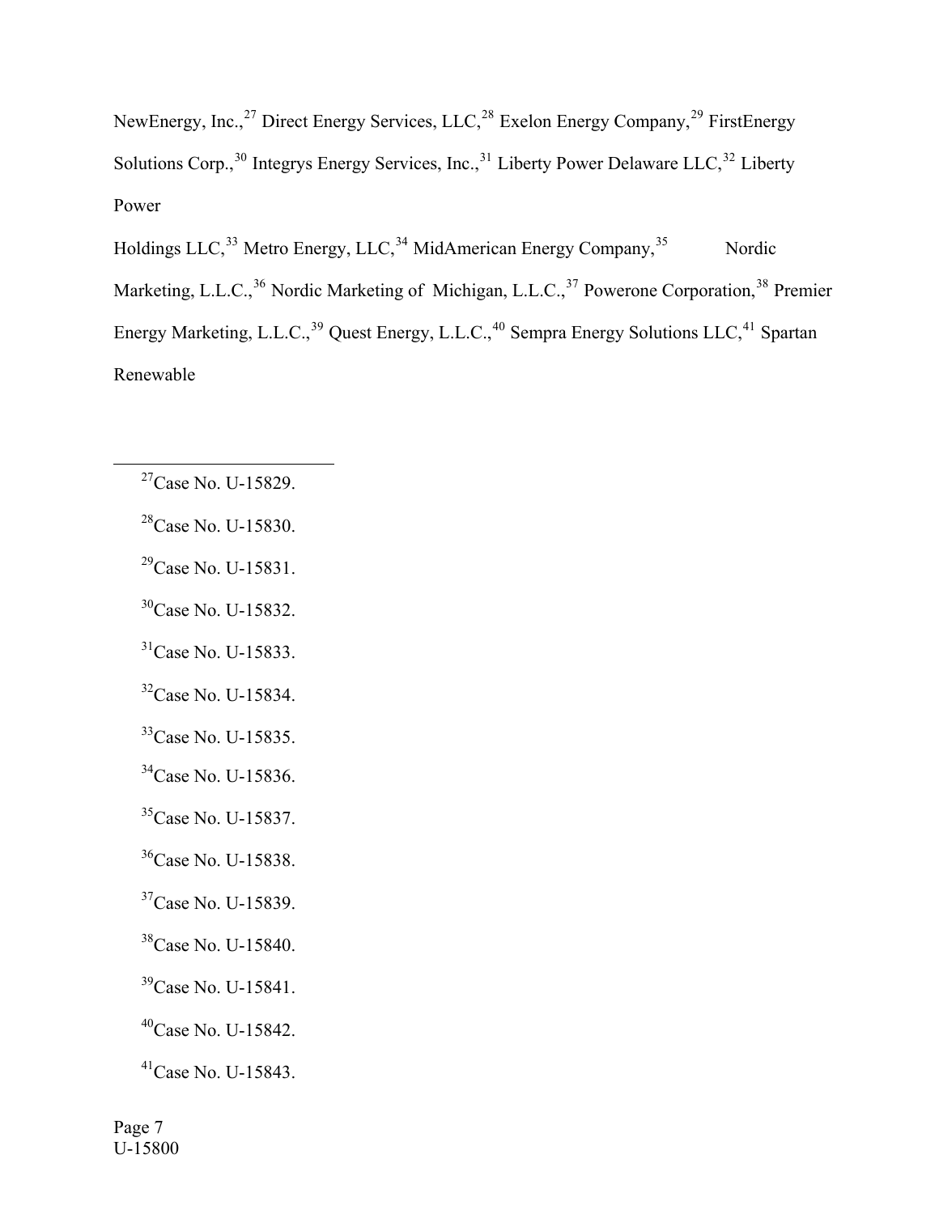NewEnergy, Inc.,[27] Direct Energy Services, LLC,[28] Exelon Energy Company,[29] FirstEnergy Solutions Corp.,[30] Integrys Energy Services, Inc.,[31] Liberty Power Delaware LLC,[32] Liberty Power Holdings LLC,[33] Metro Energy, LLC,[34] MidAmerican Energy Company,[35] Nordic Marketing, L.L.C.,[36] Nordic Marketing of Michigan, L.L.C.,[37] Powerone Corporation,[38] Premier Energy Marketing, L.L.C.,[39] Quest Energy, L.L.C.,[40] Sempra Energy Solutions LLC,[41] Spartan Renewable

---

[27]Case No. U-15829.

[28]Case No. U-15830.

[29]Case No. U-15831.

[30]Case No. U-15832.

[31]Case No. U-15833.

[32]Case No. U-15834.

[33]Case No. U-15835.

[34]Case No. U-15836.

[35]Case No. U-15837.

[36]Case No. U-15838.

[37]Case No. U-15839.

[38]Case No. U-15840.

[39]Case No. U-15841.

[40]Case No. U-15842.

[41]Case No. U-15843.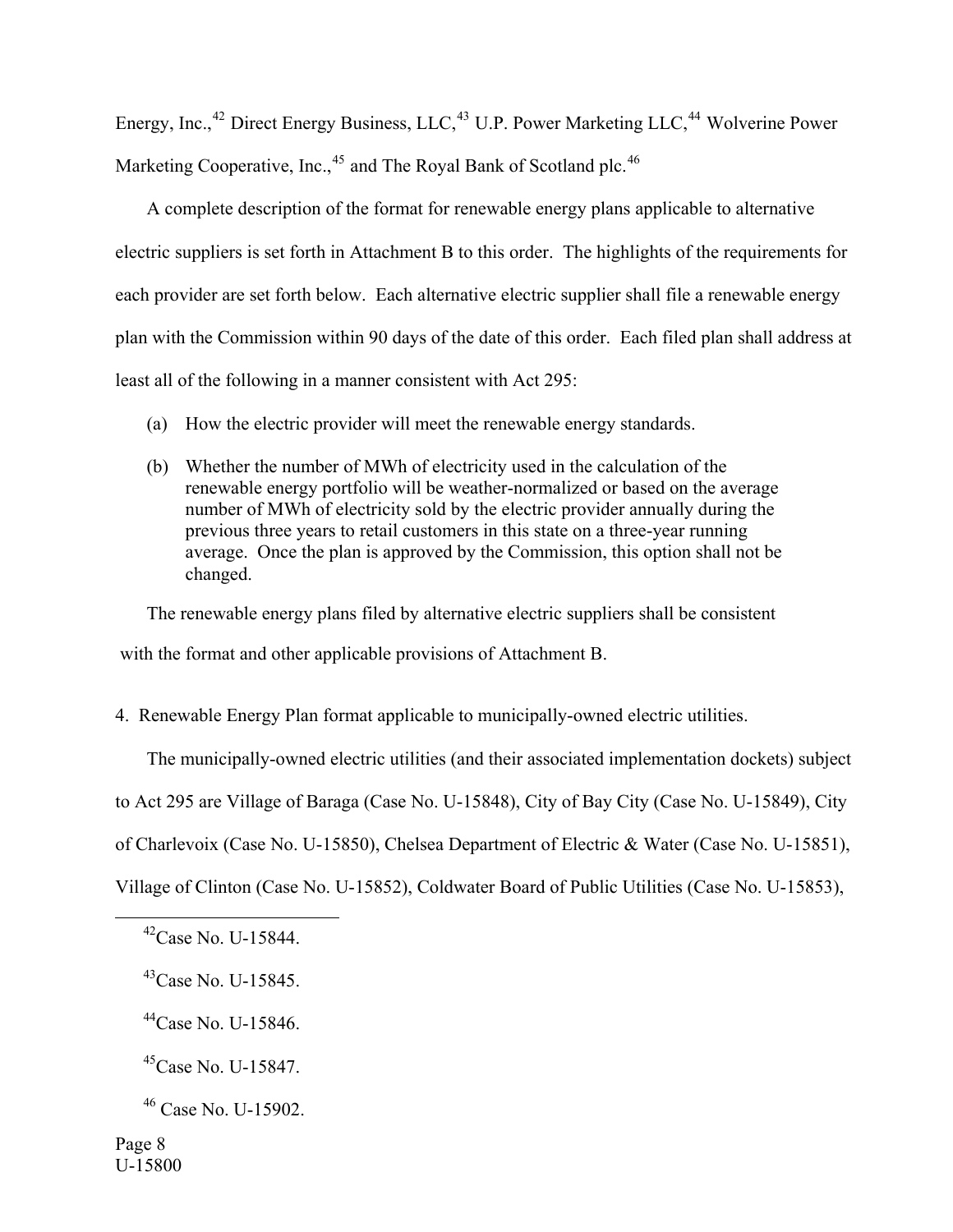Energy, Inc.,[42] Direct Energy Business, LLC,[43] U.P. Power Marketing LLC,[44] Wolverine Power Marketing Cooperative, Inc.,[45] and The Royal Bank of Scotland plc.[46]

A complete description of the format for renewable energy plans applicable to alternative electric suppliers is set forth in Attachment B to this order. The highlights of the requirements for each provider are set forth below. Each alternative electric supplier shall file a renewable energy plan with the Commission within 90 days of the date of this order. Each filed plan shall address at least all of the following in a manner consistent with Act 295:

(a) How the electric provider will meet the renewable energy standards.

(b) Whether the number of MWh of electricity used in the calculation of the renewable energy portfolio will be weather-normalized or based on the average number of MWh of electricity sold by the electric provider annually during the previous three years to retail customers in this state on a three-year running average. Once the plan is approved by the Commission, this option shall not be changed.

The renewable energy plans filed by alternative electric suppliers shall be consistent with the format and other applicable provisions of Attachment B.

4. Renewable Energy Plan format applicable to municipally-owned electric utilities.

The municipally-owned electric utilities (and their associated implementation dockets) subject to Act 295 are Village of Baraga (Case No. U-15848), City of Bay City (Case No. U-15849), City of Charlevoix (Case No. U-15850), Chelsea Department of Electric & Water (Case No. U-15851), Village of Clinton (Case No. U-15852), Coldwater Board of Public Utilities (Case No. U-15853),

---

[42] Case No. U-15844.

[43] Case No. U-15845.

[44] Case No. U-15846.

[45] Case No. U-15847.

[46] Case No. U-15902.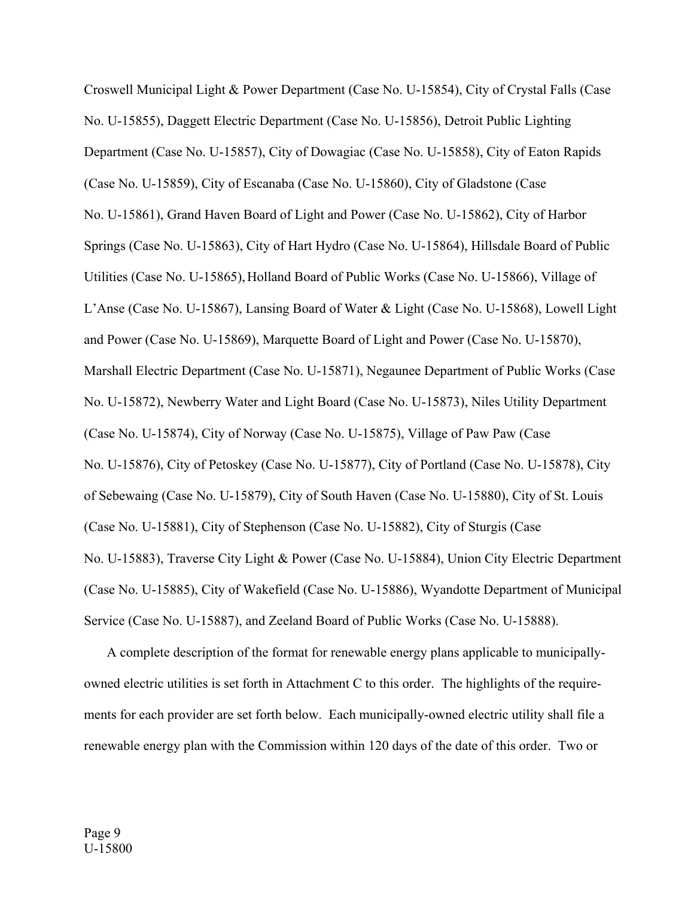Croswell Municipal Light & Power Department (Case No. U-15854), City of Crystal Falls (Case No. U-15855), Daggett Electric Department (Case No. U-15856), Detroit Public Lighting Department (Case No. U-15857), City of Dowagiac (Case No. U-15858), City of Eaton Rapids (Case No. U-15859), City of Escanaba (Case No. U-15860), City of Gladstone (Case No. U-15861), Grand Haven Board of Light and Power (Case No. U-15862), City of Harbor Springs (Case No. U-15863), City of Hart Hydro (Case No. U-15864), Hillsdale Board of Public Utilities (Case No. U-15865), Holland Board of Public Works (Case No. U-15866), Village of L'Anse (Case No. U-15867), Lansing Board of Water & Light (Case No. U-15868), Lowell Light and Power (Case No. U-15869), Marquette Board of Light and Power (Case No. U-15870), Marshall Electric Department (Case No. U-15871), Negaunee Department of Public Works (Case No. U-15872), Newberry Water and Light Board (Case No. U-15873), Niles Utility Department (Case No. U-15874), City of Norway (Case No. U-15875), Village of Paw Paw (Case No. U-15876), City of Petoskey (Case No. U-15877), City of Portland (Case No. U-15878), City of Sebewaing (Case No. U-15879), City of South Haven (Case No. U-15880), City of St. Louis (Case No. U-15881), City of Stephenson (Case No. U-15882), City of Sturgis (Case No. U-15883), Traverse City Light & Power (Case No. U-15884), Union City Electric Department (Case No. U-15885), City of Wakefield (Case No. U-15886), Wyandotte Department of Municipal Service (Case No. U-15887), and Zeeland Board of Public Works (Case No. U-15888).

A complete description of the format for renewable energy plans applicable to municipally-owned electric utilities is set forth in Attachment C to this order. The highlights of the requirements for each provider are set forth below. Each municipally-owned electric utility shall file a renewable energy plan with the Commission within 120 days of the date of this order. Two or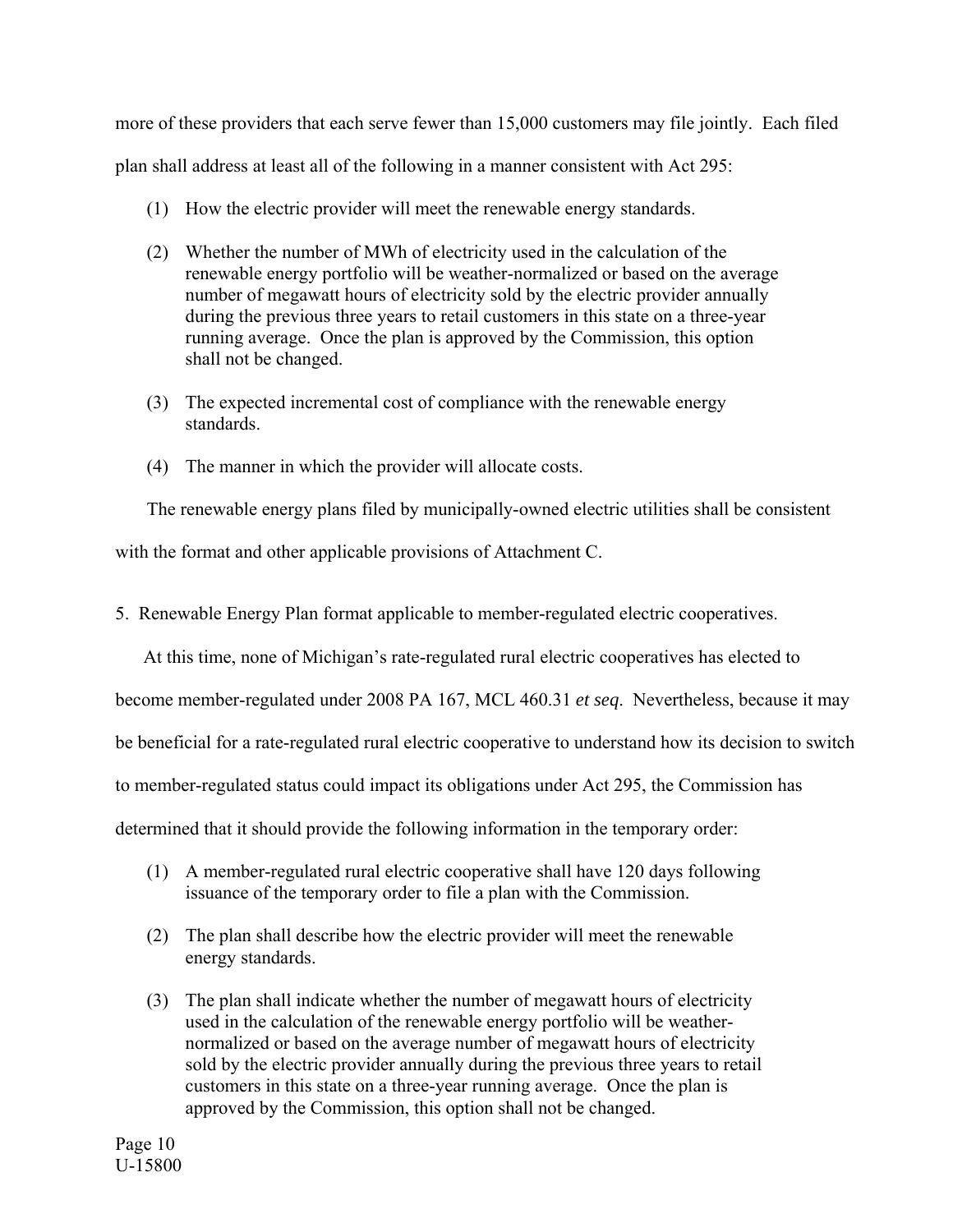more of these providers that each serve fewer than 15,000 customers may file jointly. Each filed plan shall address at least all of the following in a manner consistent with Act 295:

(1) How the electric provider will meet the renewable energy standards.

(2) Whether the number of MWh of electricity used in the calculation of the renewable energy portfolio will be weather-normalized or based on the average number of megawatt hours of electricity sold by the electric provider annually during the previous three years to retail customers in this state on a three-year running average. Once the plan is approved by the Commission, this option shall not be changed.

(3) The expected incremental cost of compliance with the renewable energy standards.

(4) The manner in which the provider will allocate costs.

The renewable energy plans filed by municipally-owned electric utilities shall be consistent with the format and other applicable provisions of Attachment C.

5. Renewable Energy Plan format applicable to member-regulated electric cooperatives.

At this time, none of Michigan's rate-regulated rural electric cooperatives has elected to become member-regulated under 2008 PA 167, MCL 460.31 *et seq*. Nevertheless, because it may be beneficial for a rate-regulated rural electric cooperative to understand how its decision to switch to member-regulated status could impact its obligations under Act 295, the Commission has determined that it should provide the following information in the temporary order:

(1) A member-regulated rural electric cooperative shall have 120 days following issuance of the temporary order to file a plan with the Commission.

(2) The plan shall describe how the electric provider will meet the renewable energy standards.

(3) The plan shall indicate whether the number of megawatt hours of electricity used in the calculation of the renewable energy portfolio will be weather-normalized or based on the average number of megawatt hours of electricity sold by the electric provider annually during the previous three years to retail customers in this state on a three-year running average. Once the plan is approved by the Commission, this option shall not be changed.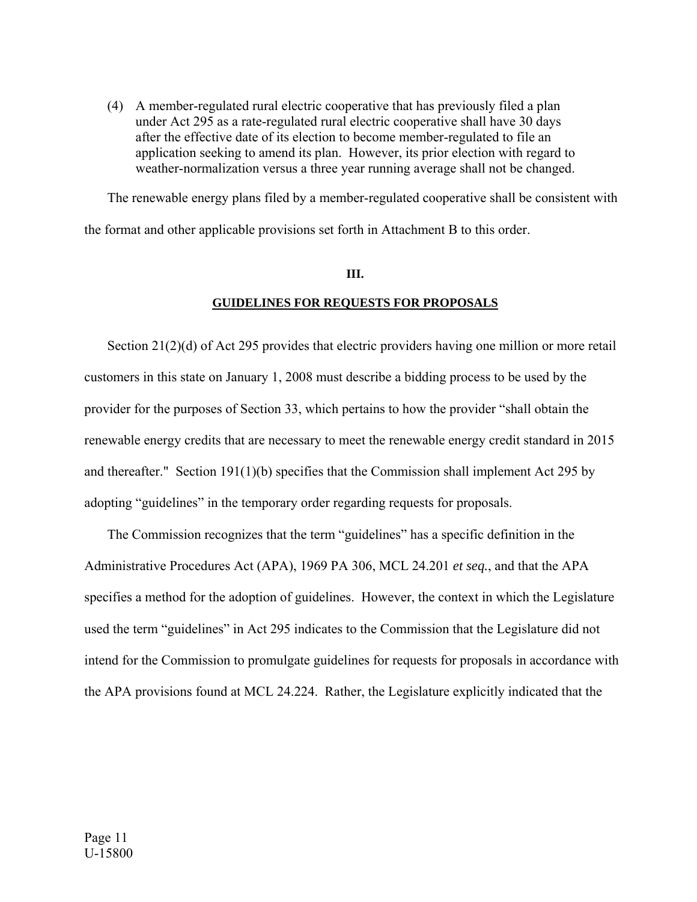(4) A member-regulated rural electric cooperative that has previously filed a plan under Act 295 as a rate-regulated rural electric cooperative shall have 30 days after the effective date of its election to become member-regulated to file an application seeking to amend its plan. However, its prior election with regard to weather-normalization versus a three year running average shall not be changed.

The renewable energy plans filed by a member-regulated cooperative shall be consistent with the format and other applicable provisions set forth in Attachment B to this order.

## III.

## GUIDELINES FOR REQUESTS FOR PROPOSALS

Section 21(2)(d) of Act 295 provides that electric providers having one million or more retail customers in this state on January 1, 2008 must describe a bidding process to be used by the provider for the purposes of Section 33, which pertains to how the provider "shall obtain the renewable energy credits that are necessary to meet the renewable energy credit standard in 2015 and thereafter." Section 191(1)(b) specifies that the Commission shall implement Act 295 by adopting "guidelines" in the temporary order regarding requests for proposals.

The Commission recognizes that the term "guidelines" has a specific definition in the Administrative Procedures Act (APA), 1969 PA 306, MCL 24.201 *et seq.*, and that the APA specifies a method for the adoption of guidelines. However, the context in which the Legislature used the term "guidelines" in Act 295 indicates to the Commission that the Legislature did not intend for the Commission to promulgate guidelines for requests for proposals in accordance with the APA provisions found at MCL 24.224. Rather, the Legislature explicitly indicated that the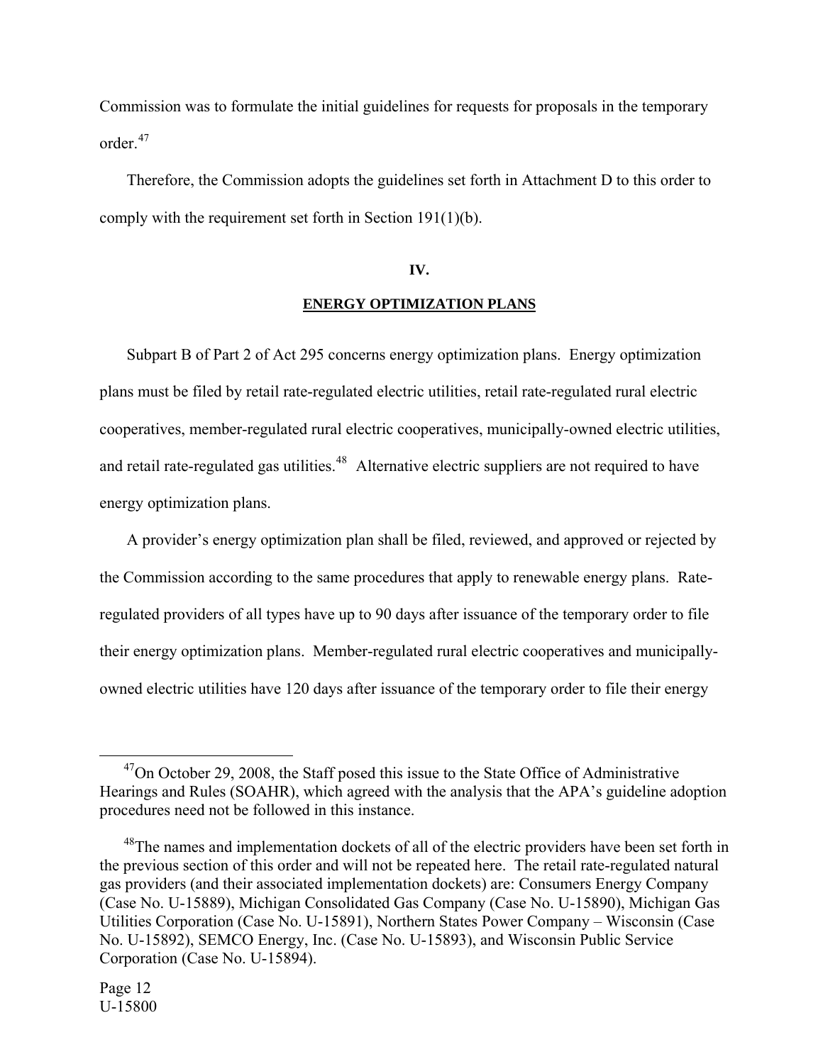Commission was to formulate the initial guidelines for requests for proposals in the temporary order.[47]

Therefore, the Commission adopts the guidelines set forth in Attachment D to this order to comply with the requirement set forth in Section 191(1)(b).

## IV.

## ENERGY OPTIMIZATION PLANS

Subpart B of Part 2 of Act 295 concerns energy optimization plans. Energy optimization plans must be filed by retail rate-regulated electric utilities, retail rate-regulated rural electric cooperatives, member-regulated rural electric cooperatives, municipally-owned electric utilities, and retail rate-regulated gas utilities.[48] Alternative electric suppliers are not required to have energy optimization plans.

A provider's energy optimization plan shall be filed, reviewed, and approved or rejected by the Commission according to the same procedures that apply to renewable energy plans. Rate-regulated providers of all types have up to 90 days after issuance of the temporary order to file their energy optimization plans. Member-regulated rural electric cooperatives and municipally-owned electric utilities have 120 days after issuance of the temporary order to file their energy

[47] On October 29, 2008, the Staff posed this issue to the State Office of Administrative Hearings and Rules (SOAHR), which agreed with the analysis that the APA's guideline adoption procedures need not be followed in this instance.

[48] The names and implementation dockets of all of the electric providers have been set forth in the previous section of this order and will not be repeated here. The retail rate-regulated natural gas providers (and their associated implementation dockets) are: Consumers Energy Company (Case No. U-15889), Michigan Consolidated Gas Company (Case No. U-15890), Michigan Gas Utilities Corporation (Case No. U-15891), Northern States Power Company – Wisconsin (Case No. U-15892), SEMCO Energy, Inc. (Case No. U-15893), and Wisconsin Public Service Corporation (Case No. U-15894).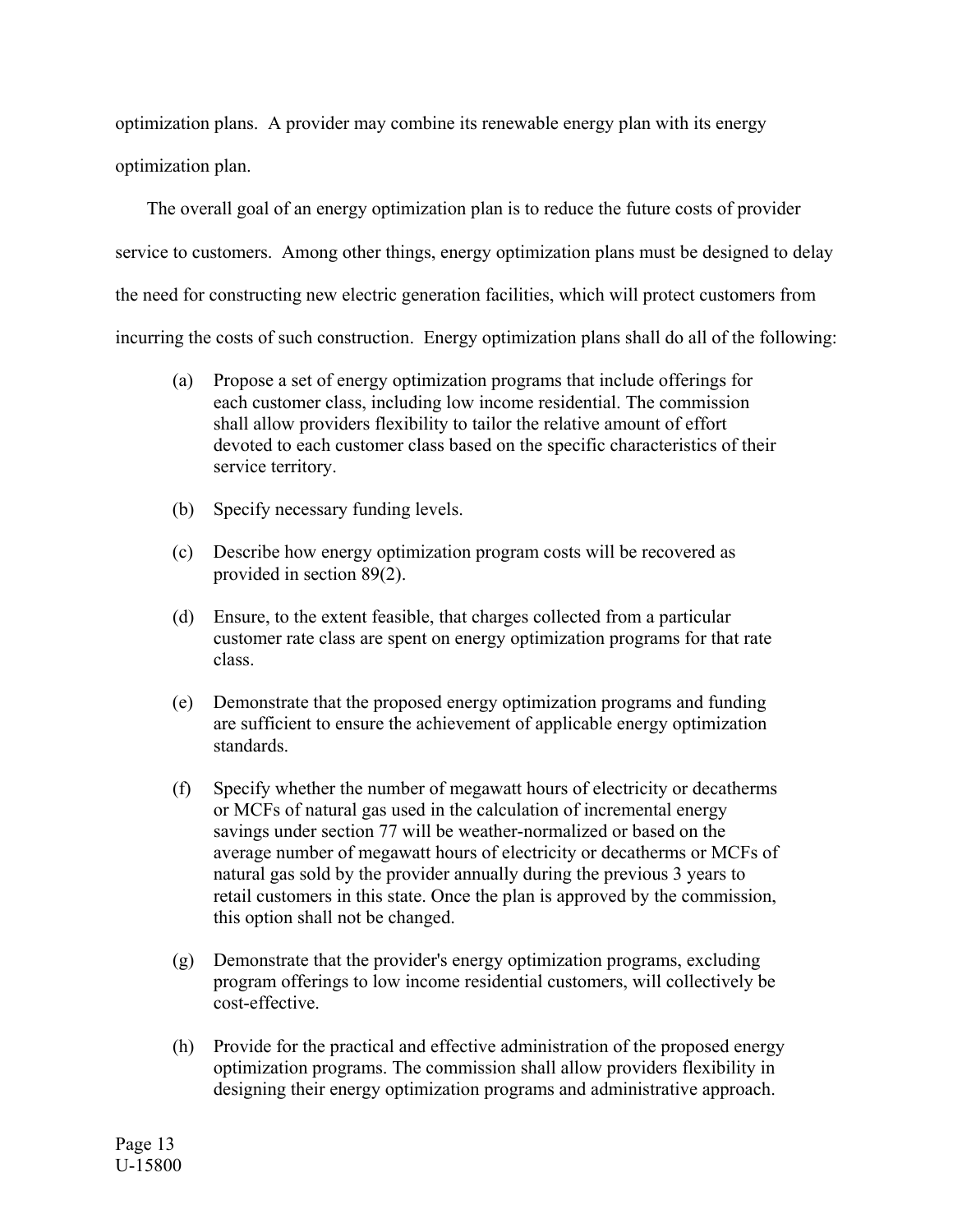optimization plans. A provider may combine its renewable energy plan with its energy optimization plan.

The overall goal of an energy optimization plan is to reduce the future costs of provider service to customers. Among other things, energy optimization plans must be designed to delay the need for constructing new electric generation facilities, which will protect customers from incurring the costs of such construction. Energy optimization plans shall do all of the following:

(a) Propose a set of energy optimization programs that include offerings for each customer class, including low income residential. The commission shall allow providers flexibility to tailor the relative amount of effort devoted to each customer class based on the specific characteristics of their service territory.

(b) Specify necessary funding levels.

(c) Describe how energy optimization program costs will be recovered as provided in section 89(2).

(d) Ensure, to the extent feasible, that charges collected from a particular customer rate class are spent on energy optimization programs for that rate class.

(e) Demonstrate that the proposed energy optimization programs and funding are sufficient to ensure the achievement of applicable energy optimization standards.

(f) Specify whether the number of megawatt hours of electricity or decatherms or MCFs of natural gas used in the calculation of incremental energy savings under section 77 will be weather-normalized or based on the average number of megawatt hours of electricity or decatherms or MCFs of natural gas sold by the provider annually during the previous 3 years to retail customers in this state. Once the plan is approved by the commission, this option shall not be changed.

(g) Demonstrate that the provider's energy optimization programs, excluding program offerings to low income residential customers, will collectively be cost-effective.

(h) Provide for the practical and effective administration of the proposed energy optimization programs. The commission shall allow providers flexibility in designing their energy optimization programs and administrative approach.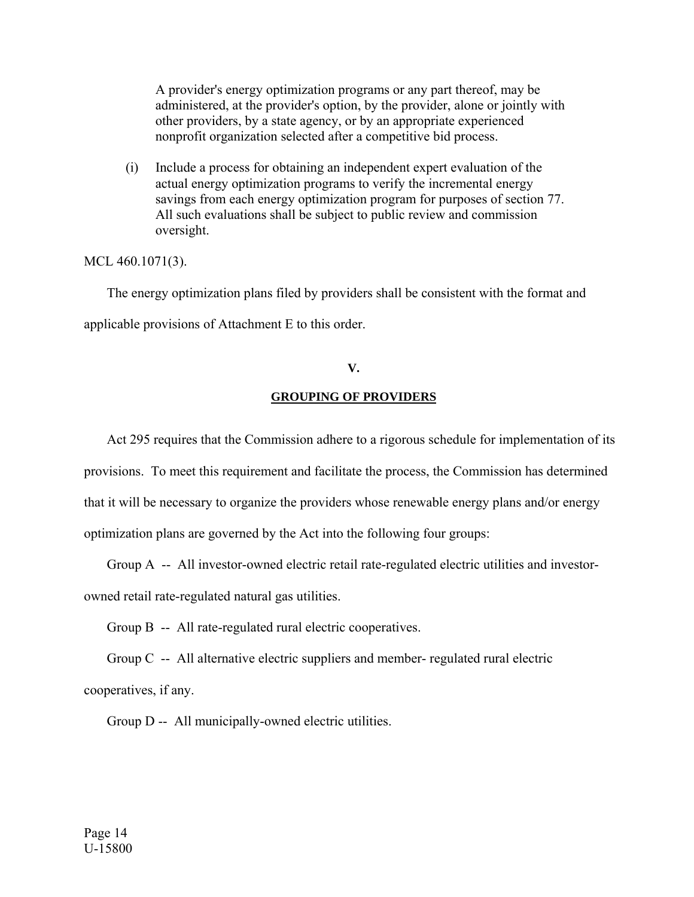> A provider's energy optimization programs or any part thereof, may be administered, at the provider's option, by the provider, alone or jointly with other providers, by a state agency, or by an appropriate experienced nonprofit organization selected after a competitive bid process.
>
> (i) Include a process for obtaining an independent expert evaluation of the actual energy optimization programs to verify the incremental energy savings from each energy optimization program for purposes of section 77. All such evaluations shall be subject to public review and commission oversight.

MCL 460.1071(3).

The energy optimization plans filed by providers shall be consistent with the format and applicable provisions of Attachment E to this order.

## V.

## GROUPING OF PROVIDERS

Act 295 requires that the Commission adhere to a rigorous schedule for implementation of its provisions. To meet this requirement and facilitate the process, the Commission has determined that it will be necessary to organize the providers whose renewable energy plans and/or energy optimization plans are governed by the Act into the following four groups:

Group A -- All investor-owned electric retail rate-regulated electric utilities and investor-owned retail rate-regulated natural gas utilities.

Group B -- All rate-regulated rural electric cooperatives.

Group C -- All alternative electric suppliers and member- regulated rural electric cooperatives, if any.

Group D -- All municipally-owned electric utilities.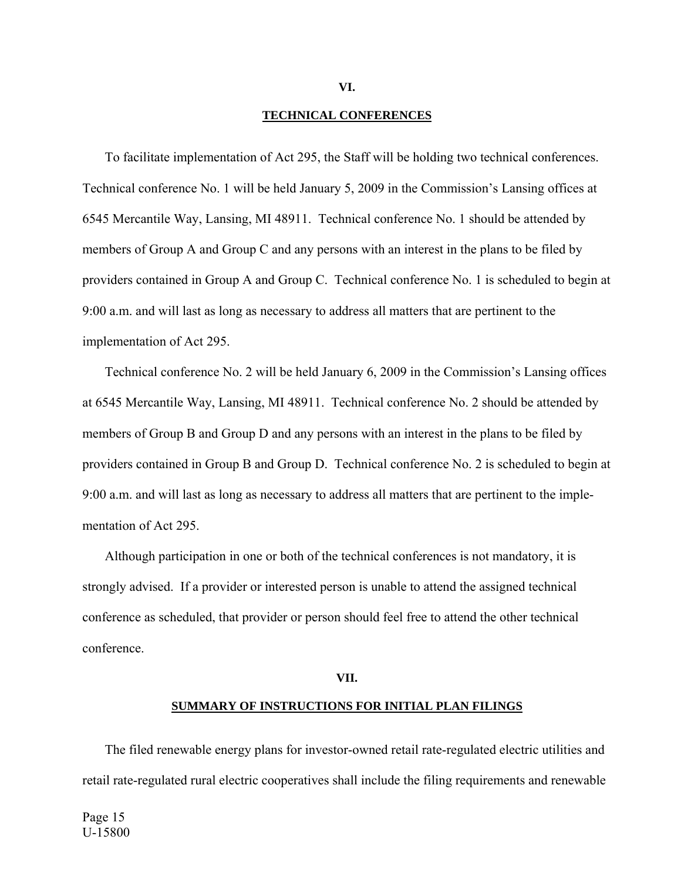## VI.

## TECHNICAL CONFERENCES

To facilitate implementation of Act 295, the Staff will be holding two technical conferences. Technical conference No. 1 will be held January 5, 2009 in the Commission's Lansing offices at 6545 Mercantile Way, Lansing, MI 48911. Technical conference No. 1 should be attended by members of Group A and Group C and any persons with an interest in the plans to be filed by providers contained in Group A and Group C. Technical conference No. 1 is scheduled to begin at 9:00 a.m. and will last as long as necessary to address all matters that are pertinent to the implementation of Act 295.

Technical conference No. 2 will be held January 6, 2009 in the Commission's Lansing offices at 6545 Mercantile Way, Lansing, MI 48911. Technical conference No. 2 should be attended by members of Group B and Group D and any persons with an interest in the plans to be filed by providers contained in Group B and Group D. Technical conference No. 2 is scheduled to begin at 9:00 a.m. and will last as long as necessary to address all matters that are pertinent to the implementation of Act 295.

Although participation in one or both of the technical conferences is not mandatory, it is strongly advised. If a provider or interested person is unable to attend the assigned technical conference as scheduled, that provider or person should feel free to attend the other technical conference.

## VII.

## SUMMARY OF INSTRUCTIONS FOR INITIAL PLAN FILINGS

The filed renewable energy plans for investor-owned retail rate-regulated electric utilities and retail rate-regulated rural electric cooperatives shall include the filing requirements and renewable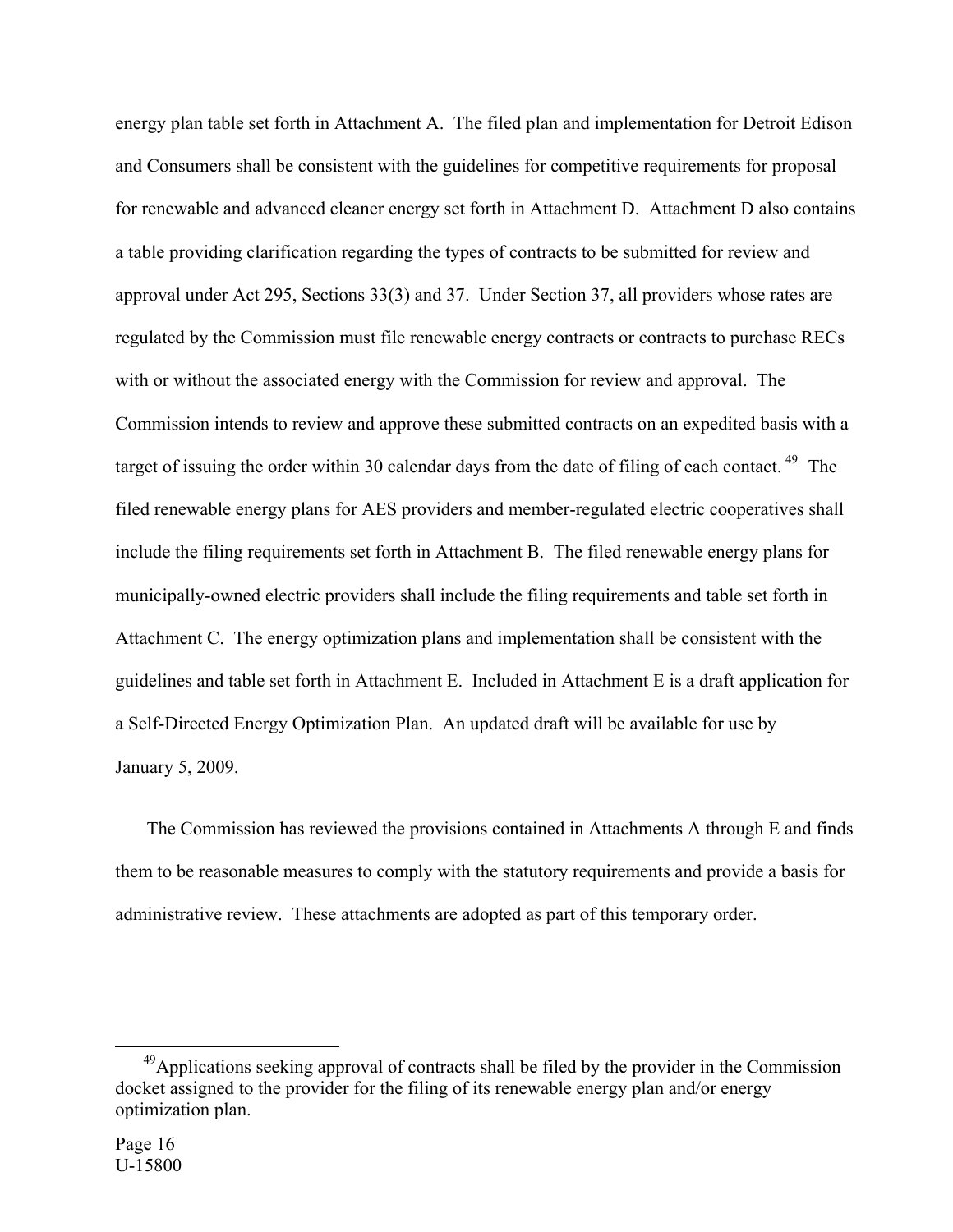energy plan table set forth in Attachment A. The filed plan and implementation for Detroit Edison and Consumers shall be consistent with the guidelines for competitive requirements for proposal for renewable and advanced cleaner energy set forth in Attachment D. Attachment D also contains a table providing clarification regarding the types of contracts to be submitted for review and approval under Act 295, Sections 33(3) and 37. Under Section 37, all providers whose rates are regulated by the Commission must file renewable energy contracts or contracts to purchase RECs with or without the associated energy with the Commission for review and approval. The Commission intends to review and approve these submitted contracts on an expedited basis with a target of issuing the order within 30 calendar days from the date of filing of each contact.[49] The filed renewable energy plans for AES providers and member-regulated electric cooperatives shall include the filing requirements set forth in Attachment B. The filed renewable energy plans for municipally-owned electric providers shall include the filing requirements and table set forth in Attachment C. The energy optimization plans and implementation shall be consistent with the guidelines and table set forth in Attachment E. Included in Attachment E is a draft application for a Self-Directed Energy Optimization Plan. An updated draft will be available for use by January 5, 2009.

The Commission has reviewed the provisions contained in Attachments A through E and finds them to be reasonable measures to comply with the statutory requirements and provide a basis for administrative review. These attachments are adopted as part of this temporary order.

---

[49] Applications seeking approval of contracts shall be filed by the provider in the Commission docket assigned to the provider for the filing of its renewable energy plan and/or energy optimization plan.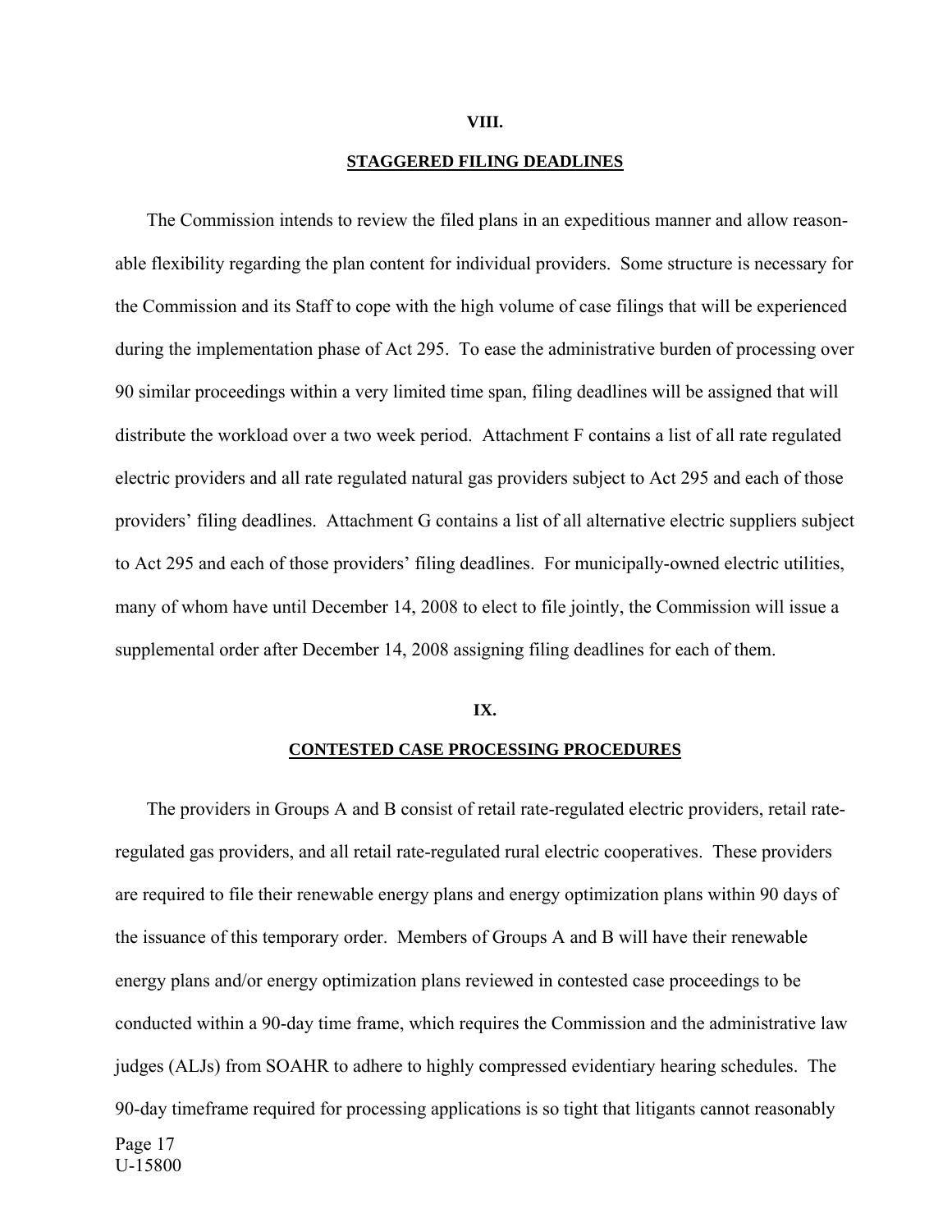## VIII.

## STAGGERED FILING DEADLINES

The Commission intends to review the filed plans in an expeditious manner and allow reasonable flexibility regarding the plan content for individual providers. Some structure is necessary for the Commission and its Staff to cope with the high volume of case filings that will be experienced during the implementation phase of Act 295. To ease the administrative burden of processing over 90 similar proceedings within a very limited time span, filing deadlines will be assigned that will distribute the workload over a two week period. Attachment F contains a list of all rate regulated electric providers and all rate regulated natural gas providers subject to Act 295 and each of those providers' filing deadlines. Attachment G contains a list of all alternative electric suppliers subject to Act 295 and each of those providers' filing deadlines. For municipally-owned electric utilities, many of whom have until December 14, 2008 to elect to file jointly, the Commission will issue a supplemental order after December 14, 2008 assigning filing deadlines for each of them.

## IX.

## CONTESTED CASE PROCESSING PROCEDURES

The providers in Groups A and B consist of retail rate-regulated electric providers, retail rate-regulated gas providers, and all retail rate-regulated rural electric cooperatives. These providers are required to file their renewable energy plans and energy optimization plans within 90 days of the issuance of this temporary order. Members of Groups A and B will have their renewable energy plans and/or energy optimization plans reviewed in contested case proceedings to be conducted within a 90-day time frame, which requires the Commission and the administrative law judges (ALJs) from SOAHR to adhere to highly compressed evidentiary hearing schedules. The 90-day timeframe required for processing applications is so tight that litigants cannot reasonably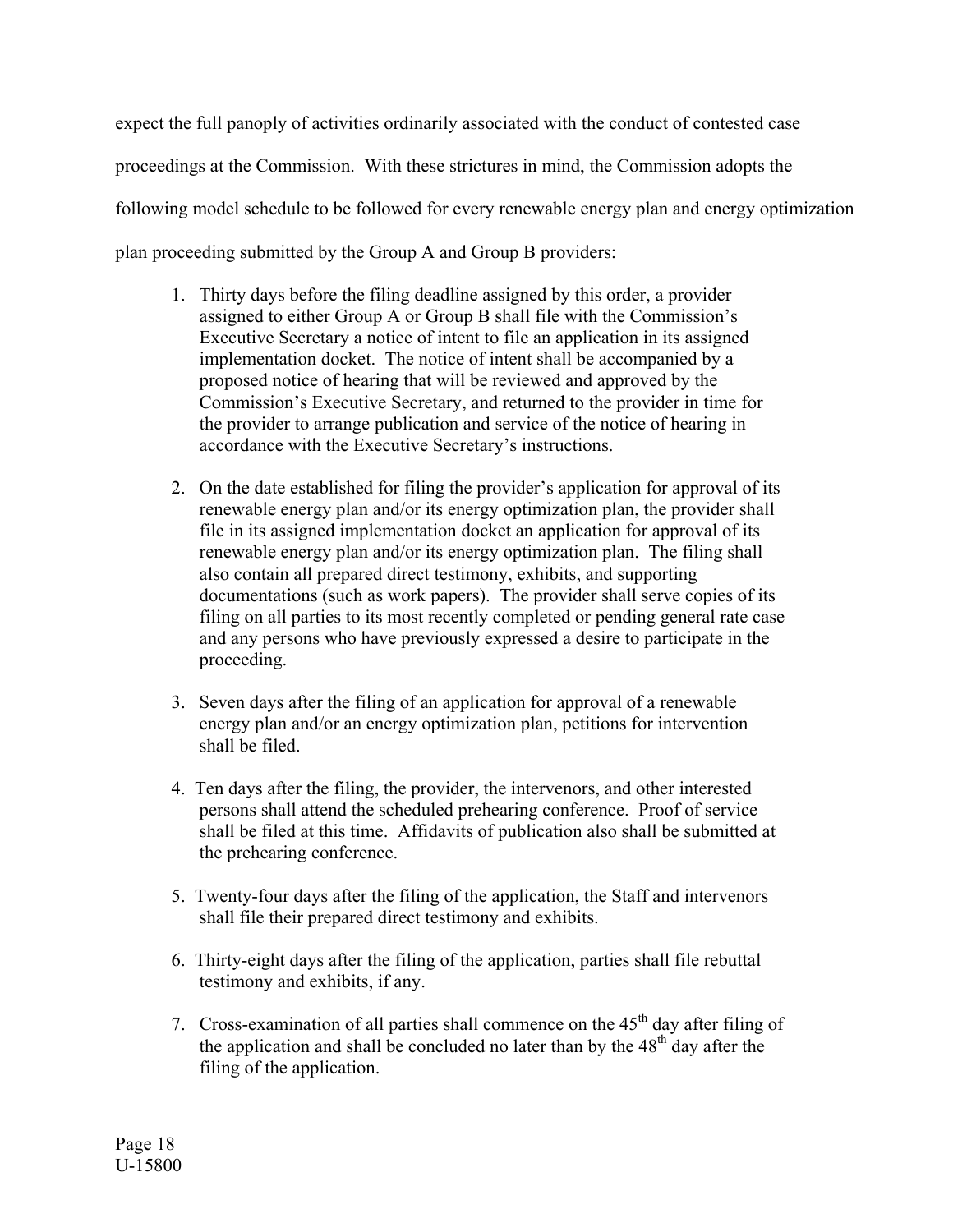expect the full panoply of activities ordinarily associated with the conduct of contested case proceedings at the Commission. With these strictures in mind, the Commission adopts the following model schedule to be followed for every renewable energy plan and energy optimization plan proceeding submitted by the Group A and Group B providers:

1. Thirty days before the filing deadline assigned by this order, a provider assigned to either Group A or Group B shall file with the Commission's Executive Secretary a notice of intent to file an application in its assigned implementation docket. The notice of intent shall be accompanied by a proposed notice of hearing that will be reviewed and approved by the Commission's Executive Secretary, and returned to the provider in time for the provider to arrange publication and service of the notice of hearing in accordance with the Executive Secretary's instructions.

2. On the date established for filing the provider's application for approval of its renewable energy plan and/or its energy optimization plan, the provider shall file in its assigned implementation docket an application for approval of its renewable energy plan and/or its energy optimization plan. The filing shall also contain all prepared direct testimony, exhibits, and supporting documentations (such as work papers). The provider shall serve copies of its filing on all parties to its most recently completed or pending general rate case and any persons who have previously expressed a desire to participate in the proceeding.

3. Seven days after the filing of an application for approval of a renewable energy plan and/or an energy optimization plan, petitions for intervention shall be filed.

4. Ten days after the filing, the provider, the intervenors, and other interested persons shall attend the scheduled prehearing conference. Proof of service shall be filed at this time. Affidavits of publication also shall be submitted at the prehearing conference.

5. Twenty-four days after the filing of the application, the Staff and intervenors shall file their prepared direct testimony and exhibits.

6. Thirty-eight days after the filing of the application, parties shall file rebuttal testimony and exhibits, if any.

7. Cross-examination of all parties shall commence on the 45th day after filing of the application and shall be concluded no later than by the 48th day after the filing of the application.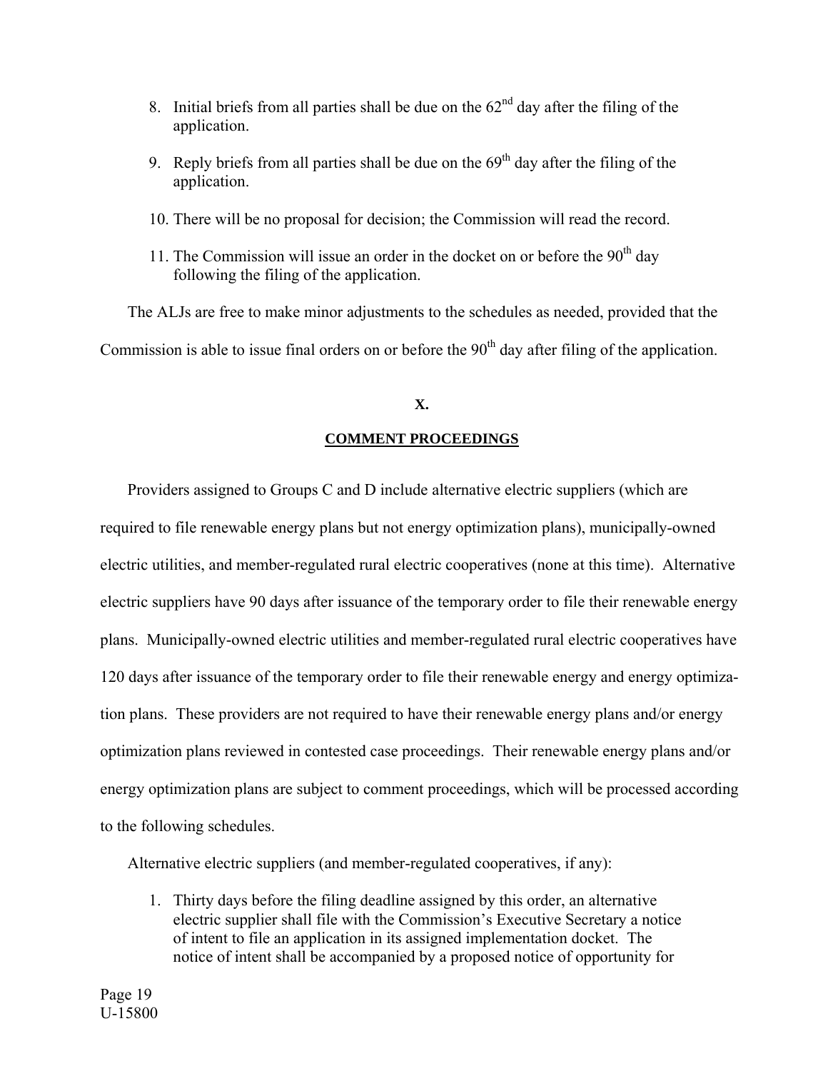8. Initial briefs from all parties shall be due on the 62nd day after the filing of the application.

9. Reply briefs from all parties shall be due on the 69th day after the filing of the application.

10. There will be no proposal for decision; the Commission will read the record.

11. The Commission will issue an order in the docket on or before the 90th day following the filing of the application.

The ALJs are free to make minor adjustments to the schedules as needed, provided that the Commission is able to issue final orders on or before the 90th day after filing of the application.

## X.

## COMMENT PROCEEDINGS

Providers assigned to Groups C and D include alternative electric suppliers (which are required to file renewable energy plans but not energy optimization plans), municipally-owned electric utilities, and member-regulated rural electric cooperatives (none at this time). Alternative electric suppliers have 90 days after issuance of the temporary order to file their renewable energy plans. Municipally-owned electric utilities and member-regulated rural electric cooperatives have 120 days after issuance of the temporary order to file their renewable energy and energy optimization plans. These providers are not required to have their renewable energy plans and/or energy optimization plans reviewed in contested case proceedings. Their renewable energy plans and/or energy optimization plans are subject to comment proceedings, which will be processed according to the following schedules.

Alternative electric suppliers (and member-regulated cooperatives, if any):

1. Thirty days before the filing deadline assigned by this order, an alternative electric supplier shall file with the Commission's Executive Secretary a notice of intent to file an application in its assigned implementation docket. The notice of intent shall be accompanied by a proposed notice of opportunity for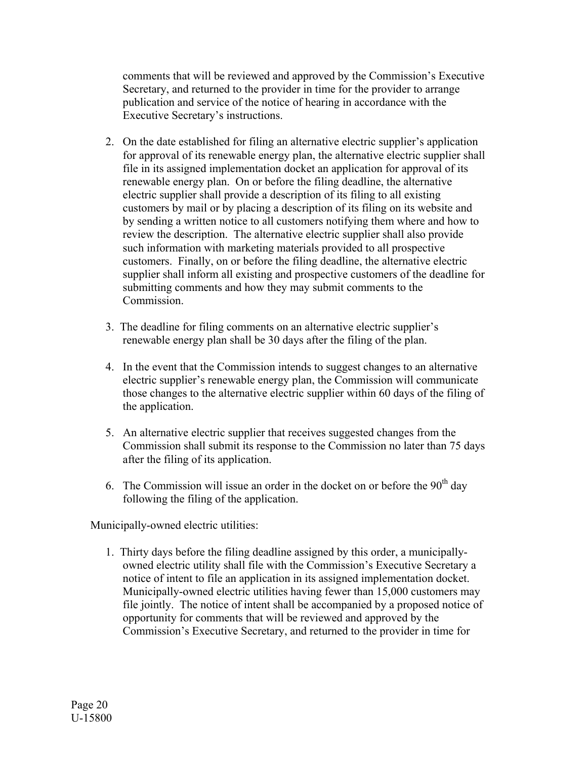comments that will be reviewed and approved by the Commission's Executive Secretary, and returned to the provider in time for the provider to arrange publication and service of the notice of hearing in accordance with the Executive Secretary's instructions.

2. On the date established for filing an alternative electric supplier's application for approval of its renewable energy plan, the alternative electric supplier shall file in its assigned implementation docket an application for approval of its renewable energy plan. On or before the filing deadline, the alternative electric supplier shall provide a description of its filing to all existing customers by mail or by placing a description of its filing on its website and by sending a written notice to all customers notifying them where and how to review the description. The alternative electric supplier shall also provide such information with marketing materials provided to all prospective customers. Finally, on or before the filing deadline, the alternative electric supplier shall inform all existing and prospective customers of the deadline for submitting comments and how they may submit comments to the Commission.

3. The deadline for filing comments on an alternative electric supplier's renewable energy plan shall be 30 days after the filing of the plan.

4. In the event that the Commission intends to suggest changes to an alternative electric supplier's renewable energy plan, the Commission will communicate those changes to the alternative electric supplier within 60 days of the filing of the application.

5. An alternative electric supplier that receives suggested changes from the Commission shall submit its response to the Commission no later than 75 days after the filing of its application.

6. The Commission will issue an order in the docket on or before the 90th day following the filing of the application.

Municipally-owned electric utilities:

1. Thirty days before the filing deadline assigned by this order, a municipally-owned electric utility shall file with the Commission's Executive Secretary a notice of intent to file an application in its assigned implementation docket. Municipally-owned electric utilities having fewer than 15,000 customers may file jointly. The notice of intent shall be accompanied by a proposed notice of opportunity for comments that will be reviewed and approved by the Commission's Executive Secretary, and returned to the provider in time for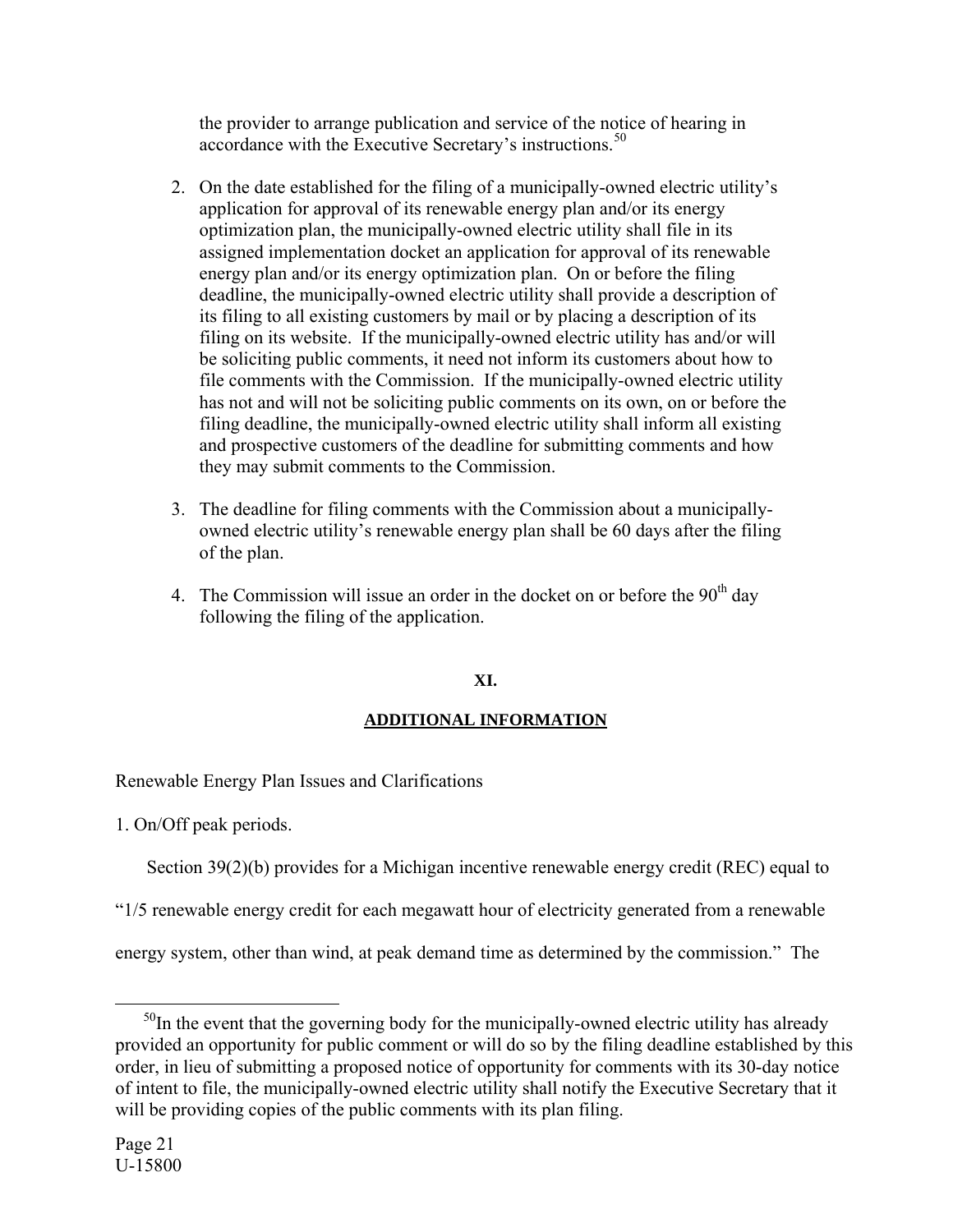the provider to arrange publication and service of the notice of hearing in accordance with the Executive Secretary's instructions.[50]

2. On the date established for the filing of a municipally-owned electric utility's application for approval of its renewable energy plan and/or its energy optimization plan, the municipally-owned electric utility shall file in its assigned implementation docket an application for approval of its renewable energy plan and/or its energy optimization plan. On or before the filing deadline, the municipally-owned electric utility shall provide a description of its filing to all existing customers by mail or by placing a description of its filing on its website. If the municipally-owned electric utility has and/or will be soliciting public comments, it need not inform its customers about how to file comments with the Commission. If the municipally-owned electric utility has not and will not be soliciting public comments on its own, on or before the filing deadline, the municipally-owned electric utility shall inform all existing and prospective customers of the deadline for submitting comments and how they may submit comments to the Commission.

3. The deadline for filing comments with the Commission about a municipally-owned electric utility's renewable energy plan shall be 60 days after the filing of the plan.

4. The Commission will issue an order in the docket on or before the 90th day following the filing of the application.

## XI.

## ADDITIONAL INFORMATION

Renewable Energy Plan Issues and Clarifications

1. On/Off peak periods.

Section 39(2)(b) provides for a Michigan incentive renewable energy credit (REC) equal to "1/5 renewable energy credit for each megawatt hour of electricity generated from a renewable energy system, other than wind, at peak demand time as determined by the commission." The

[50] In the event that the governing body for the municipally-owned electric utility has already provided an opportunity for public comment or will do so by the filing deadline established by this order, in lieu of submitting a proposed notice of opportunity for comments with its 30-day notice of intent to file, the municipally-owned electric utility shall notify the Executive Secretary that it will be providing copies of the public comments with its plan filing.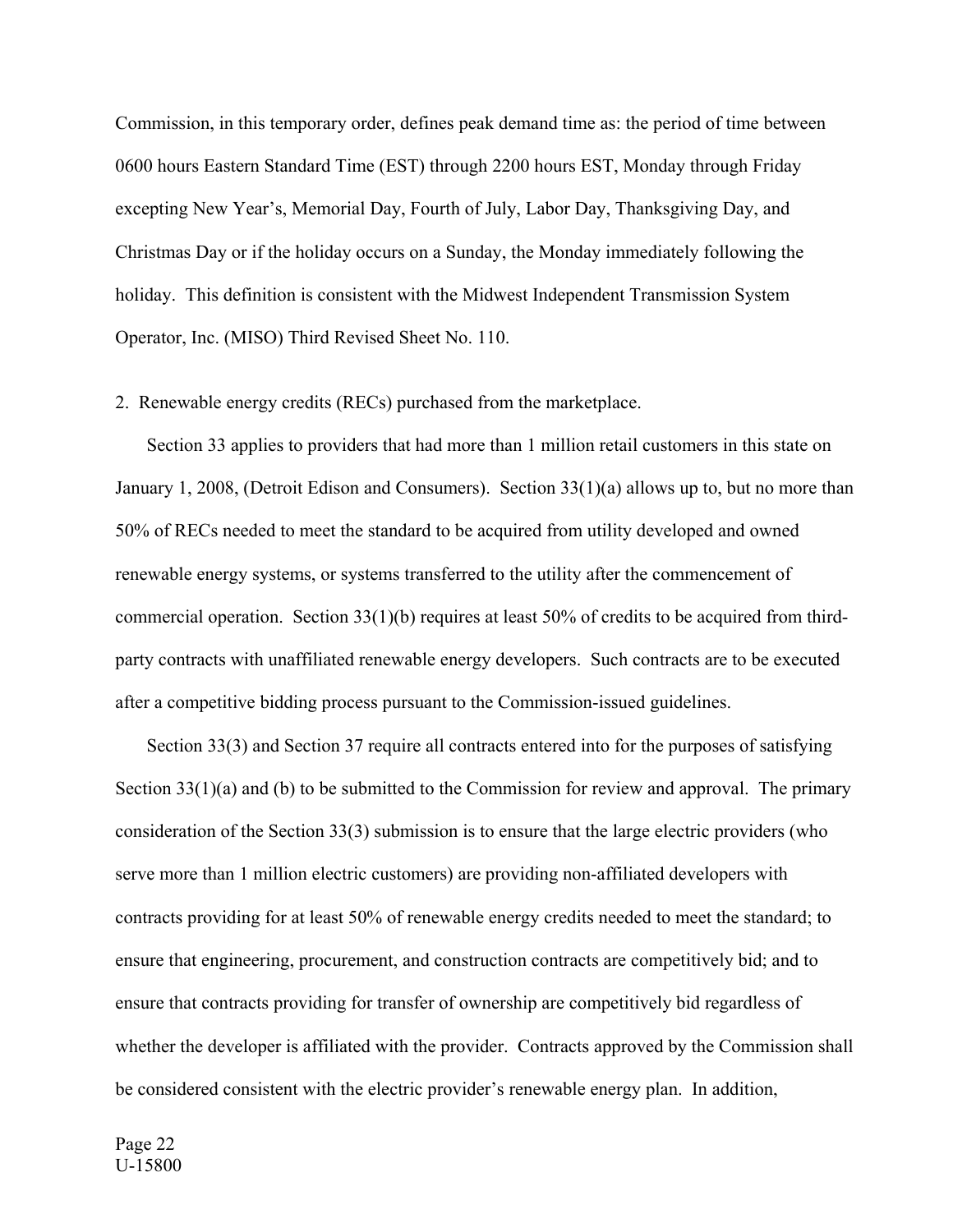Commission, in this temporary order, defines peak demand time as: the period of time between 0600 hours Eastern Standard Time (EST) through 2200 hours EST, Monday through Friday excepting New Year's, Memorial Day, Fourth of July, Labor Day, Thanksgiving Day, and Christmas Day or if the holiday occurs on a Sunday, the Monday immediately following the holiday. This definition is consistent with the Midwest Independent Transmission System Operator, Inc. (MISO) Third Revised Sheet No. 110.

2. Renewable energy credits (RECs) purchased from the marketplace.

Section 33 applies to providers that had more than 1 million retail customers in this state on January 1, 2008, (Detroit Edison and Consumers). Section 33(1)(a) allows up to, but no more than 50% of RECs needed to meet the standard to be acquired from utility developed and owned renewable energy systems, or systems transferred to the utility after the commencement of commercial operation. Section 33(1)(b) requires at least 50% of credits to be acquired from third-party contracts with unaffiliated renewable energy developers. Such contracts are to be executed after a competitive bidding process pursuant to the Commission-issued guidelines.

Section 33(3) and Section 37 require all contracts entered into for the purposes of satisfying Section 33(1)(a) and (b) to be submitted to the Commission for review and approval. The primary consideration of the Section 33(3) submission is to ensure that the large electric providers (who serve more than 1 million electric customers) are providing non-affiliated developers with contracts providing for at least 50% of renewable energy credits needed to meet the standard; to ensure that engineering, procurement, and construction contracts are competitively bid; and to ensure that contracts providing for transfer of ownership are competitively bid regardless of whether the developer is affiliated with the provider. Contracts approved by the Commission shall be considered consistent with the electric provider's renewable energy plan. In addition,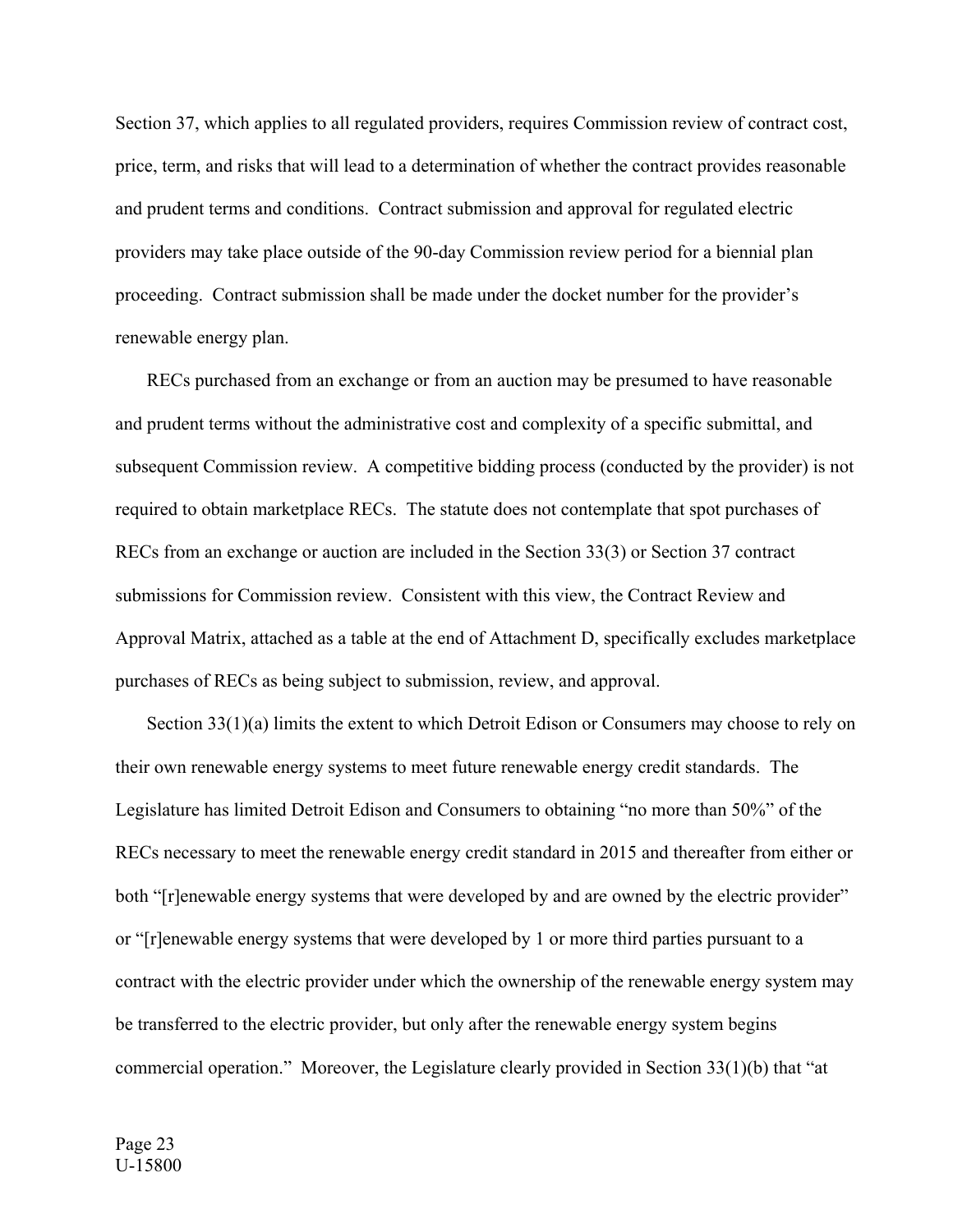Section 37, which applies to all regulated providers, requires Commission review of contract cost, price, term, and risks that will lead to a determination of whether the contract provides reasonable and prudent terms and conditions. Contract submission and approval for regulated electric providers may take place outside of the 90-day Commission review period for a biennial plan proceeding. Contract submission shall be made under the docket number for the provider's renewable energy plan.

RECs purchased from an exchange or from an auction may be presumed to have reasonable and prudent terms without the administrative cost and complexity of a specific submittal, and subsequent Commission review. A competitive bidding process (conducted by the provider) is not required to obtain marketplace RECs. The statute does not contemplate that spot purchases of RECs from an exchange or auction are included in the Section 33(3) or Section 37 contract submissions for Commission review. Consistent with this view, the Contract Review and Approval Matrix, attached as a table at the end of Attachment D, specifically excludes marketplace purchases of RECs as being subject to submission, review, and approval.

Section 33(1)(a) limits the extent to which Detroit Edison or Consumers may choose to rely on their own renewable energy systems to meet future renewable energy credit standards. The Legislature has limited Detroit Edison and Consumers to obtaining "no more than 50%" of the RECs necessary to meet the renewable energy credit standard in 2015 and thereafter from either or both "[r]enewable energy systems that were developed by and are owned by the electric provider" or "[r]enewable energy systems that were developed by 1 or more third parties pursuant to a contract with the electric provider under which the ownership of the renewable energy system may be transferred to the electric provider, but only after the renewable energy system begins commercial operation." Moreover, the Legislature clearly provided in Section 33(1)(b) that "at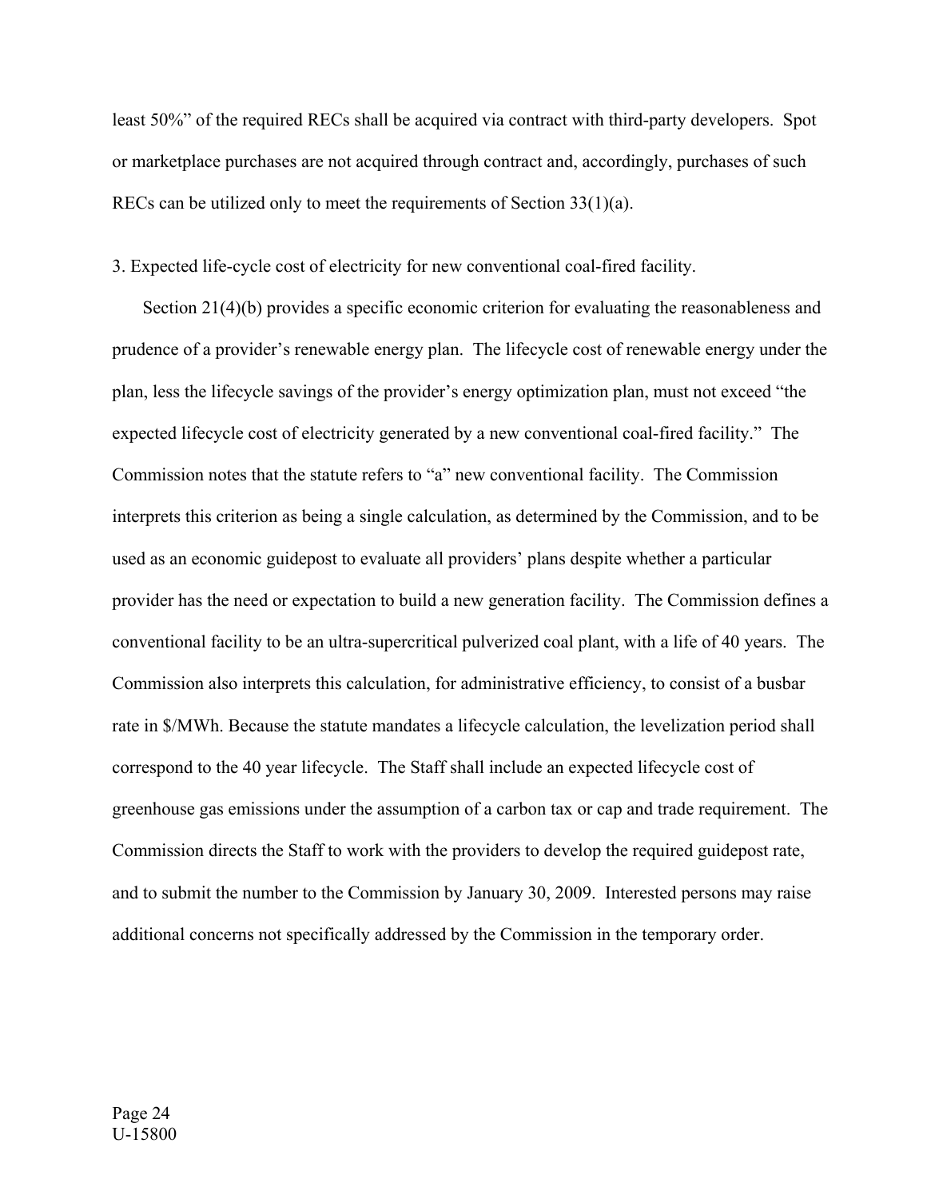least 50%" of the required RECs shall be acquired via contract with third-party developers. Spot or marketplace purchases are not acquired through contract and, accordingly, purchases of such RECs can be utilized only to meet the requirements of Section 33(1)(a).

3. Expected life-cycle cost of electricity for new conventional coal-fired facility.

Section 21(4)(b) provides a specific economic criterion for evaluating the reasonableness and prudence of a provider's renewable energy plan. The lifecycle cost of renewable energy under the plan, less the lifecycle savings of the provider's energy optimization plan, must not exceed "the expected lifecycle cost of electricity generated by a new conventional coal-fired facility." The Commission notes that the statute refers to "a" new conventional facility. The Commission interprets this criterion as being a single calculation, as determined by the Commission, and to be used as an economic guidepost to evaluate all providers' plans despite whether a particular provider has the need or expectation to build a new generation facility. The Commission defines a conventional facility to be an ultra-supercritical pulverized coal plant, with a life of 40 years. The Commission also interprets this calculation, for administrative efficiency, to consist of a busbar rate in \$/MWh. Because the statute mandates a lifecycle calculation, the levelization period shall correspond to the 40 year lifecycle. The Staff shall include an expected lifecycle cost of greenhouse gas emissions under the assumption of a carbon tax or cap and trade requirement. The Commission directs the Staff to work with the providers to develop the required guidepost rate, and to submit the number to the Commission by January 30, 2009. Interested persons may raise additional concerns not specifically addressed by the Commission in the temporary order.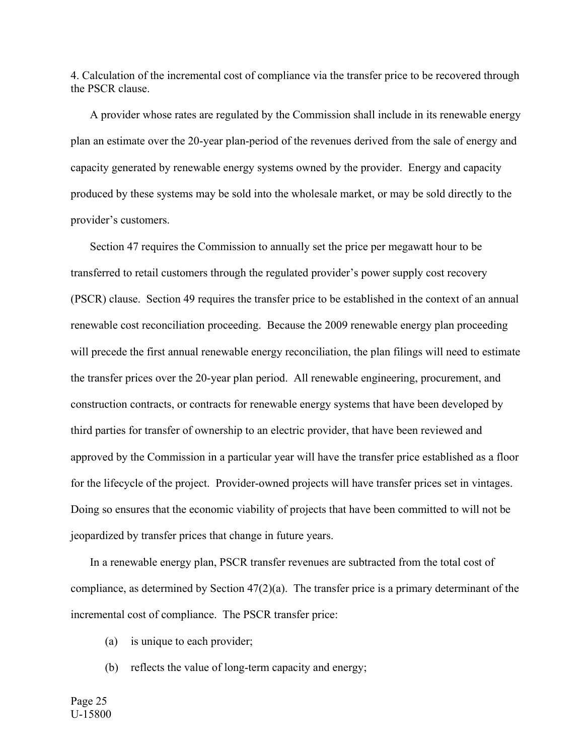4. Calculation of the incremental cost of compliance via the transfer price to be recovered through the PSCR clause.

A provider whose rates are regulated by the Commission shall include in its renewable energy plan an estimate over the 20-year plan-period of the revenues derived from the sale of energy and capacity generated by renewable energy systems owned by the provider. Energy and capacity produced by these systems may be sold into the wholesale market, or may be sold directly to the provider's customers.

Section 47 requires the Commission to annually set the price per megawatt hour to be transferred to retail customers through the regulated provider's power supply cost recovery (PSCR) clause. Section 49 requires the transfer price to be established in the context of an annual renewable cost reconciliation proceeding. Because the 2009 renewable energy plan proceeding will precede the first annual renewable energy reconciliation, the plan filings will need to estimate the transfer prices over the 20-year plan period. All renewable engineering, procurement, and construction contracts, or contracts for renewable energy systems that have been developed by third parties for transfer of ownership to an electric provider, that have been reviewed and approved by the Commission in a particular year will have the transfer price established as a floor for the lifecycle of the project. Provider-owned projects will have transfer prices set in vintages. Doing so ensures that the economic viability of projects that have been committed to will not be jeopardized by transfer prices that change in future years.

In a renewable energy plan, PSCR transfer revenues are subtracted from the total cost of compliance, as determined by Section 47(2)(a). The transfer price is a primary determinant of the incremental cost of compliance. The PSCR transfer price:

(a) is unique to each provider;

(b) reflects the value of long-term capacity and energy;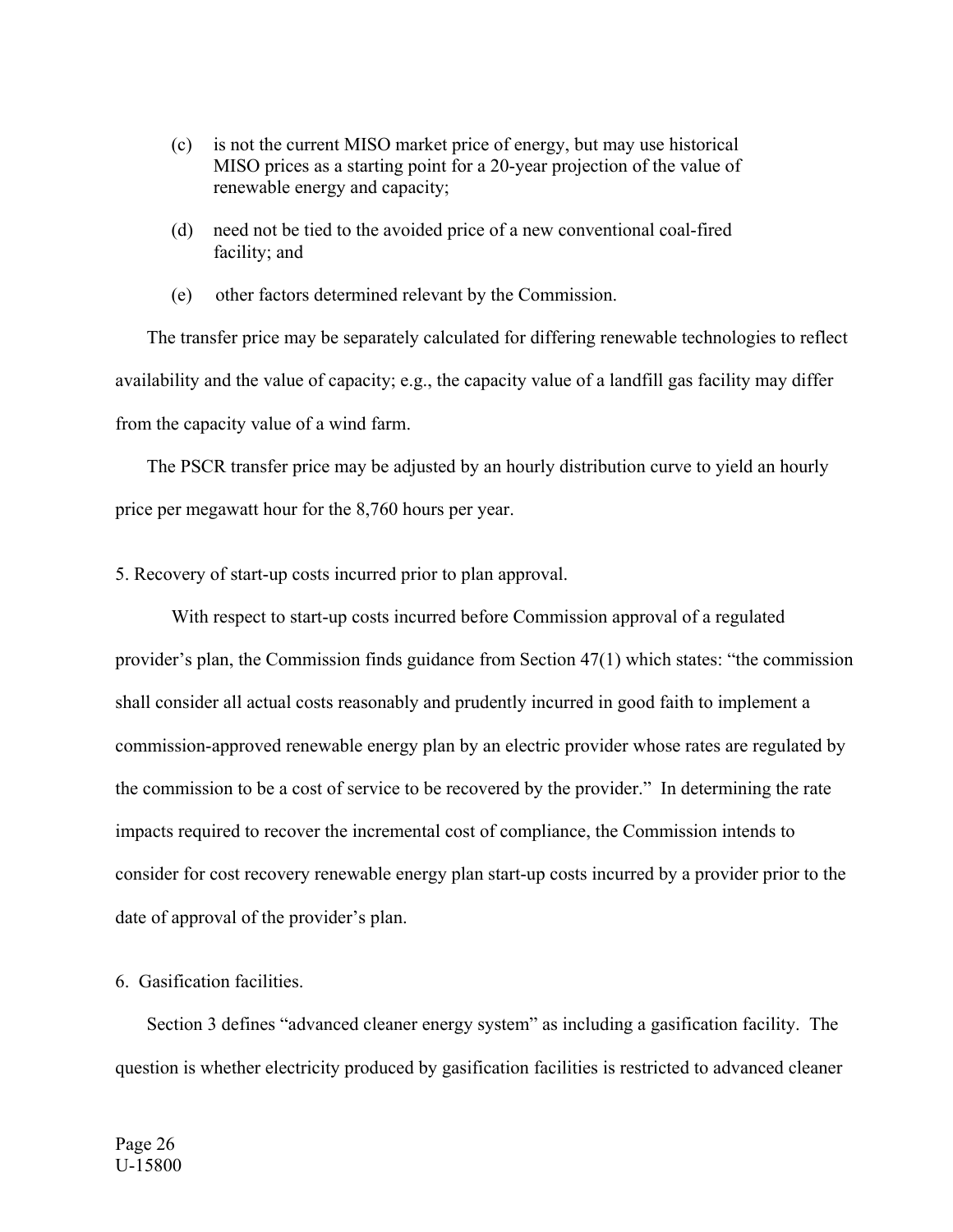(c) is not the current MISO market price of energy, but may use historical MISO prices as a starting point for a 20-year projection of the value of renewable energy and capacity;

(d) need not be tied to the avoided price of a new conventional coal-fired facility; and

(e) other factors determined relevant by the Commission.

The transfer price may be separately calculated for differing renewable technologies to reflect availability and the value of capacity; e.g., the capacity value of a landfill gas facility may differ from the capacity value of a wind farm.

The PSCR transfer price may be adjusted by an hourly distribution curve to yield an hourly price per megawatt hour for the 8,760 hours per year.

5. Recovery of start-up costs incurred prior to plan approval.

With respect to start-up costs incurred before Commission approval of a regulated provider's plan, the Commission finds guidance from Section 47(1) which states: "the commission shall consider all actual costs reasonably and prudently incurred in good faith to implement a commission-approved renewable energy plan by an electric provider whose rates are regulated by the commission to be a cost of service to be recovered by the provider." In determining the rate impacts required to recover the incremental cost of compliance, the Commission intends to consider for cost recovery renewable energy plan start-up costs incurred by a provider prior to the date of approval of the provider's plan.

6. Gasification facilities.

Section 3 defines "advanced cleaner energy system" as including a gasification facility. The question is whether electricity produced by gasification facilities is restricted to advanced cleaner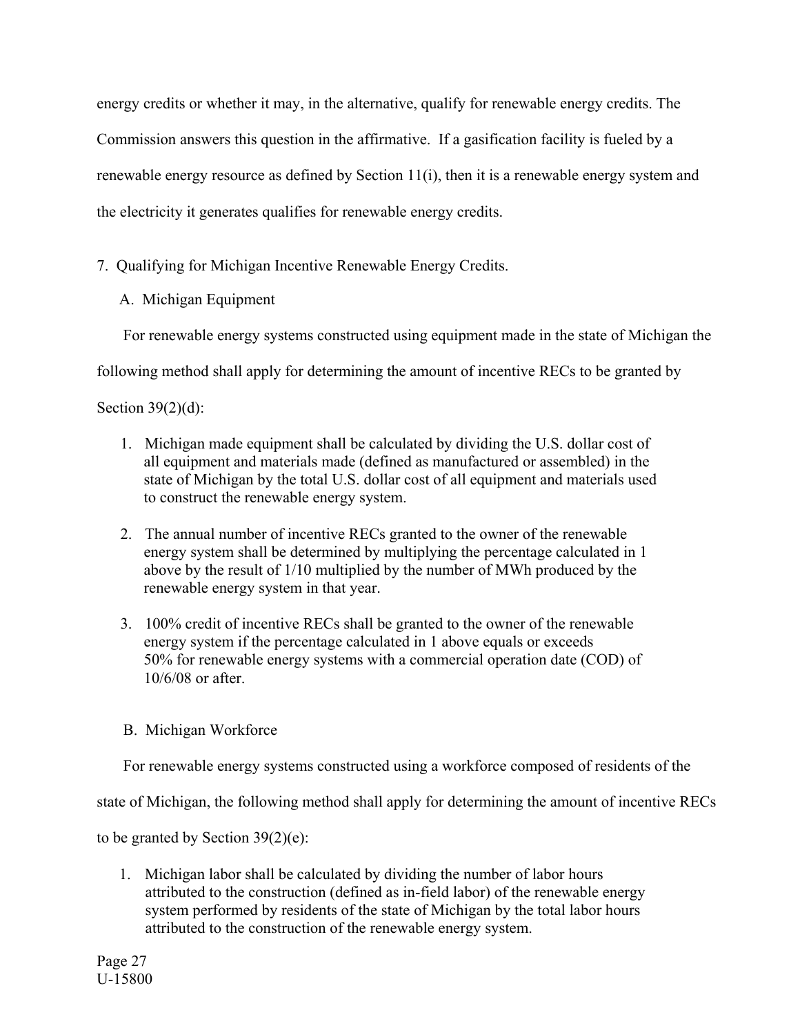energy credits or whether it may, in the alternative, qualify for renewable energy credits. The Commission answers this question in the affirmative. If a gasification facility is fueled by a renewable energy resource as defined by Section 11(i), then it is a renewable energy system and the electricity it generates qualifies for renewable energy credits.

7. Qualifying for Michigan Incentive Renewable Energy Credits.

A. Michigan Equipment

For renewable energy systems constructed using equipment made in the state of Michigan the following method shall apply for determining the amount of incentive RECs to be granted by Section 39(2)(d):

1. Michigan made equipment shall be calculated by dividing the U.S. dollar cost of all equipment and materials made (defined as manufactured or assembled) in the state of Michigan by the total U.S. dollar cost of all equipment and materials used to construct the renewable energy system.

2. The annual number of incentive RECs granted to the owner of the renewable energy system shall be determined by multiplying the percentage calculated in 1 above by the result of 1/10 multiplied by the number of MWh produced by the renewable energy system in that year.

3. 100% credit of incentive RECs shall be granted to the owner of the renewable energy system if the percentage calculated in 1 above equals or exceeds 50% for renewable energy systems with a commercial operation date (COD) of 10/6/08 or after.

B. Michigan Workforce

For renewable energy systems constructed using a workforce composed of residents of the state of Michigan, the following method shall apply for determining the amount of incentive RECs to be granted by Section 39(2)(e):

1. Michigan labor shall be calculated by dividing the number of labor hours attributed to the construction (defined as in-field labor) of the renewable energy system performed by residents of the state of Michigan by the total labor hours attributed to the construction of the renewable energy system.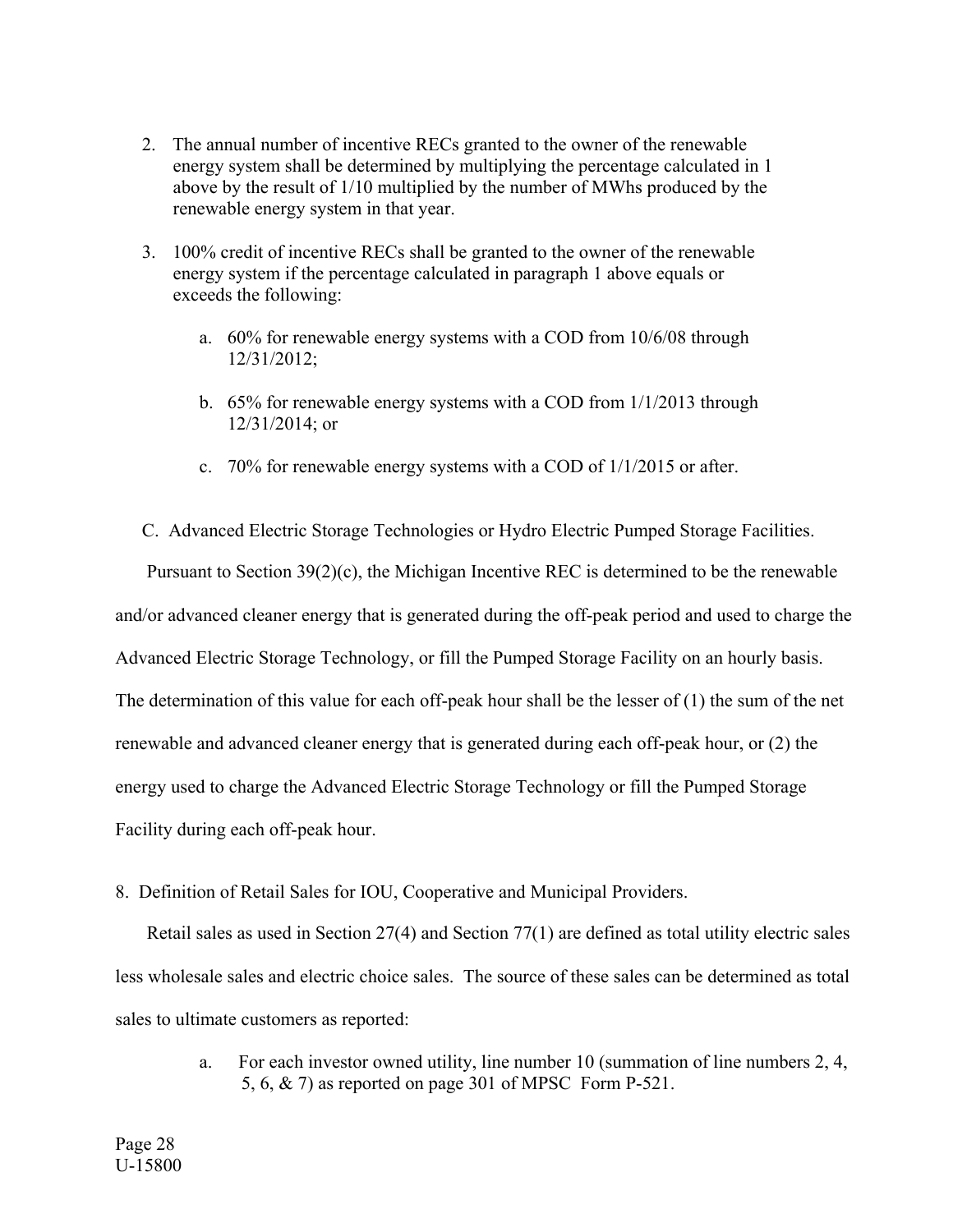2. The annual number of incentive RECs granted to the owner of the renewable energy system shall be determined by multiplying the percentage calculated in 1 above by the result of 1/10 multiplied by the number of MWhs produced by the renewable energy system in that year.

3. 100% credit of incentive RECs shall be granted to the owner of the renewable energy system if the percentage calculated in paragraph 1 above equals or exceeds the following:

    a. 60% for renewable energy systems with a COD from 10/6/08 through 12/31/2012;

    b. 65% for renewable energy systems with a COD from 1/1/2013 through 12/31/2014; or

    c. 70% for renewable energy systems with a COD of 1/1/2015 or after.

C. Advanced Electric Storage Technologies or Hydro Electric Pumped Storage Facilities.

Pursuant to Section 39(2)(c), the Michigan Incentive REC is determined to be the renewable and/or advanced cleaner energy that is generated during the off-peak period and used to charge the Advanced Electric Storage Technology, or fill the Pumped Storage Facility on an hourly basis. The determination of this value for each off-peak hour shall be the lesser of (1) the sum of the net renewable and advanced cleaner energy that is generated during each off-peak hour, or (2) the energy used to charge the Advanced Electric Storage Technology or fill the Pumped Storage Facility during each off-peak hour.

8. Definition of Retail Sales for IOU, Cooperative and Municipal Providers.

Retail sales as used in Section 27(4) and Section 77(1) are defined as total utility electric sales less wholesale sales and electric choice sales. The source of these sales can be determined as total sales to ultimate customers as reported:

a. For each investor owned utility, line number 10 (summation of line numbers 2, 4, 5, 6, & 7) as reported on page 301 of MPSC Form P-521.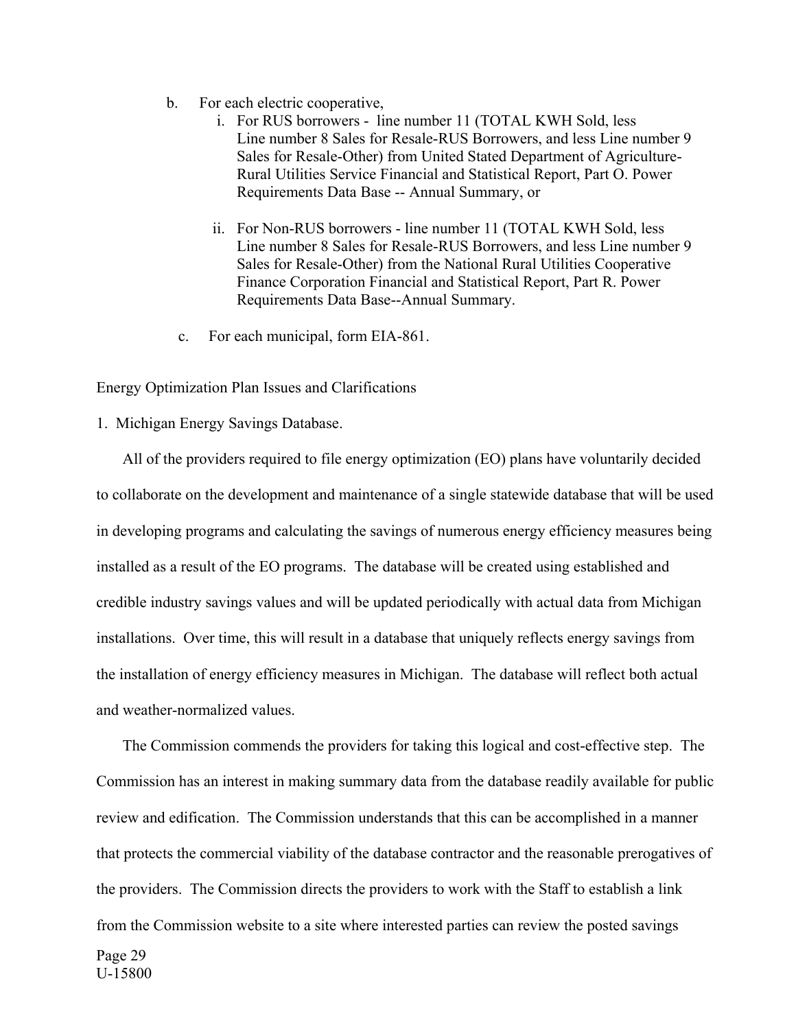b. For each electric cooperative,
   i. For RUS borrowers - line number 11 (TOTAL KWH Sold, less Line number 8 Sales for Resale-RUS Borrowers, and less Line number 9 Sales for Resale-Other) from United Stated Department of Agriculture-Rural Utilities Service Financial and Statistical Report, Part O. Power Requirements Data Base -- Annual Summary, or

   ii. For Non-RUS borrowers - line number 11 (TOTAL KWH Sold, less Line number 8 Sales for Resale-RUS Borrowers, and less Line number 9 Sales for Resale-Other) from the National Rural Utilities Cooperative Finance Corporation Financial and Statistical Report, Part R. Power Requirements Data Base--Annual Summary.

c. For each municipal, form EIA-861.

Energy Optimization Plan Issues and Clarifications

1. Michigan Energy Savings Database.

All of the providers required to file energy optimization (EO) plans have voluntarily decided to collaborate on the development and maintenance of a single statewide database that will be used in developing programs and calculating the savings of numerous energy efficiency measures being installed as a result of the EO programs. The database will be created using established and credible industry savings values and will be updated periodically with actual data from Michigan installations. Over time, this will result in a database that uniquely reflects energy savings from the installation of energy efficiency measures in Michigan. The database will reflect both actual and weather-normalized values.

The Commission commends the providers for taking this logical and cost-effective step. The Commission has an interest in making summary data from the database readily available for public review and edification. The Commission understands that this can be accomplished in a manner that protects the commercial viability of the database contractor and the reasonable prerogatives of the providers. The Commission directs the providers to work with the Staff to establish a link from the Commission website to a site where interested parties can review the posted savings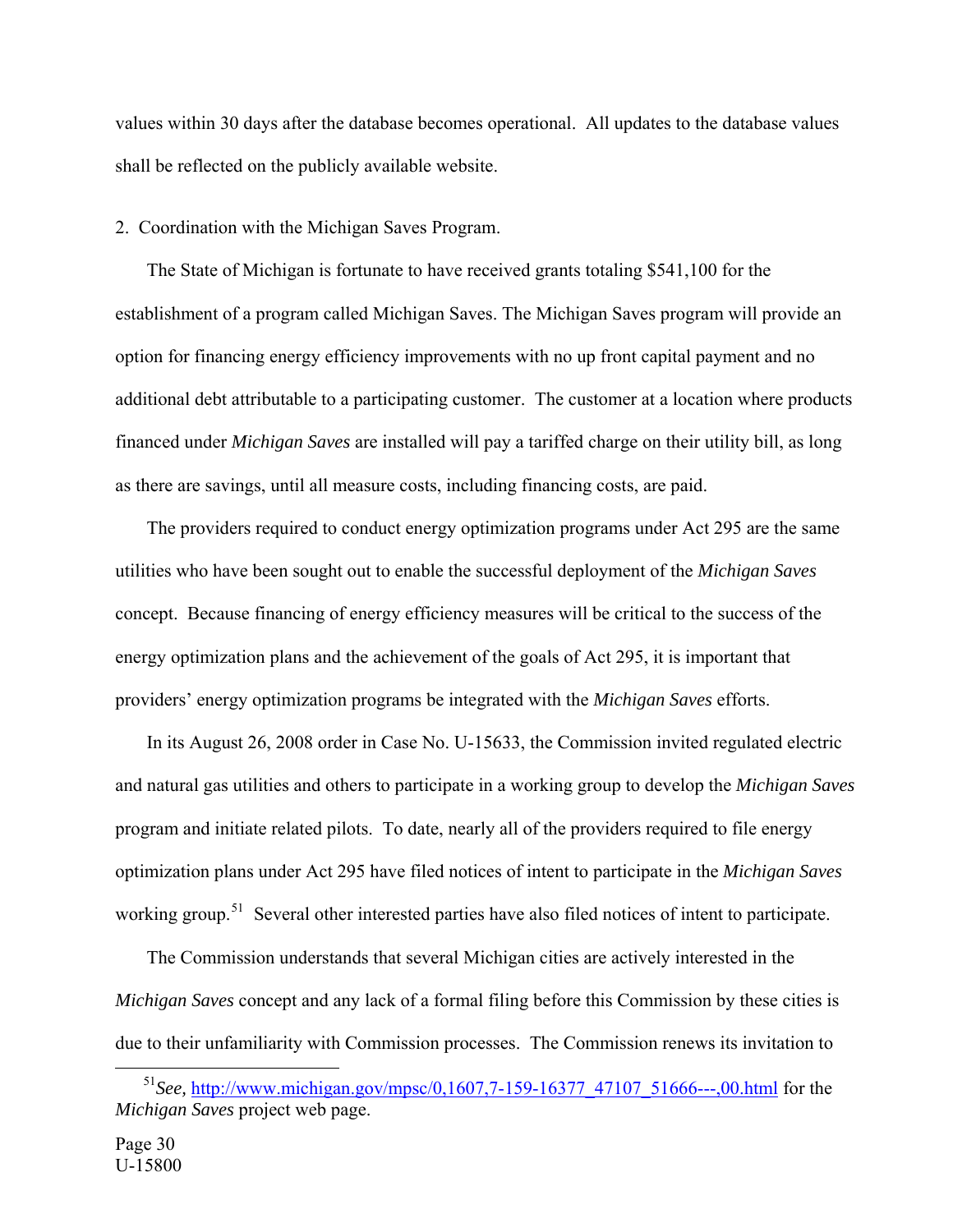values within 30 days after the database becomes operational. All updates to the database values shall be reflected on the publicly available website.

2. Coordination with the Michigan Saves Program.

The State of Michigan is fortunate to have received grants totaling $541,100 for the establishment of a program called Michigan Saves. The Michigan Saves program will provide an option for financing energy efficiency improvements with no up front capital payment and no additional debt attributable to a participating customer. The customer at a location where products financed under *Michigan Saves* are installed will pay a tariffed charge on their utility bill, as long as there are savings, until all measure costs, including financing costs, are paid.

The providers required to conduct energy optimization programs under Act 295 are the same utilities who have been sought out to enable the successful deployment of the *Michigan Saves* concept. Because financing of energy efficiency measures will be critical to the success of the energy optimization plans and the achievement of the goals of Act 295, it is important that providers' energy optimization programs be integrated with the *Michigan Saves* efforts.

In its August 26, 2008 order in Case No. U-15633, the Commission invited regulated electric and natural gas utilities and others to participate in a working group to develop the *Michigan Saves* program and initiate related pilots. To date, nearly all of the providers required to file energy optimization plans under Act 295 have filed notices of intent to participate in the *Michigan Saves* working group.[51] Several other interested parties have also filed notices of intent to participate.

The Commission understands that several Michigan cities are actively interested in the *Michigan Saves* concept and any lack of a formal filing before this Commission by these cities is due to their unfamiliarity with Commission processes. The Commission renews its invitation to

[51] *See*, http://www.michigan.gov/mpsc/0,1607,7-159-16377_47107_51666---,00.html for the *Michigan Saves* project web page.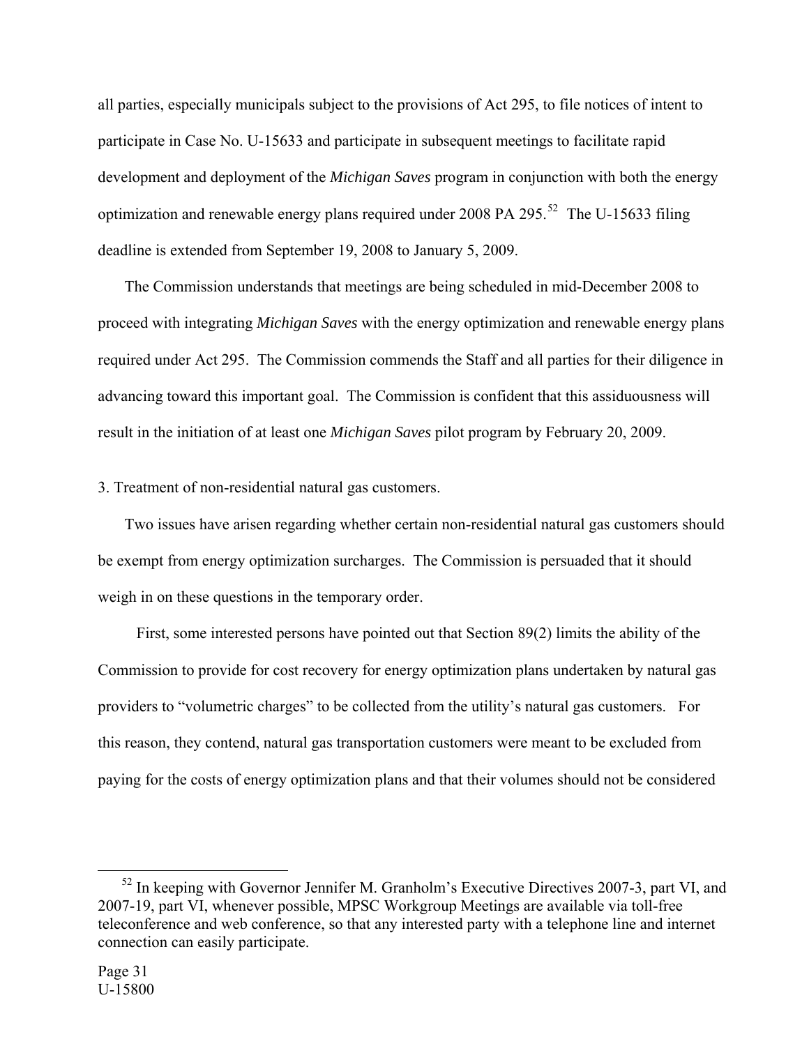all parties, especially municipals subject to the provisions of Act 295, to file notices of intent to participate in Case No. U-15633 and participate in subsequent meetings to facilitate rapid development and deployment of the *Michigan Saves* program in conjunction with both the energy optimization and renewable energy plans required under 2008 PA 295.[52] The U-15633 filing deadline is extended from September 19, 2008 to January 5, 2009.

The Commission understands that meetings are being scheduled in mid-December 2008 to proceed with integrating *Michigan Saves* with the energy optimization and renewable energy plans required under Act 295. The Commission commends the Staff and all parties for their diligence in advancing toward this important goal. The Commission is confident that this assiduousness will result in the initiation of at least one *Michigan Saves* pilot program by February 20, 2009.

3. Treatment of non-residential natural gas customers.

Two issues have arisen regarding whether certain non-residential natural gas customers should be exempt from energy optimization surcharges. The Commission is persuaded that it should weigh in on these questions in the temporary order.

First, some interested persons have pointed out that Section 89(2) limits the ability of the Commission to provide for cost recovery for energy optimization plans undertaken by natural gas providers to "volumetric charges" to be collected from the utility's natural gas customers. For this reason, they contend, natural gas transportation customers were meant to be excluded from paying for the costs of energy optimization plans and that their volumes should not be considered

[52] In keeping with Governor Jennifer M. Granholm's Executive Directives 2007-3, part VI, and 2007-19, part VI, whenever possible, MPSC Workgroup Meetings are available via toll-free teleconference and web conference, so that any interested party with a telephone line and internet connection can easily participate.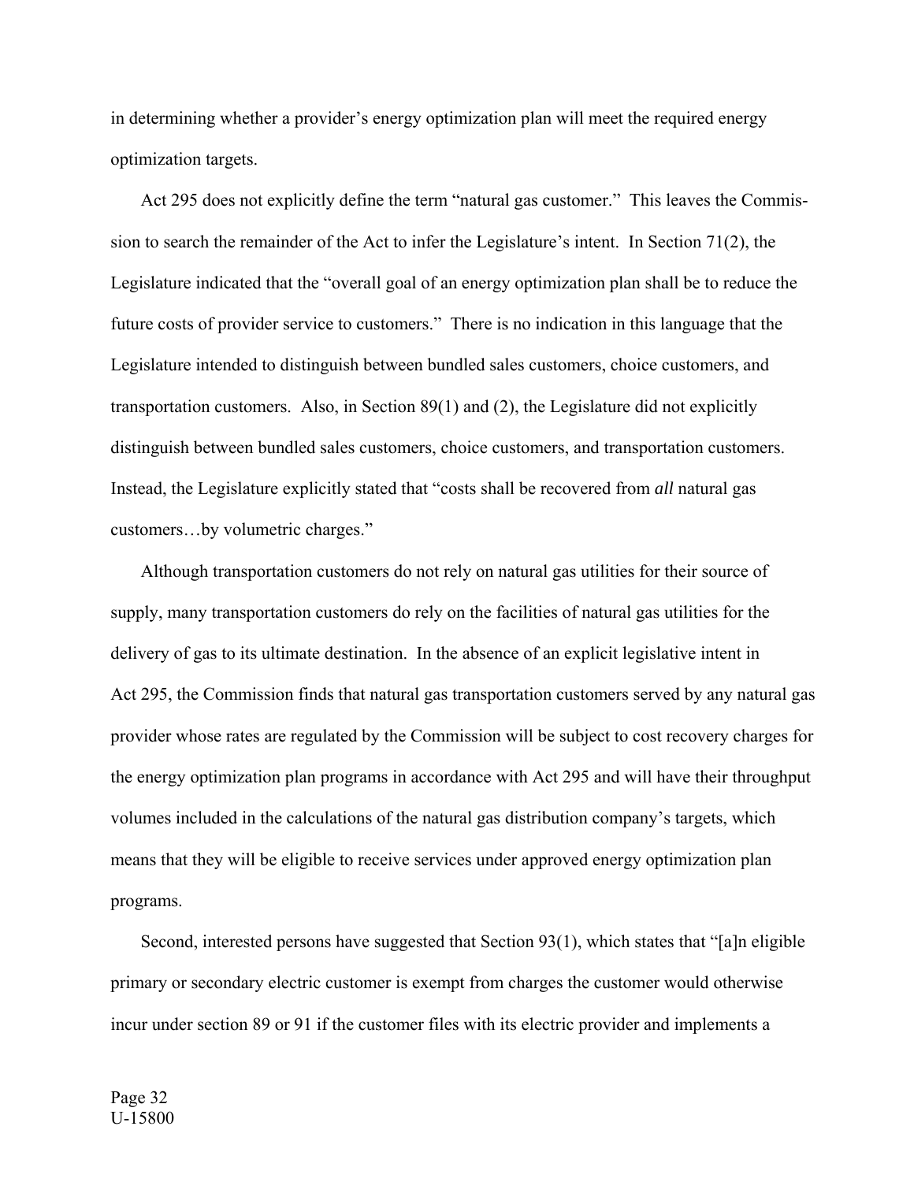in determining whether a provider's energy optimization plan will meet the required energy optimization targets.

Act 295 does not explicitly define the term "natural gas customer." This leaves the Commission to search the remainder of the Act to infer the Legislature's intent. In Section 71(2), the Legislature indicated that the "overall goal of an energy optimization plan shall be to reduce the future costs of provider service to customers." There is no indication in this language that the Legislature intended to distinguish between bundled sales customers, choice customers, and transportation customers. Also, in Section 89(1) and (2), the Legislature did not explicitly distinguish between bundled sales customers, choice customers, and transportation customers. Instead, the Legislature explicitly stated that "costs shall be recovered from *all* natural gas customers…by volumetric charges."

Although transportation customers do not rely on natural gas utilities for their source of supply, many transportation customers do rely on the facilities of natural gas utilities for the delivery of gas to its ultimate destination. In the absence of an explicit legislative intent in Act 295, the Commission finds that natural gas transportation customers served by any natural gas provider whose rates are regulated by the Commission will be subject to cost recovery charges for the energy optimization plan programs in accordance with Act 295 and will have their throughput volumes included in the calculations of the natural gas distribution company's targets, which means that they will be eligible to receive services under approved energy optimization plan programs.

Second, interested persons have suggested that Section 93(1), which states that "[a]n eligible primary or secondary electric customer is exempt from charges the customer would otherwise incur under section 89 or 91 if the customer files with its electric provider and implements a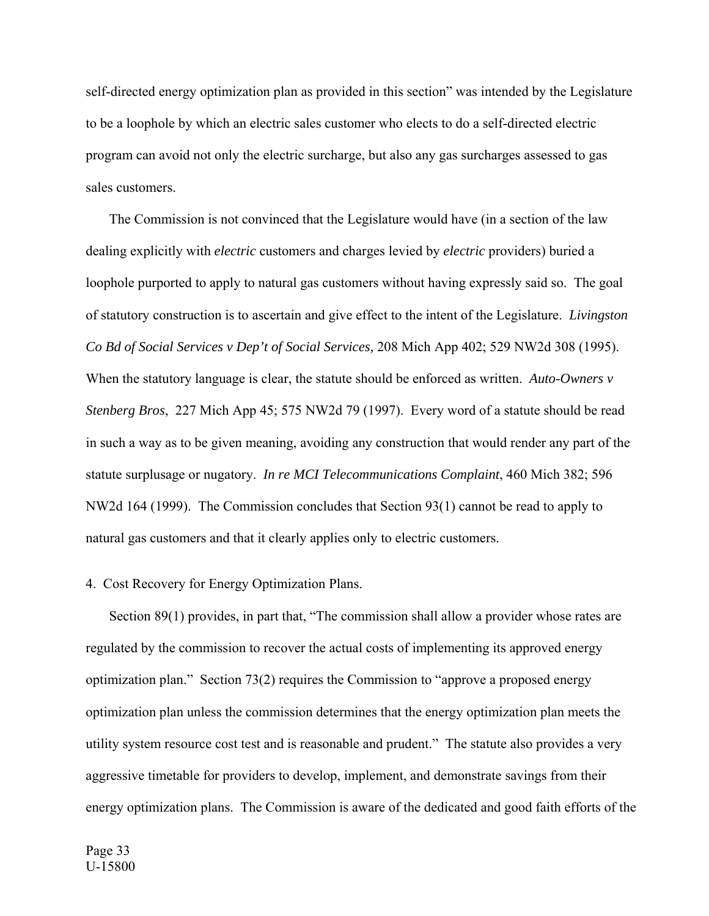self-directed energy optimization plan as provided in this section" was intended by the Legislature to be a loophole by which an electric sales customer who elects to do a self-directed electric program can avoid not only the electric surcharge, but also any gas surcharges assessed to gas sales customers.

The Commission is not convinced that the Legislature would have (in a section of the law dealing explicitly with *electric* customers and charges levied by *electric* providers) buried a loophole purported to apply to natural gas customers without having expressly said so. The goal of statutory construction is to ascertain and give effect to the intent of the Legislature. *Livingston Co Bd of Social Services v Dep't of Social Services,* 208 Mich App 402; 529 NW2d 308 (1995). When the statutory language is clear, the statute should be enforced as written. *Auto-Owners v Stenberg Bros*, 227 Mich App 45; 575 NW2d 79 (1997). Every word of a statute should be read in such a way as to be given meaning, avoiding any construction that would render any part of the statute surplusage or nugatory. *In re MCI Telecommunications Complaint*, 460 Mich 382; 596 NW2d 164 (1999). The Commission concludes that Section 93(1) cannot be read to apply to natural gas customers and that it clearly applies only to electric customers.

4. Cost Recovery for Energy Optimization Plans.

Section 89(1) provides, in part that, "The commission shall allow a provider whose rates are regulated by the commission to recover the actual costs of implementing its approved energy optimization plan." Section 73(2) requires the Commission to "approve a proposed energy optimization plan unless the commission determines that the energy optimization plan meets the utility system resource cost test and is reasonable and prudent." The statute also provides a very aggressive timetable for providers to develop, implement, and demonstrate savings from their energy optimization plans. The Commission is aware of the dedicated and good faith efforts of the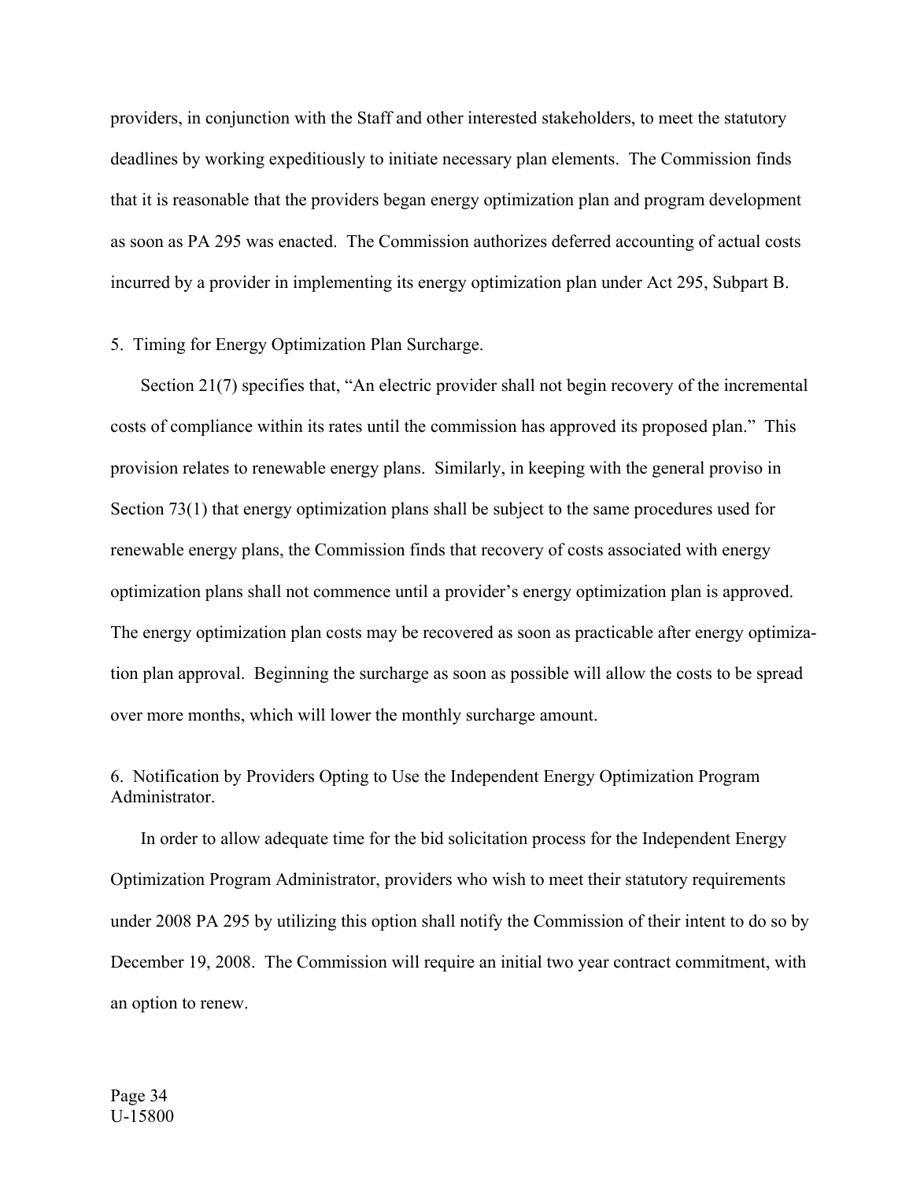providers, in conjunction with the Staff and other interested stakeholders, to meet the statutory deadlines by working expeditiously to initiate necessary plan elements. The Commission finds that it is reasonable that the providers began energy optimization plan and program development as soon as PA 295 was enacted. The Commission authorizes deferred accounting of actual costs incurred by a provider in implementing its energy optimization plan under Act 295, Subpart B.

5. Timing for Energy Optimization Plan Surcharge.

Section 21(7) specifies that, "An electric provider shall not begin recovery of the incremental costs of compliance within its rates until the commission has approved its proposed plan." This provision relates to renewable energy plans. Similarly, in keeping with the general proviso in Section 73(1) that energy optimization plans shall be subject to the same procedures used for renewable energy plans, the Commission finds that recovery of costs associated with energy optimization plans shall not commence until a provider's energy optimization plan is approved. The energy optimization plan costs may be recovered as soon as practicable after energy optimization plan approval. Beginning the surcharge as soon as possible will allow the costs to be spread over more months, which will lower the monthly surcharge amount.

6. Notification by Providers Opting to Use the Independent Energy Optimization Program Administrator.

In order to allow adequate time for the bid solicitation process for the Independent Energy Optimization Program Administrator, providers who wish to meet their statutory requirements under 2008 PA 295 by utilizing this option shall notify the Commission of their intent to do so by December 19, 2008. The Commission will require an initial two year contract commitment, with an option to renew.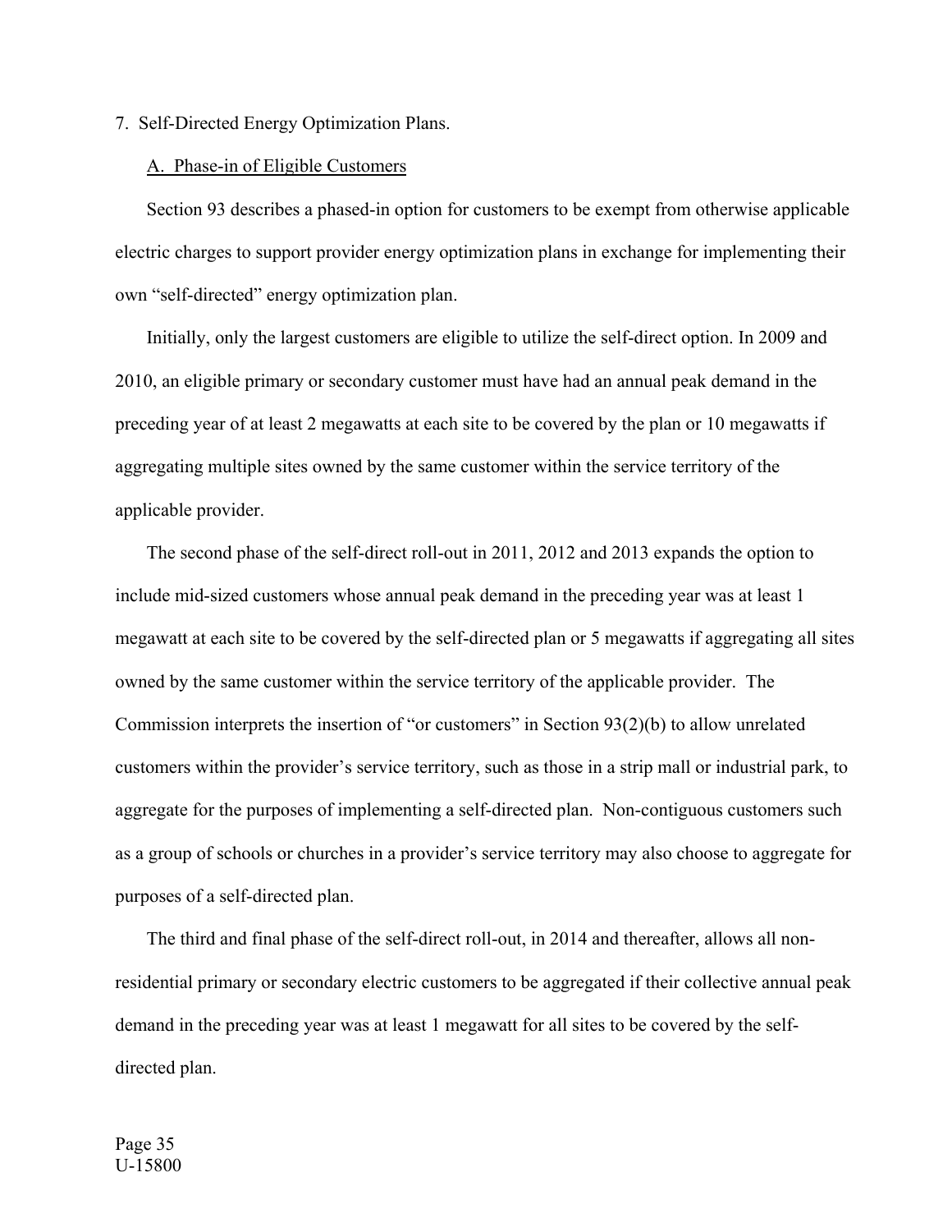## 7. Self-Directed Energy Optimization Plans.

### A. Phase-in of Eligible Customers

Section 93 describes a phased-in option for customers to be exempt from otherwise applicable electric charges to support provider energy optimization plans in exchange for implementing their own "self-directed" energy optimization plan.

Initially, only the largest customers are eligible to utilize the self-direct option. In 2009 and 2010, an eligible primary or secondary customer must have had an annual peak demand in the preceding year of at least 2 megawatts at each site to be covered by the plan or 10 megawatts if aggregating multiple sites owned by the same customer within the service territory of the applicable provider.

The second phase of the self-direct roll-out in 2011, 2012 and 2013 expands the option to include mid-sized customers whose annual peak demand in the preceding year was at least 1 megawatt at each site to be covered by the self-directed plan or 5 megawatts if aggregating all sites owned by the same customer within the service territory of the applicable provider. The Commission interprets the insertion of "or customers" in Section 93(2)(b) to allow unrelated customers within the provider's service territory, such as those in a strip mall or industrial park, to aggregate for the purposes of implementing a self-directed plan. Non-contiguous customers such as a group of schools or churches in a provider's service territory may also choose to aggregate for purposes of a self-directed plan.

The third and final phase of the self-direct roll-out, in 2014 and thereafter, allows all non-residential primary or secondary electric customers to be aggregated if their collective annual peak demand in the preceding year was at least 1 megawatt for all sites to be covered by the self-directed plan.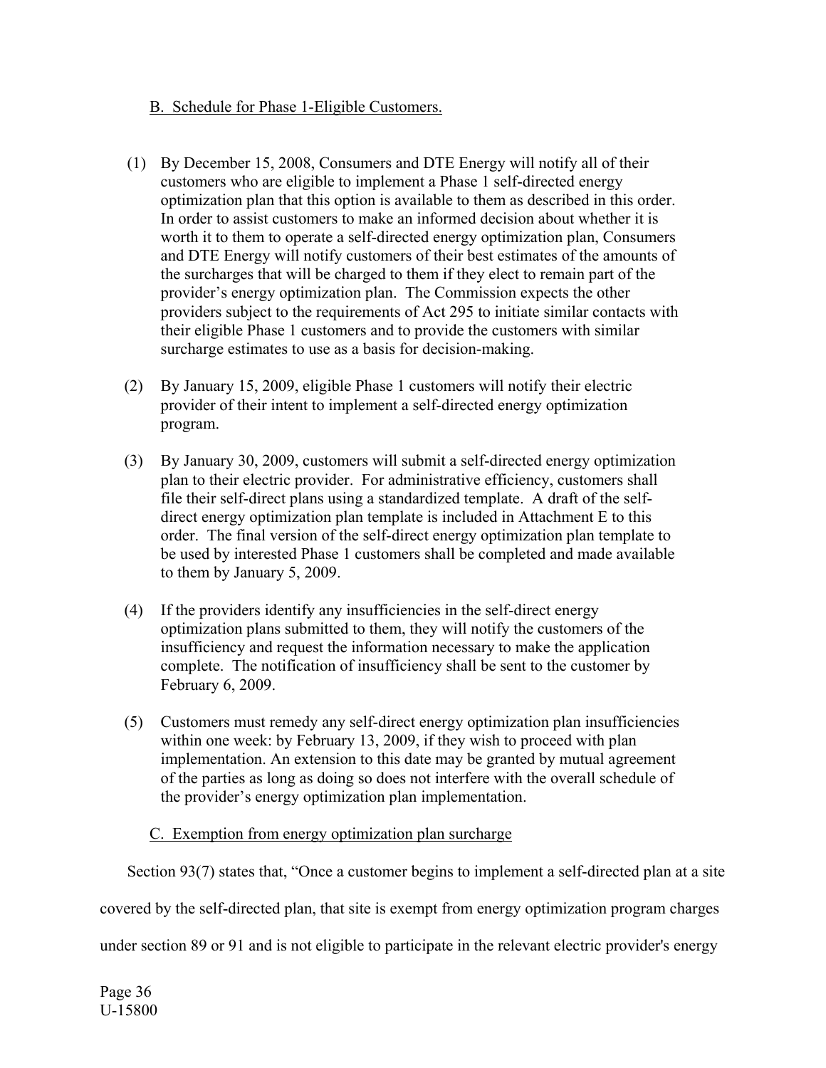B. Schedule for Phase 1-Eligible Customers.

(1) By December 15, 2008, Consumers and DTE Energy will notify all of their customers who are eligible to implement a Phase 1 self-directed energy optimization plan that this option is available to them as described in this order. In order to assist customers to make an informed decision about whether it is worth it to them to operate a self-directed energy optimization plan, Consumers and DTE Energy will notify customers of their best estimates of the amounts of the surcharges that will be charged to them if they elect to remain part of the provider's energy optimization plan. The Commission expects the other providers subject to the requirements of Act 295 to initiate similar contacts with their eligible Phase 1 customers and to provide the customers with similar surcharge estimates to use as a basis for decision-making.

(2) By January 15, 2009, eligible Phase 1 customers will notify their electric provider of their intent to implement a self-directed energy optimization program.

(3) By January 30, 2009, customers will submit a self-directed energy optimization plan to their electric provider. For administrative efficiency, customers shall file their self-direct plans using a standardized template. A draft of the self-direct energy optimization plan template is included in Attachment E to this order. The final version of the self-direct energy optimization plan template to be used by interested Phase 1 customers shall be completed and made available to them by January 5, 2009.

(4) If the providers identify any insufficiencies in the self-direct energy optimization plans submitted to them, they will notify the customers of the insufficiency and request the information necessary to make the application complete. The notification of insufficiency shall be sent to the customer by February 6, 2009.

(5) Customers must remedy any self-direct energy optimization plan insufficiencies within one week: by February 13, 2009, if they wish to proceed with plan implementation. An extension to this date may be granted by mutual agreement of the parties as long as doing so does not interfere with the overall schedule of the provider's energy optimization plan implementation.

C. Exemption from energy optimization plan surcharge

Section 93(7) states that, "Once a customer begins to implement a self-directed plan at a site covered by the self-directed plan, that site is exempt from energy optimization program charges under section 89 or 91 and is not eligible to participate in the relevant electric provider's energy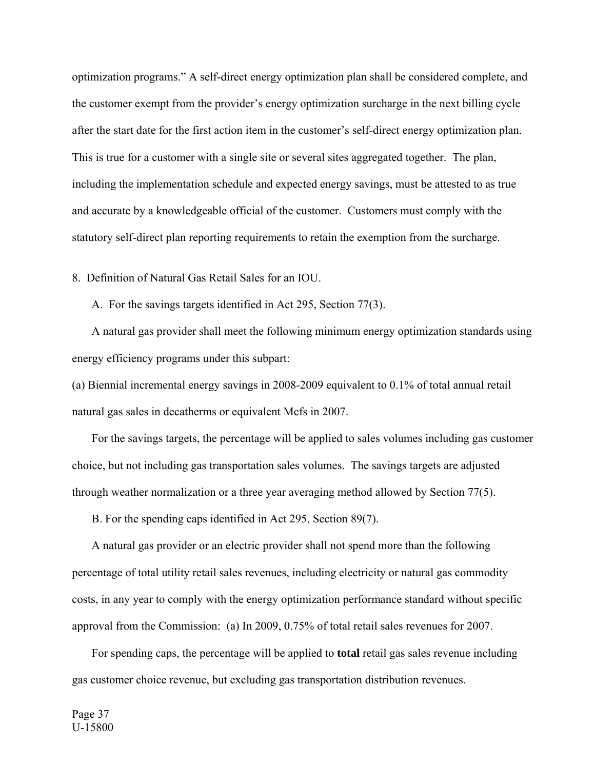optimization programs." A self-direct energy optimization plan shall be considered complete, and the customer exempt from the provider's energy optimization surcharge in the next billing cycle after the start date for the first action item in the customer's self-direct energy optimization plan. This is true for a customer with a single site or several sites aggregated together. The plan, including the implementation schedule and expected energy savings, must be attested to as true and accurate by a knowledgeable official of the customer. Customers must comply with the statutory self-direct plan reporting requirements to retain the exemption from the surcharge.

8. Definition of Natural Gas Retail Sales for an IOU.

A. For the savings targets identified in Act 295, Section 77(3).

A natural gas provider shall meet the following minimum energy optimization standards using energy efficiency programs under this subpart:

(a) Biennial incremental energy savings in 2008-2009 equivalent to 0.1% of total annual retail natural gas sales in decatherms or equivalent Mcfs in 2007.

For the savings targets, the percentage will be applied to sales volumes including gas customer choice, but not including gas transportation sales volumes. The savings targets are adjusted through weather normalization or a three year averaging method allowed by Section 77(5).

B. For the spending caps identified in Act 295, Section 89(7).

A natural gas provider or an electric provider shall not spend more than the following percentage of total utility retail sales revenues, including electricity or natural gas commodity costs, in any year to comply with the energy optimization performance standard without specific approval from the Commission: (a) In 2009, 0.75% of total retail sales revenues for 2007.

For spending caps, the percentage will be applied to **total** retail gas sales revenue including gas customer choice revenue, but excluding gas transportation distribution revenues.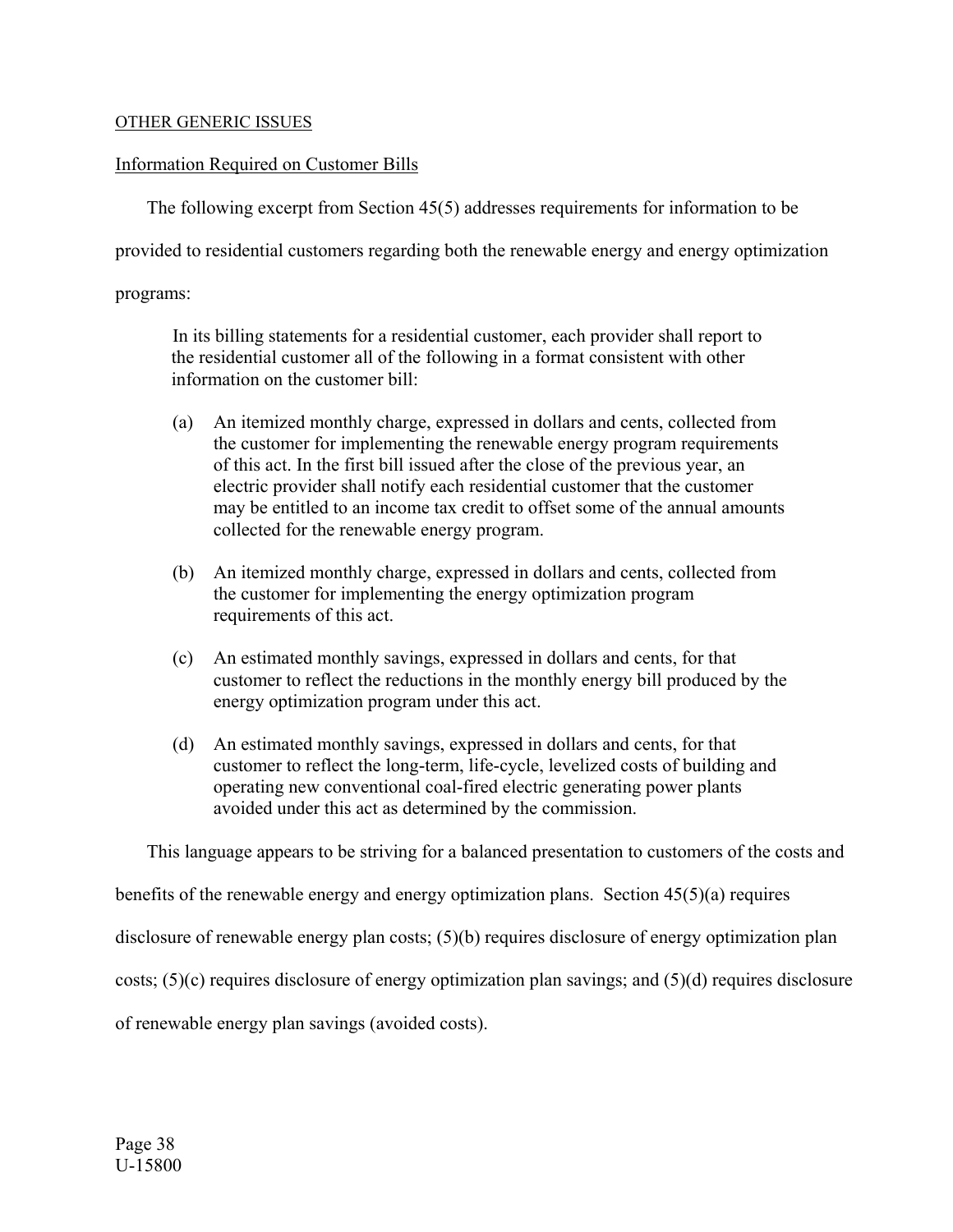## OTHER GENERIC ISSUES

### Information Required on Customer Bills

The following excerpt from Section 45(5) addresses requirements for information to be provided to residential customers regarding both the renewable energy and energy optimization programs:

> In its billing statements for a residential customer, each provider shall report to the residential customer all of the following in a format consistent with other information on the customer bill:
>
> (a) An itemized monthly charge, expressed in dollars and cents, collected from the customer for implementing the renewable energy program requirements of this act. In the first bill issued after the close of the previous year, an electric provider shall notify each residential customer that the customer may be entitled to an income tax credit to offset some of the annual amounts collected for the renewable energy program.
>
> (b) An itemized monthly charge, expressed in dollars and cents, collected from the customer for implementing the energy optimization program requirements of this act.
>
> (c) An estimated monthly savings, expressed in dollars and cents, for that customer to reflect the reductions in the monthly energy bill produced by the energy optimization program under this act.
>
> (d) An estimated monthly savings, expressed in dollars and cents, for that customer to reflect the long-term, life-cycle, levelized costs of building and operating new conventional coal-fired electric generating power plants avoided under this act as determined by the commission.

This language appears to be striving for a balanced presentation to customers of the costs and benefits of the renewable energy and energy optimization plans. Section 45(5)(a) requires disclosure of renewable energy plan costs; (5)(b) requires disclosure of energy optimization plan costs; (5)(c) requires disclosure of energy optimization plan savings; and (5)(d) requires disclosure of renewable energy plan savings (avoided costs).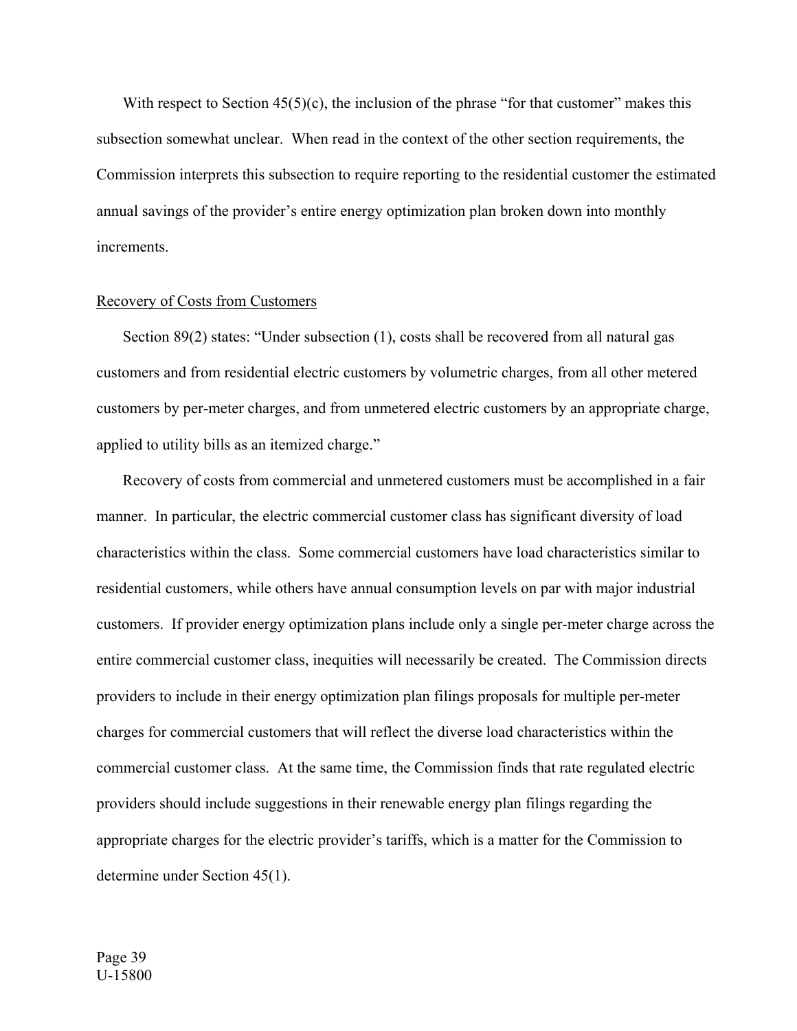With respect to Section 45(5)(c), the inclusion of the phrase "for that customer" makes this subsection somewhat unclear. When read in the context of the other section requirements, the Commission interprets this subsection to require reporting to the residential customer the estimated annual savings of the provider's entire energy optimization plan broken down into monthly increments.

<u>Recovery of Costs from Customers</u>

Section 89(2) states: "Under subsection (1), costs shall be recovered from all natural gas customers and from residential electric customers by volumetric charges, from all other metered customers by per-meter charges, and from unmetered electric customers by an appropriate charge, applied to utility bills as an itemized charge."

Recovery of costs from commercial and unmetered customers must be accomplished in a fair manner. In particular, the electric commercial customer class has significant diversity of load characteristics within the class. Some commercial customers have load characteristics similar to residential customers, while others have annual consumption levels on par with major industrial customers. If provider energy optimization plans include only a single per-meter charge across the entire commercial customer class, inequities will necessarily be created. The Commission directs providers to include in their energy optimization plan filings proposals for multiple per-meter charges for commercial customers that will reflect the diverse load characteristics within the commercial customer class. At the same time, the Commission finds that rate regulated electric providers should include suggestions in their renewable energy plan filings regarding the appropriate charges for the electric provider's tariffs, which is a matter for the Commission to determine under Section 45(1).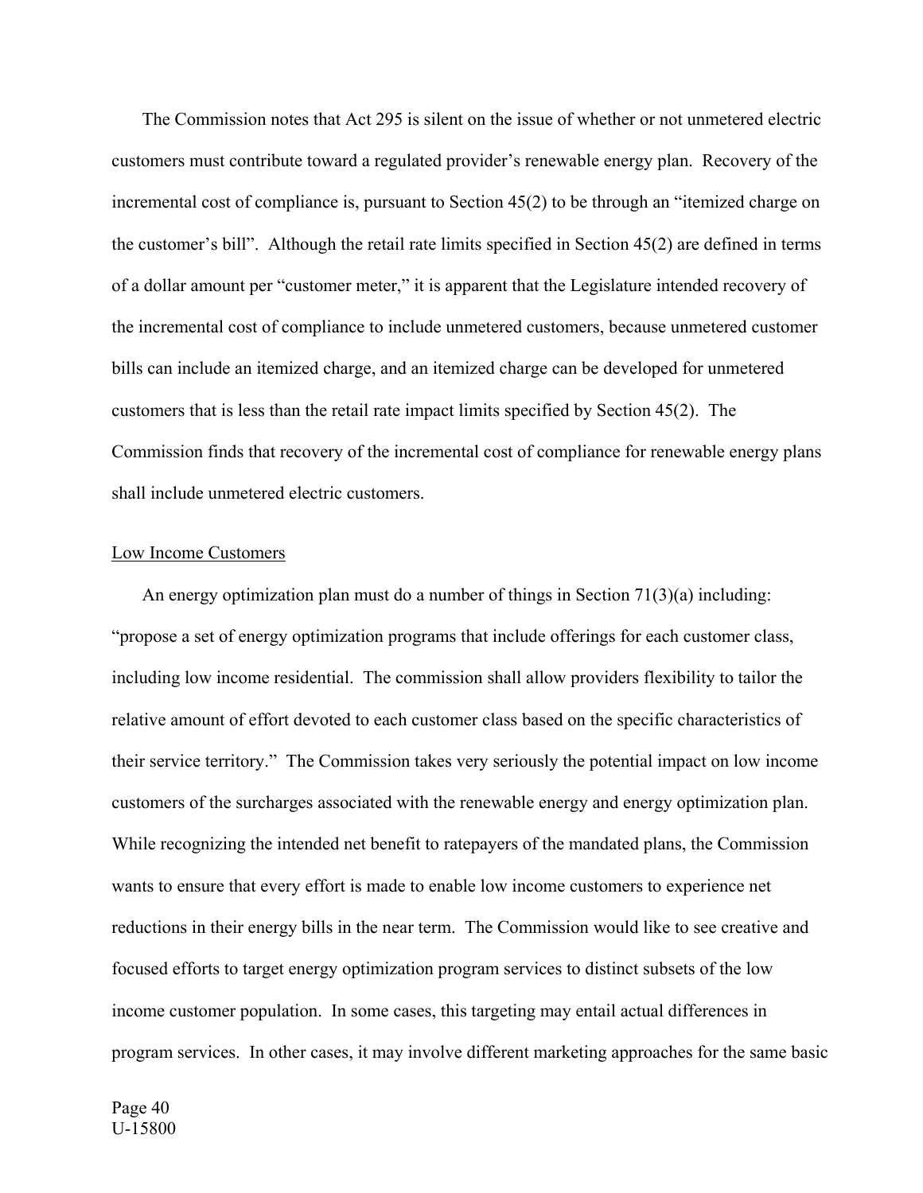The Commission notes that Act 295 is silent on the issue of whether or not unmetered electric customers must contribute toward a regulated provider's renewable energy plan. Recovery of the incremental cost of compliance is, pursuant to Section 45(2) to be through an "itemized charge on the customer's bill". Although the retail rate limits specified in Section 45(2) are defined in terms of a dollar amount per "customer meter," it is apparent that the Legislature intended recovery of the incremental cost of compliance to include unmetered customers, because unmetered customer bills can include an itemized charge, and an itemized charge can be developed for unmetered customers that is less than the retail rate impact limits specified by Section 45(2). The Commission finds that recovery of the incremental cost of compliance for renewable energy plans shall include unmetered electric customers.

<u>Low Income Customers</u>

An energy optimization plan must do a number of things in Section 71(3)(a) including: "propose a set of energy optimization programs that include offerings for each customer class, including low income residential. The commission shall allow providers flexibility to tailor the relative amount of effort devoted to each customer class based on the specific characteristics of their service territory." The Commission takes very seriously the potential impact on low income customers of the surcharges associated with the renewable energy and energy optimization plan. While recognizing the intended net benefit to ratepayers of the mandated plans, the Commission wants to ensure that every effort is made to enable low income customers to experience net reductions in their energy bills in the near term. The Commission would like to see creative and focused efforts to target energy optimization program services to distinct subsets of the low income customer population. In some cases, this targeting may entail actual differences in program services. In other cases, it may involve different marketing approaches for the same basic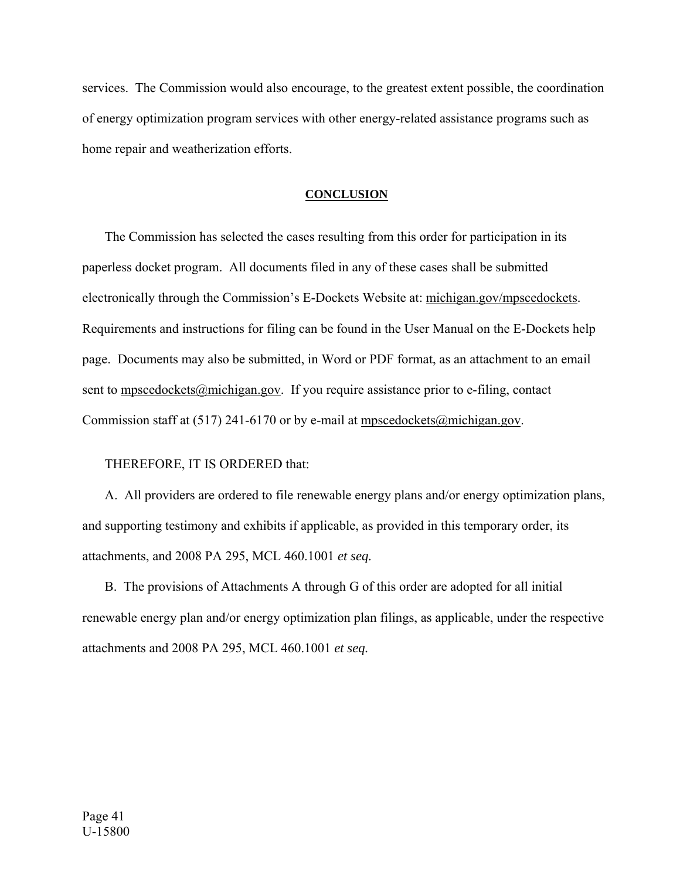services. The Commission would also encourage, to the greatest extent possible, the coordination of energy optimization program services with other energy-related assistance programs such as home repair and weatherization efforts.

## CONCLUSION

The Commission has selected the cases resulting from this order for participation in its paperless docket program. All documents filed in any of these cases shall be submitted electronically through the Commission's E-Dockets Website at: michigan.gov/mpscedockets. Requirements and instructions for filing can be found in the User Manual on the E-Dockets help page. Documents may also be submitted, in Word or PDF format, as an attachment to an email sent to mpscedockets@michigan.gov. If you require assistance prior to e-filing, contact Commission staff at (517) 241-6170 or by e-mail at mpscedockets@michigan.gov.

THEREFORE, IT IS ORDERED that:

A. All providers are ordered to file renewable energy plans and/or energy optimization plans, and supporting testimony and exhibits if applicable, as provided in this temporary order, its attachments, and 2008 PA 295, MCL 460.1001 *et seq.*

B. The provisions of Attachments A through G of this order are adopted for all initial renewable energy plan and/or energy optimization plan filings, as applicable, under the respective attachments and 2008 PA 295, MCL 460.1001 *et seq.*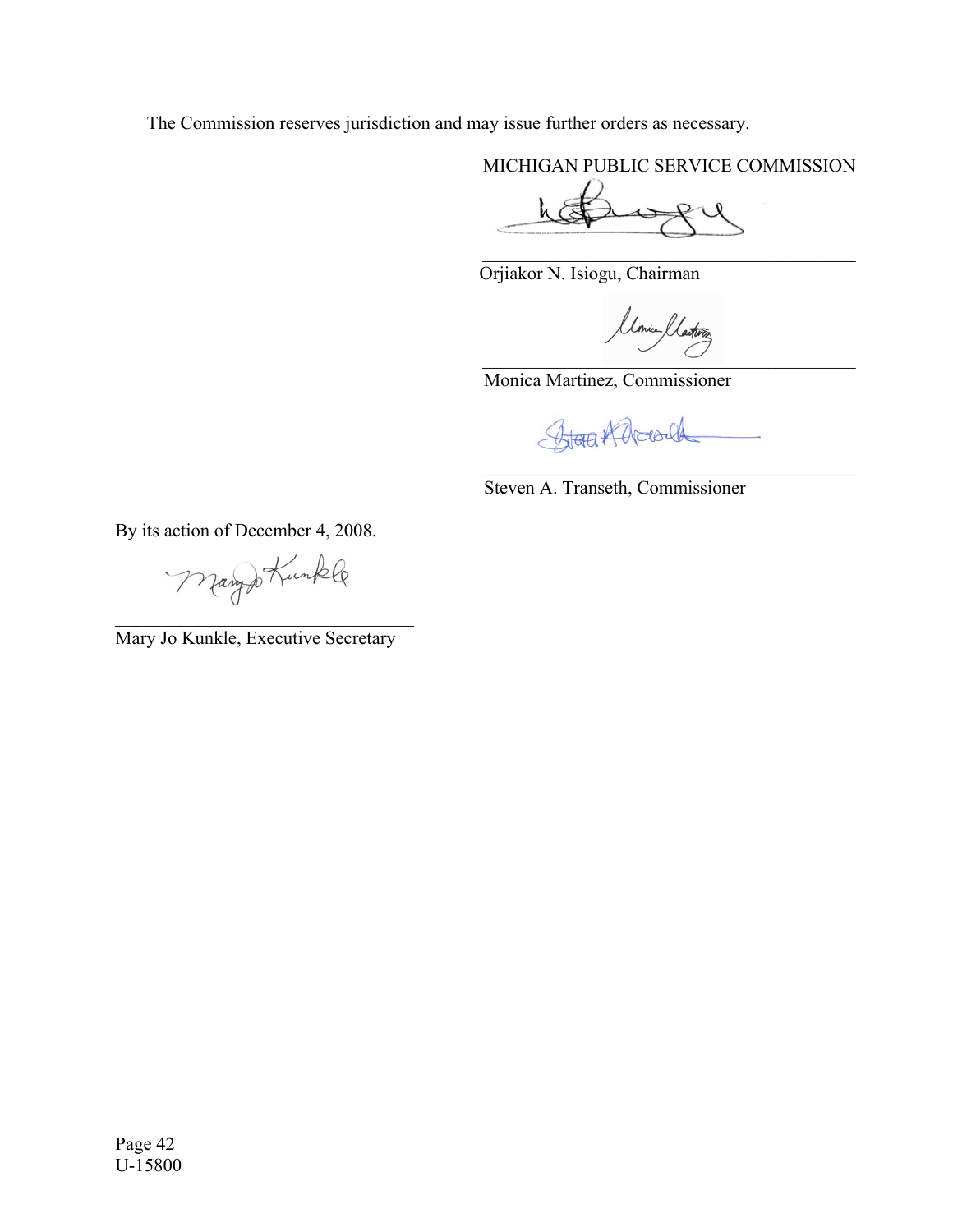The Commission reserves jurisdiction and may issue further orders as necessary.

MICHIGAN PUBLIC SERVICE COMMISSION

________________________________________
Orjiakor N. Isiogu, Chairman

________________________________________
Monica Martinez, Commissioner

________________________________________
Steven A. Transeth, Commissioner

By its action of December 4, 2008.

________________________________________
Mary Jo Kunkle, Executive Secretary

U-15800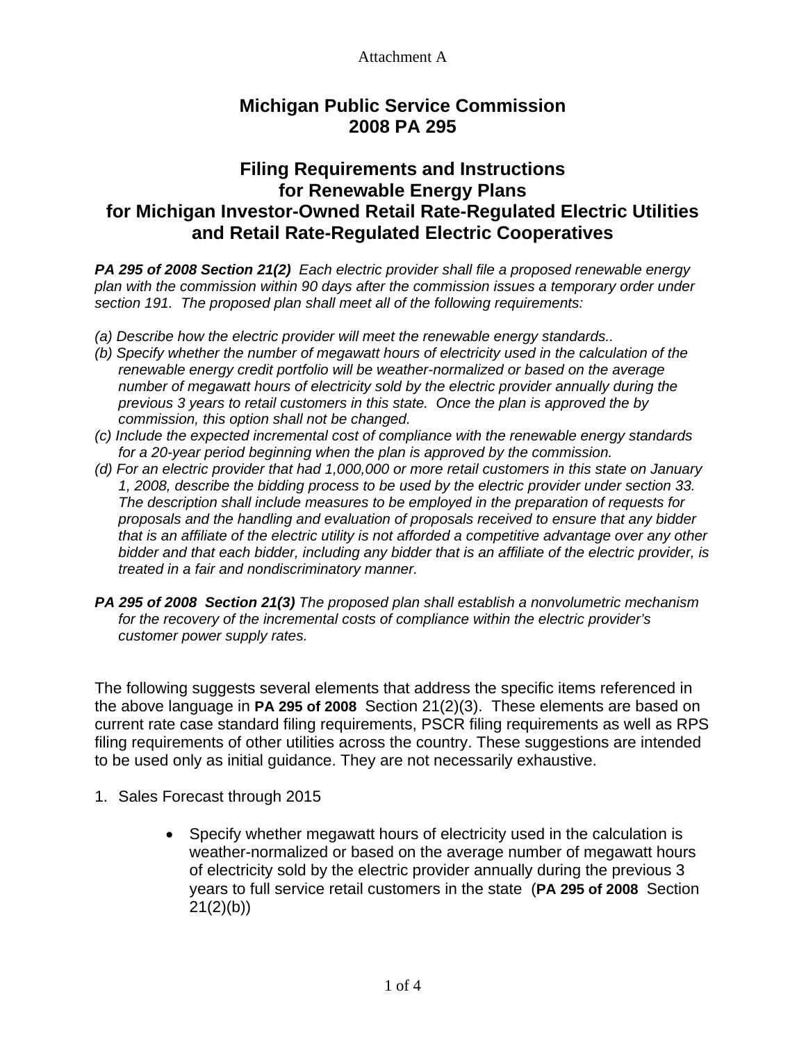Attachment A

# Michigan Public Service Commission
# 2008 PA 295

## Filing Requirements and Instructions for Renewable Energy Plans for Michigan Investor-Owned Retail Rate-Regulated Electric Utilities and Retail Rate-Regulated Electric Cooperatives

***PA 295 of 2008 Section 21(2)*** *Each electric provider shall file a proposed renewable energy plan with the commission within 90 days after the commission issues a temporary order under section 191. The proposed plan shall meet all of the following requirements:*

*(a) Describe how the electric provider will meet the renewable energy standards..*
*(b) Specify whether the number of megawatt hours of electricity used in the calculation of the renewable energy credit portfolio will be weather-normalized or based on the average number of megawatt hours of electricity sold by the electric provider annually during the previous 3 years to retail customers in this state. Once the plan is approved the by commission, this option shall not be changed.*
*(c) Include the expected incremental cost of compliance with the renewable energy standards for a 20-year period beginning when the plan is approved by the commission.*
*(d) For an electric provider that had 1,000,000 or more retail customers in this state on January 1, 2008, describe the bidding process to be used by the electric provider under section 33. The description shall include measures to be employed in the preparation of requests for proposals and the handling and evaluation of proposals received to ensure that any bidder that is an affiliate of the electric utility is not afforded a competitive advantage over any other bidder and that each bidder, including any bidder that is an affiliate of the electric provider, is treated in a fair and nondiscriminatory manner.*

***PA 295 of 2008 Section 21(3)*** *The proposed plan shall establish a nonvolumetric mechanism for the recovery of the incremental costs of compliance within the electric provider's customer power supply rates.*

The following suggests several elements that address the specific items referenced in the above language in **PA 295 of 2008** Section 21(2)(3). These elements are based on current rate case standard filing requirements, PSCR filing requirements as well as RPS filing requirements of other utilities across the country. These suggestions are intended to be used only as initial guidance. They are not necessarily exhaustive.

1. Sales Forecast through 2015

   - Specify whether megawatt hours of electricity used in the calculation is weather-normalized or based on the average number of megawatt hours of electricity sold by the electric provider annually during the previous 3 years to full service retail customers in the state (**PA 295 of 2008** Section 21(2)(b))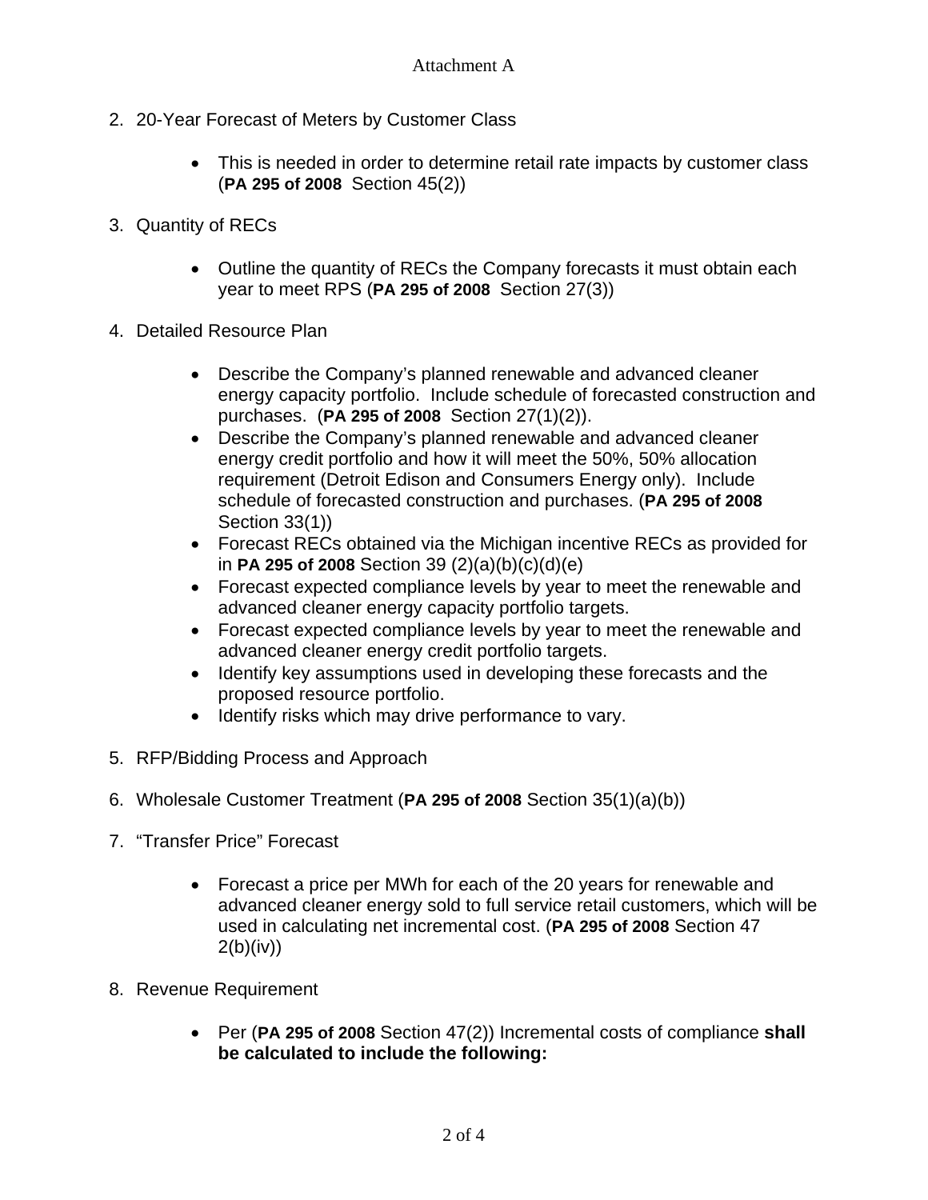Attachment A

2. 20-Year Forecast of Meters by Customer Class

   - This is needed in order to determine retail rate impacts by customer class (**PA 295 of 2008** Section 45(2))

3. Quantity of RECs

   - Outline the quantity of RECs the Company forecasts it must obtain each year to meet RPS (**PA 295 of 2008** Section 27(3))

4. Detailed Resource Plan

   - Describe the Company's planned renewable and advanced cleaner energy capacity portfolio. Include schedule of forecasted construction and purchases. (**PA 295 of 2008** Section 27(1)(2)).
   - Describe the Company's planned renewable and advanced cleaner energy credit portfolio and how it will meet the 50%, 50% allocation requirement (Detroit Edison and Consumers Energy only). Include schedule of forecasted construction and purchases. (**PA 295 of 2008** Section 33(1))
   - Forecast RECs obtained via the Michigan incentive RECs as provided for in **PA 295 of 2008** Section 39 (2)(a)(b)(c)(d)(e)
   - Forecast expected compliance levels by year to meet the renewable and advanced cleaner energy capacity portfolio targets.
   - Forecast expected compliance levels by year to meet the renewable and advanced cleaner energy credit portfolio targets.
   - Identify key assumptions used in developing these forecasts and the proposed resource portfolio.
   - Identify risks which may drive performance to vary.

5. RFP/Bidding Process and Approach

6. Wholesale Customer Treatment (**PA 295 of 2008** Section 35(1)(a)(b))

7. "Transfer Price" Forecast

   - Forecast a price per MWh for each of the 20 years for renewable and advanced cleaner energy sold to full service retail customers, which will be used in calculating net incremental cost. (**PA 295 of 2008** Section 47 2(b)(iv))

8. Revenue Requirement

   - Per (**PA 295 of 2008** Section 47(2)) Incremental costs of compliance **shall be calculated to include the following:**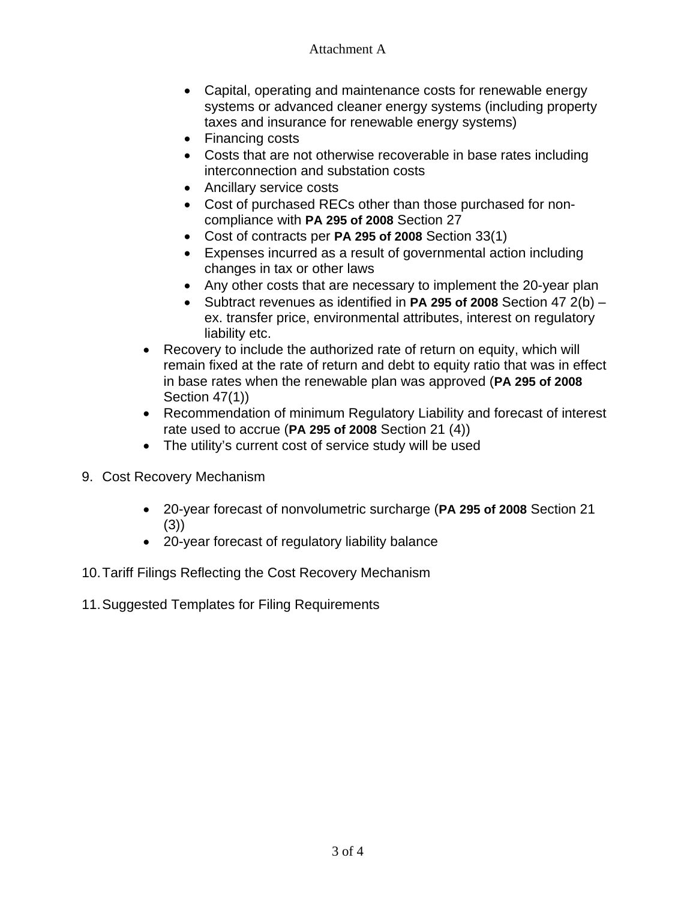- Capital, operating and maintenance costs for renewable energy systems or advanced cleaner energy systems (including property taxes and insurance for renewable energy systems)
  - Financing costs
  - Costs that are not otherwise recoverable in base rates including interconnection and substation costs
  - Ancillary service costs
  - Cost of purchased RECs other than those purchased for non-compliance with **PA 295 of 2008** Section 27
  - Cost of contracts per **PA 295 of 2008** Section 33(1)
  - Expenses incurred as a result of governmental action including changes in tax or other laws
  - Any other costs that are necessary to implement the 20-year plan
  - Subtract revenues as identified in **PA 295 of 2008** Section 47 2(b) – ex. transfer price, environmental attributes, interest on regulatory liability etc.
- Recovery to include the authorized rate of return on equity, which will remain fixed at the rate of return and debt to equity ratio that was in effect in base rates when the renewable plan was approved (**PA 295 of 2008** Section 47(1))
- Recommendation of minimum Regulatory Liability and forecast of interest rate used to accrue (**PA 295 of 2008** Section 21 (4))
- The utility's current cost of service study will be used

9. Cost Recovery Mechanism

   - 20-year forecast of nonvolumetric surcharge (**PA 295 of 2008** Section 21 (3))
   - 20-year forecast of regulatory liability balance

10. Tariff Filings Reflecting the Cost Recovery Mechanism

11. Suggested Templates for Filing Requirements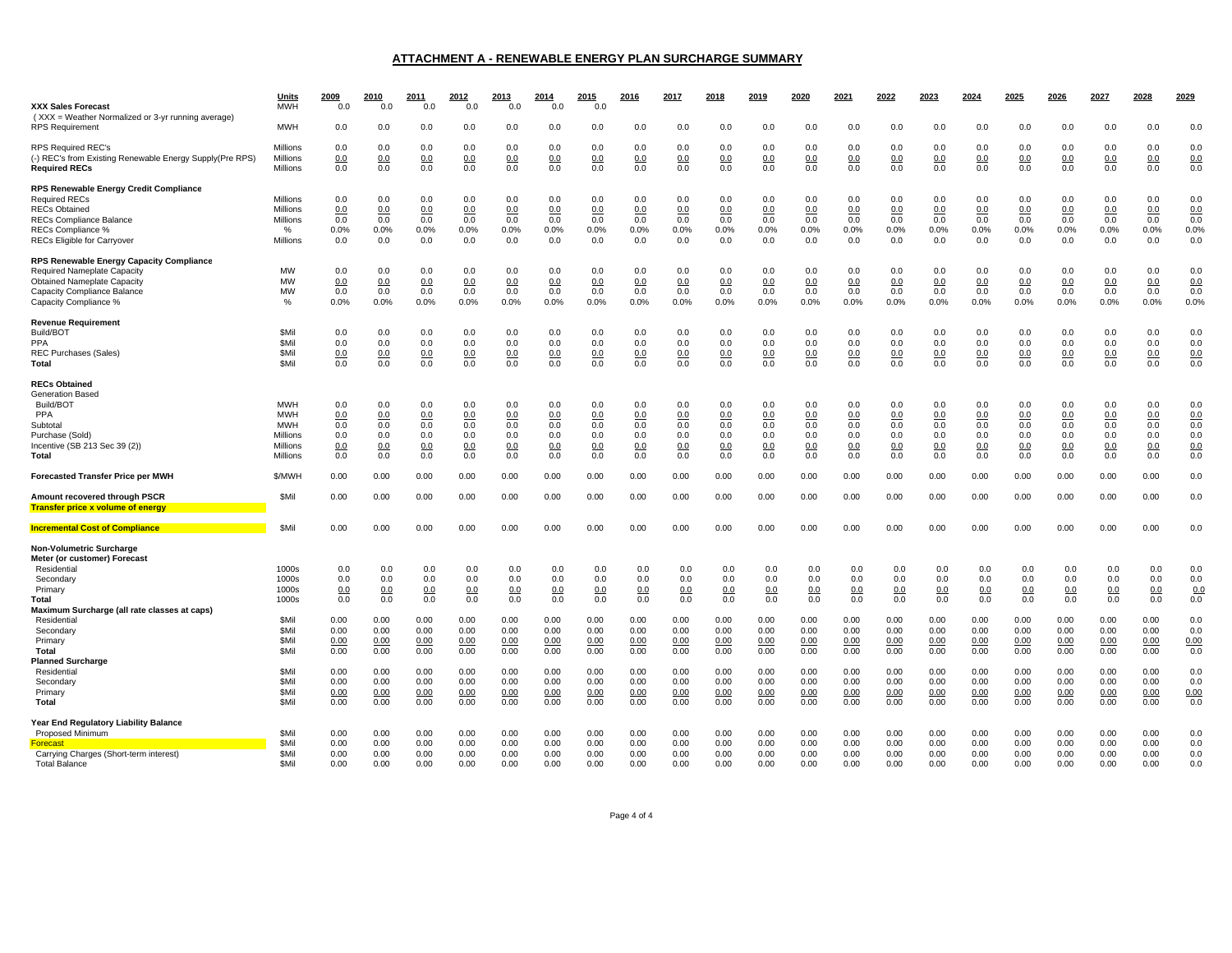## ATTACHMENT A - RENEWABLE ENERGY PLAN SURCHARGE SUMMARY

| | Units | 2009 | 2010 | 2011 | 2012 | 2013 | 2014 | 2015 | 2016 | 2017 | 2018 | 2019 | 2020 | 2021 | 2022 | 2023 | 2024 | 2025 | 2026 | 2027 | 2028 | 2029 |
|---|---|---|---|---|---|---|---|---|---|---|---|---|---|---|---|---|---|---|---|---|---|---|
| **XXX Sales Forecast** | MWH | 0.0 | 0.0 | 0.0 | 0.0 | 0.0 | 0.0 | 0.0 | | | | | | | | | | | | | | |
| ( XXX = Weather Normalized or 3-yr running average) | | | | | | | | | | | | | | | | | | | | | | |
| RPS Requirement | MWH | 0.0 | 0.0 | 0.0 | 0.0 | 0.0 | 0.0 | 0.0 | 0.0 | 0.0 | 0.0 | 0.0 | 0.0 | 0.0 | 0.0 | 0.0 | 0.0 | 0.0 | 0.0 | 0.0 | 0.0 | 0.0 |
| RPS Required REC's | Millions | 0.0 | 0.0 | 0.0 | 0.0 | 0.0 | 0.0 | 0.0 | 0.0 | 0.0 | 0.0 | 0.0 | 0.0 | 0.0 | 0.0 | 0.0 | 0.0 | 0.0 | 0.0 | 0.0 | 0.0 | 0.0 |
| (-) REC's from Existing Renewable Energy Supply(Pre RPS) | Millions | 0.0 | 0.0 | 0.0 | 0.0 | 0.0 | 0.0 | 0.0 | 0.0 | 0.0 | 0.0 | 0.0 | 0.0 | 0.0 | 0.0 | 0.0 | 0.0 | 0.0 | 0.0 | 0.0 | 0.0 | 0.0 |
| **Required RECs** | Millions | 0.0 | 0.0 | 0.0 | 0.0 | 0.0 | 0.0 | 0.0 | 0.0 | 0.0 | 0.0 | 0.0 | 0.0 | 0.0 | 0.0 | 0.0 | 0.0 | 0.0 | 0.0 | 0.0 | 0.0 | 0.0 |
| **RPS Renewable Energy Credit Compliance** | | | | | | | | | | | | | | | | | | | | | | |
| Required RECs | Millions | 0.0 | 0.0 | 0.0 | 0.0 | 0.0 | 0.0 | 0.0 | 0.0 | 0.0 | 0.0 | 0.0 | 0.0 | 0.0 | 0.0 | 0.0 | 0.0 | 0.0 | 0.0 | 0.0 | 0.0 | 0.0 |
| RECs Obtained | Millions | 0.0 | 0.0 | 0.0 | 0.0 | 0.0 | 0.0 | 0.0 | 0.0 | 0.0 | 0.0 | 0.0 | 0.0 | 0.0 | 0.0 | 0.0 | 0.0 | 0.0 | 0.0 | 0.0 | 0.0 | 0.0 |
| RECs Compliance Balance | Millions | 0.0 | 0.0 | 0.0 | 0.0 | 0.0 | 0.0 | 0.0 | 0.0 | 0.0 | 0.0 | 0.0 | 0.0 | 0.0 | 0.0 | 0.0 | 0.0 | 0.0 | 0.0 | 0.0 | 0.0 | 0.0 |
| RECs Compliance % | % | 0.0% | 0.0% | 0.0% | 0.0% | 0.0% | 0.0% | 0.0% | 0.0% | 0.0% | 0.0% | 0.0% | 0.0% | 0.0% | 0.0% | 0.0% | 0.0% | 0.0% | 0.0% | 0.0% | 0.0% | 0.0% |
| RECs Eligible for Carryover | Millions | 0.0 | 0.0 | 0.0 | 0.0 | 0.0 | 0.0 | 0.0 | 0.0 | 0.0 | 0.0 | 0.0 | 0.0 | 0.0 | 0.0 | 0.0 | 0.0 | 0.0 | 0.0 | 0.0 | 0.0 | 0.0 |
| **RPS Renewable Energy Capacity Compliance** | | | | | | | | | | | | | | | | | | | | | | |
| Required Nameplate Capacity | MW | 0.0 | 0.0 | 0.0 | 0.0 | 0.0 | 0.0 | 0.0 | 0.0 | 0.0 | 0.0 | 0.0 | 0.0 | 0.0 | 0.0 | 0.0 | 0.0 | 0.0 | 0.0 | 0.0 | 0.0 | 0.0 |
| Obtained Nameplate Capacity | MW | 0.0 | 0.0 | 0.0 | 0.0 | 0.0 | 0.0 | 0.0 | 0.0 | 0.0 | 0.0 | 0.0 | 0.0 | 0.0 | 0.0 | 0.0 | 0.0 | 0.0 | 0.0 | 0.0 | 0.0 | 0.0 |
| Capacity Compliance Balance | MW | 0.0 | 0.0 | 0.0 | 0.0 | 0.0 | 0.0 | 0.0 | 0.0 | 0.0 | 0.0 | 0.0 | 0.0 | 0.0 | 0.0 | 0.0 | 0.0 | 0.0 | 0.0 | 0.0 | 0.0 | 0.0 |
| Capacity Compliance % | % | 0.0% | 0.0% | 0.0% | 0.0% | 0.0% | 0.0% | 0.0% | 0.0% | 0.0% | 0.0% | 0.0% | 0.0% | 0.0% | 0.0% | 0.0% | 0.0% | 0.0% | 0.0% | 0.0% | 0.0% | 0.0% |
| **Revenue Requirement** | | | | | | | | | | | | | | | | | | | | | | |
| Build/BOT | $Mil | 0.0 | 0.0 | 0.0 | 0.0 | 0.0 | 0.0 | 0.0 | 0.0 | 0.0 | 0.0 | 0.0 | 0.0 | 0.0 | 0.0 | 0.0 | 0.0 | 0.0 | 0.0 | 0.0 | 0.0 | 0.0 |
| PPA | $Mil | 0.0 | 0.0 | 0.0 | 0.0 | 0.0 | 0.0 | 0.0 | 0.0 | 0.0 | 0.0 | 0.0 | 0.0 | 0.0 | 0.0 | 0.0 | 0.0 | 0.0 | 0.0 | 0.0 | 0.0 | 0.0 |
| REC Purchases (Sales) | $Mil | 0.0 | 0.0 | 0.0 | 0.0 | 0.0 | 0.0 | 0.0 | 0.0 | 0.0 | 0.0 | 0.0 | 0.0 | 0.0 | 0.0 | 0.0 | 0.0 | 0.0 | 0.0 | 0.0 | 0.0 | 0.0 |
| **Total** | $Mil | 0.0 | 0.0 | 0.0 | 0.0 | 0.0 | 0.0 | 0.0 | 0.0 | 0.0 | 0.0 | 0.0 | 0.0 | 0.0 | 0.0 | 0.0 | 0.0 | 0.0 | 0.0 | 0.0 | 0.0 | 0.0 |
| **RECs Obtained** | | | | | | | | | | | | | | | | | | | | | | |
| Generation Based | | | | | | | | | | | | | | | | | | | | | | |
| Build/BOT | MWH | 0.0 | 0.0 | 0.0 | 0.0 | 0.0 | 0.0 | 0.0 | 0.0 | 0.0 | 0.0 | 0.0 | 0.0 | 0.0 | 0.0 | 0.0 | 0.0 | 0.0 | 0.0 | 0.0 | 0.0 | 0.0 |
| PPA | MWH | 0.0 | 0.0 | 0.0 | 0.0 | 0.0 | 0.0 | 0.0 | 0.0 | 0.0 | 0.0 | 0.0 | 0.0 | 0.0 | 0.0 | 0.0 | 0.0 | 0.0 | 0.0 | 0.0 | 0.0 | 0.0 |
| Subtotal | MWH | 0.0 | 0.0 | 0.0 | 0.0 | 0.0 | 0.0 | 0.0 | 0.0 | 0.0 | 0.0 | 0.0 | 0.0 | 0.0 | 0.0 | 0.0 | 0.0 | 0.0 | 0.0 | 0.0 | 0.0 | 0.0 |
| Purchase (Sold) | Millions | 0.0 | 0.0 | 0.0 | 0.0 | 0.0 | 0.0 | 0.0 | 0.0 | 0.0 | 0.0 | 0.0 | 0.0 | 0.0 | 0.0 | 0.0 | 0.0 | 0.0 | 0.0 | 0.0 | 0.0 | 0.0 |
| Incentive (SB 213 Sec 39 (2)) | Millions | 0.0 | 0.0 | 0.0 | 0.0 | 0.0 | 0.0 | 0.0 | 0.0 | 0.0 | 0.0 | 0.0 | 0.0 | 0.0 | 0.0 | 0.0 | 0.0 | 0.0 | 0.0 | 0.0 | 0.0 | 0.0 |
| **Total** | Millions | 0.0 | 0.0 | 0.0 | 0.0 | 0.0 | 0.0 | 0.0 | 0.0 | 0.0 | 0.0 | 0.0 | 0.0 | 0.0 | 0.0 | 0.0 | 0.0 | 0.0 | 0.0 | 0.0 | 0.0 | 0.0 |
| **Forecasted Transfer Price per MWH** | $/MWH | 0.00 | 0.00 | 0.00 | 0.00 | 0.00 | 0.00 | 0.00 | 0.00 | 0.00 | 0.00 | 0.00 | 0.00 | 0.00 | 0.00 | 0.00 | 0.00 | 0.00 | 0.00 | 0.00 | 0.00 | 0.0 |
| **Amount recovered through PSCR** | $Mil | 0.00 | 0.00 | 0.00 | 0.00 | 0.00 | 0.00 | 0.00 | 0.00 | 0.00 | 0.00 | 0.00 | 0.00 | 0.00 | 0.00 | 0.00 | 0.00 | 0.00 | 0.00 | 0.00 | 0.00 | 0.0 |
| **Transfer price x volume of energy** | | | | | | | | | | | | | | | | | | | | | | |
| **Incremental Cost of Compliance** | $Mil | 0.00 | 0.00 | 0.00 | 0.00 | 0.00 | 0.00 | 0.00 | 0.00 | 0.00 | 0.00 | 0.00 | 0.00 | 0.00 | 0.00 | 0.00 | 0.00 | 0.00 | 0.00 | 0.00 | 0.00 | 0.0 |
| **Non-Volumetric Surcharge** | | | | | | | | | | | | | | | | | | | | | | |
| **Meter (or customer) Forecast** | | | | | | | | | | | | | | | | | | | | | | |
| Residential | 1000s | 0.0 | 0.0 | 0.0 | 0.0 | 0.0 | 0.0 | 0.0 | 0.0 | 0.0 | 0.0 | 0.0 | 0.0 | 0.0 | 0.0 | 0.0 | 0.0 | 0.0 | 0.0 | 0.0 | 0.0 | 0.0 |
| Secondary | 1000s | 0.0 | 0.0 | 0.0 | 0.0 | 0.0 | 0.0 | 0.0 | 0.0 | 0.0 | 0.0 | 0.0 | 0.0 | 0.0 | 0.0 | 0.0 | 0.0 | 0.0 | 0.0 | 0.0 | 0.0 | 0.0 |
| Primary | 1000s | 0.0 | 0.0 | 0.0 | 0.0 | 0.0 | 0.0 | 0.0 | 0.0 | 0.0 | 0.0 | 0.0 | 0.0 | 0.0 | 0.0 | 0.0 | 0.0 | 0.0 | 0.0 | 0.0 | 0.0 | 0.0 |
| **Total** | 1000s | 0.0 | 0.0 | 0.0 | 0.0 | 0.0 | 0.0 | 0.0 | 0.0 | 0.0 | 0.0 | 0.0 | 0.0 | 0.0 | 0.0 | 0.0 | 0.0 | 0.0 | 0.0 | 0.0 | 0.0 | 0.0 |
| **Maximum Surcharge (all rate classes at caps)** | | | | | | | | | | | | | | | | | | | | | | |
| Residential | $Mil | 0.00 | 0.00 | 0.00 | 0.00 | 0.00 | 0.00 | 0.00 | 0.00 | 0.00 | 0.00 | 0.00 | 0.00 | 0.00 | 0.00 | 0.00 | 0.00 | 0.00 | 0.00 | 0.00 | 0.00 | 0.0 |
| Secondary | $Mil | 0.00 | 0.00 | 0.00 | 0.00 | 0.00 | 0.00 | 0.00 | 0.00 | 0.00 | 0.00 | 0.00 | 0.00 | 0.00 | 0.00 | 0.00 | 0.00 | 0.00 | 0.00 | 0.00 | 0.00 | 0.0 |
| Primary | $Mil | 0.00 | 0.00 | 0.00 | 0.00 | 0.00 | 0.00 | 0.00 | 0.00 | 0.00 | 0.00 | 0.00 | 0.00 | 0.00 | 0.00 | 0.00 | 0.00 | 0.00 | 0.00 | 0.00 | 0.00 | 0.00 |
| **Total** | $Mil | 0.00 | 0.00 | 0.00 | 0.00 | 0.00 | 0.00 | 0.00 | 0.00 | 0.00 | 0.00 | 0.00 | 0.00 | 0.00 | 0.00 | 0.00 | 0.00 | 0.00 | 0.00 | 0.00 | 0.00 | 0.0 |
| **Planned Surcharge** | | | | | | | | | | | | | | | | | | | | | | |
| Residential | $Mil | 0.00 | 0.00 | 0.00 | 0.00 | 0.00 | 0.00 | 0.00 | 0.00 | 0.00 | 0.00 | 0.00 | 0.00 | 0.00 | 0.00 | 0.00 | 0.00 | 0.00 | 0.00 | 0.00 | 0.00 | 0.0 |
| Secondary | $Mil | 0.00 | 0.00 | 0.00 | 0.00 | 0.00 | 0.00 | 0.00 | 0.00 | 0.00 | 0.00 | 0.00 | 0.00 | 0.00 | 0.00 | 0.00 | 0.00 | 0.00 | 0.00 | 0.00 | 0.00 | 0.0 |
| Primary | $Mil | 0.00 | 0.00 | 0.00 | 0.00 | 0.00 | 0.00 | 0.00 | 0.00 | 0.00 | 0.00 | 0.00 | 0.00 | 0.00 | 0.00 | 0.00 | 0.00 | 0.00 | 0.00 | 0.00 | 0.00 | 0.00 |
| **Total** | $Mil | 0.00 | 0.00 | 0.00 | 0.00 | 0.00 | 0.00 | 0.00 | 0.00 | 0.00 | 0.00 | 0.00 | 0.00 | 0.00 | 0.00 | 0.00 | 0.00 | 0.00 | 0.00 | 0.00 | 0.00 | 0.0 |
| **Year End Regulatory Liability Balance** | | | | | | | | | | | | | | | | | | | | | | |
| Proposed Minimum | $Mil | 0.00 | 0.00 | 0.00 | 0.00 | 0.00 | 0.00 | 0.00 | 0.00 | 0.00 | 0.00 | 0.00 | 0.00 | 0.00 | 0.00 | 0.00 | 0.00 | 0.00 | 0.00 | 0.00 | 0.00 | 0.0 |
| Forecast | $Mil | 0.00 | 0.00 | 0.00 | 0.00 | 0.00 | 0.00 | 0.00 | 0.00 | 0.00 | 0.00 | 0.00 | 0.00 | 0.00 | 0.00 | 0.00 | 0.00 | 0.00 | 0.00 | 0.00 | 0.00 | 0.0 |
| Carrying Charges (Short-term interest) | $Mil | 0.00 | 0.00 | 0.00 | 0.00 | 0.00 | 0.00 | 0.00 | 0.00 | 0.00 | 0.00 | 0.00 | 0.00 | 0.00 | 0.00 | 0.00 | 0.00 | 0.00 | 0.00 | 0.00 | 0.00 | 0.0 |
| Total Balance | $Mil | 0.00 | 0.00 | 0.00 | 0.00 | 0.00 | 0.00 | 0.00 | 0.00 | 0.00 | 0.00 | 0.00 | 0.00 | 0.00 | 0.00 | 0.00 | 0.00 | 0.00 | 0.00 | 0.00 | 0.00 | 0.0 |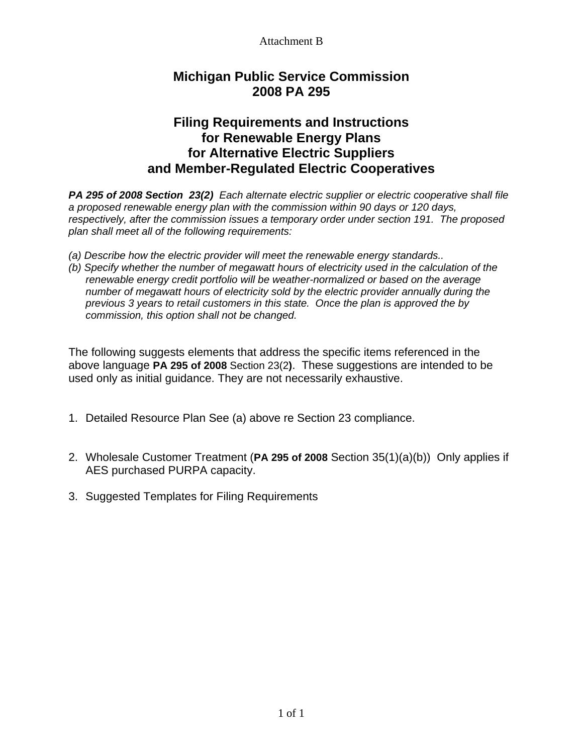Attachment B

# Michigan Public Service Commission
# 2008 PA 295

## Filing Requirements and Instructions for Renewable Energy Plans for Alternative Electric Suppliers and Member-Regulated Electric Cooperatives

***PA 295 of 2008 Section 23(2)*** *Each alternate electric supplier or electric cooperative shall file a proposed renewable energy plan with the commission within 90 days or 120 days, respectively, after the commission issues a temporary order under section 191. The proposed plan shall meet all of the following requirements:*

*(a) Describe how the electric provider will meet the renewable energy standards..*

*(b) Specify whether the number of megawatt hours of electricity used in the calculation of the renewable energy credit portfolio will be weather-normalized or based on the average number of megawatt hours of electricity sold by the electric provider annually during the previous 3 years to retail customers in this state. Once the plan is approved the by commission, this option shall not be changed.*

The following suggests elements that address the specific items referenced in the above language **PA 295 of 2008** Section 23(2**)**. These suggestions are intended to be used only as initial guidance. They are not necessarily exhaustive.

1. Detailed Resource Plan See (a) above re Section 23 compliance.

2. Wholesale Customer Treatment (**PA 295 of 2008** Section 35(1)(a)(b)) Only applies if AES purchased PURPA capacity.

3. Suggested Templates for Filing Requirements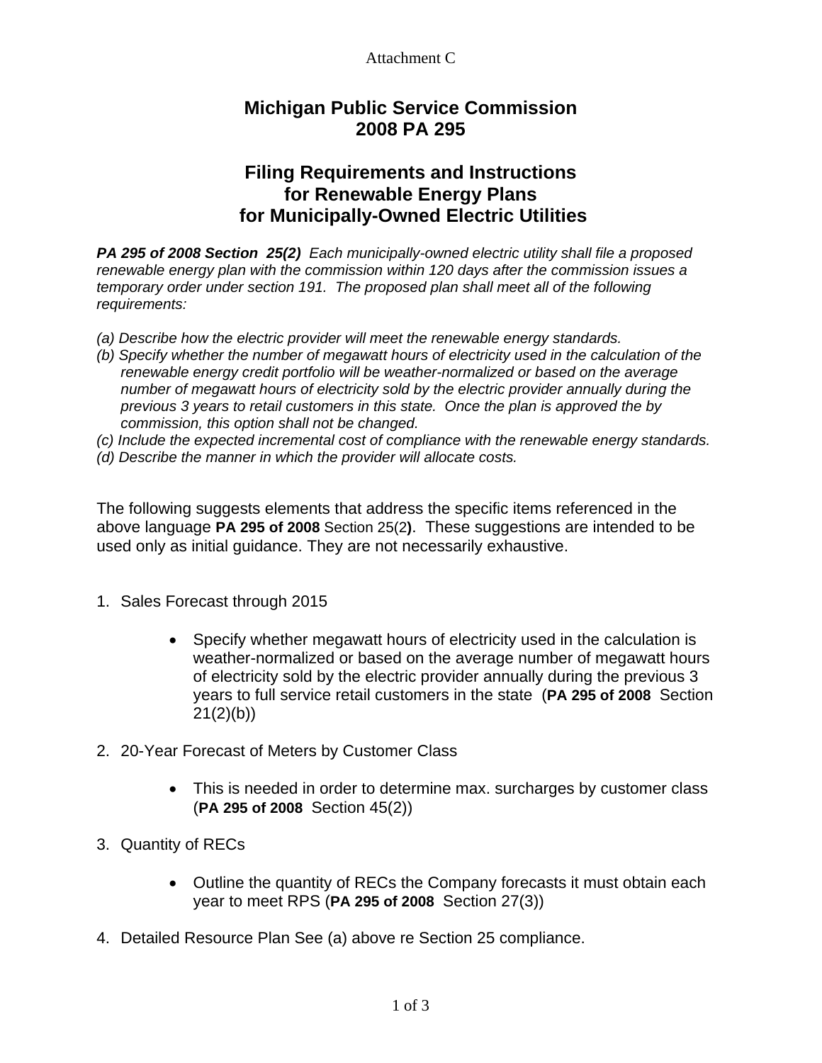Attachment C

# Michigan Public Service Commission
# 2008 PA 295

## Filing Requirements and Instructions for Renewable Energy Plans for Municipally-Owned Electric Utilities

***PA 295 of 2008 Section 25(2)*** *Each municipally-owned electric utility shall file a proposed renewable energy plan with the commission within 120 days after the commission issues a temporary order under section 191. The proposed plan shall meet all of the following requirements:*

*(a) Describe how the electric provider will meet the renewable energy standards.*
*(b) Specify whether the number of megawatt hours of electricity used in the calculation of the renewable energy credit portfolio will be weather-normalized or based on the average number of megawatt hours of electricity sold by the electric provider annually during the previous 3 years to retail customers in this state. Once the plan is approved the by commission, this option shall not be changed.*
*(c) Include the expected incremental cost of compliance with the renewable energy standards.*
*(d) Describe the manner in which the provider will allocate costs.*

The following suggests elements that address the specific items referenced in the above language **PA 295 of 2008** Section 25(2**)**. These suggestions are intended to be used only as initial guidance. They are not necessarily exhaustive.

1. Sales Forecast through 2015
   - Specify whether megawatt hours of electricity used in the calculation is weather-normalized or based on the average number of megawatt hours of electricity sold by the electric provider annually during the previous 3 years to full service retail customers in the state (**PA 295 of 2008** Section 21(2)(b))
2. 20-Year Forecast of Meters by Customer Class
   - This is needed in order to determine max. surcharges by customer class (**PA 295 of 2008** Section 45(2))
3. Quantity of RECs
   - Outline the quantity of RECs the Company forecasts it must obtain each year to meet RPS (**PA 295 of 2008** Section 27(3))
4. Detailed Resource Plan See (a) above re Section 25 compliance.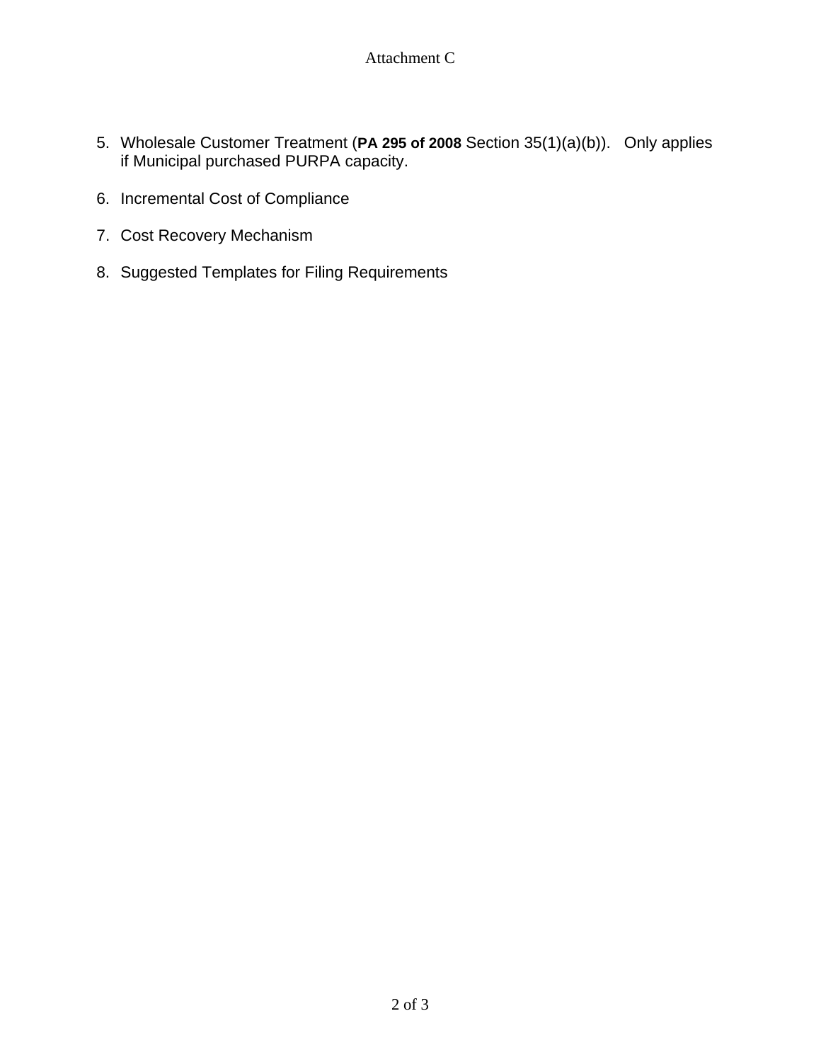5. Wholesale Customer Treatment (**PA 295 of 2008** Section 35(1)(a)(b)). Only applies if Municipal purchased PURPA capacity.

6. Incremental Cost of Compliance

7. Cost Recovery Mechanism

8. Suggested Templates for Filing Requirements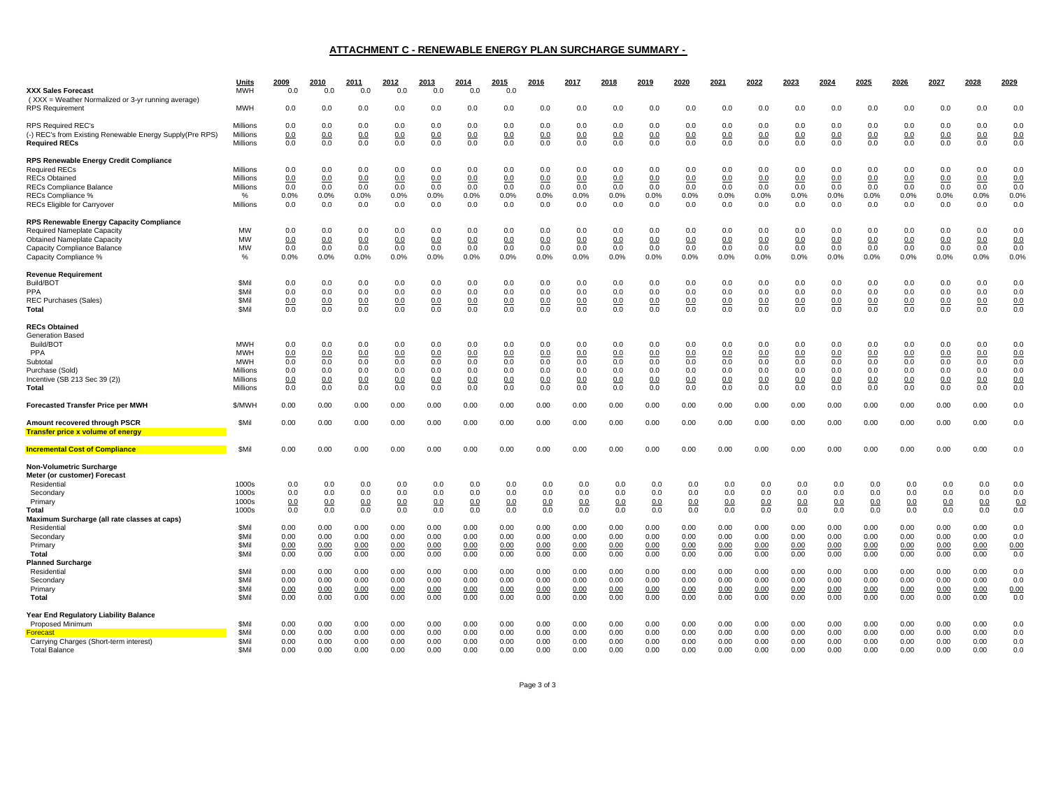# ATTACHMENT C - RENEWABLE ENERGY PLAN SURCHARGE SUMMARY -

| | Units | 2009 | 2010 | 2011 | 2012 | 2013 | 2014 | 2015 | 2016 | 2017 | 2018 | 2019 | 2020 | 2021 | 2022 | 2023 | 2024 | 2025 | 2026 | 2027 | 2028 | 2029 |
|---|---|---|---|---|---|---|---|---|---|---|---|---|---|---|---|---|---|---|---|---|---|---|
| **XXX Sales Forecast** | MWH | 0.0 | 0.0 | 0.0 | 0.0 | 0.0 | 0.0 | 0.0 | | | | | | | | | | | | | | |
| ( XXX = Weather Normalized or 3-yr running average) | | | | | | | | | | | | | | | | | | | | | | |
| RPS Requirement | MWH | 0.0 | 0.0 | 0.0 | 0.0 | 0.0 | 0.0 | 0.0 | 0.0 | 0.0 | 0.0 | 0.0 | 0.0 | 0.0 | 0.0 | 0.0 | 0.0 | 0.0 | 0.0 | 0.0 | 0.0 | 0.0 |
| RPS Required REC's | Millions | 0.0 | 0.0 | 0.0 | 0.0 | 0.0 | 0.0 | 0.0 | 0.0 | 0.0 | 0.0 | 0.0 | 0.0 | 0.0 | 0.0 | 0.0 | 0.0 | 0.0 | 0.0 | 0.0 | 0.0 | 0.0 |
| (-) REC's from Existing Renewable Energy Supply(Pre RPS) | Millions | 0.0 | 0.0 | 0.0 | 0.0 | 0.0 | 0.0 | 0.0 | 0.0 | 0.0 | 0.0 | 0.0 | 0.0 | 0.0 | 0.0 | 0.0 | 0.0 | 0.0 | 0.0 | 0.0 | 0.0 | 0.0 |
| **Required RECs** | Millions | 0.0 | 0.0 | 0.0 | 0.0 | 0.0 | 0.0 | 0.0 | 0.0 | 0.0 | 0.0 | 0.0 | 0.0 | 0.0 | 0.0 | 0.0 | 0.0 | 0.0 | 0.0 | 0.0 | 0.0 | 0.0 |
| **RPS Renewable Energy Credit Compliance** | | | | | | | | | | | | | | | | | | | | | | |
| Required RECs | Millions | 0.0 | 0.0 | 0.0 | 0.0 | 0.0 | 0.0 | 0.0 | 0.0 | 0.0 | 0.0 | 0.0 | 0.0 | 0.0 | 0.0 | 0.0 | 0.0 | 0.0 | 0.0 | 0.0 | 0.0 | 0.0 |
| RECs Obtained | Millions | 0.0 | 0.0 | 0.0 | 0.0 | 0.0 | 0.0 | 0.0 | 0.0 | 0.0 | 0.0 | 0.0 | 0.0 | 0.0 | 0.0 | 0.0 | 0.0 | 0.0 | 0.0 | 0.0 | 0.0 | 0.0 |
| RECs Compliance Balance | Millions | 0.0 | 0.0 | 0.0 | 0.0 | 0.0 | 0.0 | 0.0 | 0.0 | 0.0 | 0.0 | 0.0 | 0.0 | 0.0 | 0.0 | 0.0 | 0.0 | 0.0 | 0.0 | 0.0 | 0.0 | 0.0 |
| RECs Compliance % | % | 0.0% | 0.0% | 0.0% | 0.0% | 0.0% | 0.0% | 0.0% | 0.0% | 0.0% | 0.0% | 0.0% | 0.0% | 0.0% | 0.0% | 0.0% | 0.0% | 0.0% | 0.0% | 0.0% | 0.0% | 0.0% |
| RECs Eligible for Carryover | Millions | 0.0 | 0.0 | 0.0 | 0.0 | 0.0 | 0.0 | 0.0 | 0.0 | 0.0 | 0.0 | 0.0 | 0.0 | 0.0 | 0.0 | 0.0 | 0.0 | 0.0 | 0.0 | 0.0 | 0.0 | 0.0 |
| **RPS Renewable Energy Capacity Compliance** | | | | | | | | | | | | | | | | | | | | | | |
| Required Nameplate Capacity | MW | 0.0 | 0.0 | 0.0 | 0.0 | 0.0 | 0.0 | 0.0 | 0.0 | 0.0 | 0.0 | 0.0 | 0.0 | 0.0 | 0.0 | 0.0 | 0.0 | 0.0 | 0.0 | 0.0 | 0.0 | 0.0 |
| Obtained Nameplate Capacity | MW | 0.0 | 0.0 | 0.0 | 0.0 | 0.0 | 0.0 | 0.0 | 0.0 | 0.0 | 0.0 | 0.0 | 0.0 | 0.0 | 0.0 | 0.0 | 0.0 | 0.0 | 0.0 | 0.0 | 0.0 | 0.0 |
| Capacity Compliance Balance | MW | 0.0 | 0.0 | 0.0 | 0.0 | 0.0 | 0.0 | 0.0 | 0.0 | 0.0 | 0.0 | 0.0 | 0.0 | 0.0 | 0.0 | 0.0 | 0.0 | 0.0 | 0.0 | 0.0 | 0.0 | 0.0 |
| Capacity Compliance % | % | 0.0% | 0.0% | 0.0% | 0.0% | 0.0% | 0.0% | 0.0% | 0.0% | 0.0% | 0.0% | 0.0% | 0.0% | 0.0% | 0.0% | 0.0% | 0.0% | 0.0% | 0.0% | 0.0% | 0.0% | 0.0% |
| **Revenue Requirement** | | | | | | | | | | | | | | | | | | | | | | |
| Build/BOT | $Mil | 0.0 | 0.0 | 0.0 | 0.0 | 0.0 | 0.0 | 0.0 | 0.0 | 0.0 | 0.0 | 0.0 | 0.0 | 0.0 | 0.0 | 0.0 | 0.0 | 0.0 | 0.0 | 0.0 | 0.0 | 0.0 |
| PPA | $Mil | 0.0 | 0.0 | 0.0 | 0.0 | 0.0 | 0.0 | 0.0 | 0.0 | 0.0 | 0.0 | 0.0 | 0.0 | 0.0 | 0.0 | 0.0 | 0.0 | 0.0 | 0.0 | 0.0 | 0.0 | 0.0 |
| REC Purchases (Sales) | $Mil | 0.0 | 0.0 | 0.0 | 0.0 | 0.0 | 0.0 | 0.0 | 0.0 | 0.0 | 0.0 | 0.0 | 0.0 | 0.0 | 0.0 | 0.0 | 0.0 | 0.0 | 0.0 | 0.0 | 0.0 | 0.0 |
| **Total** | $Mil | 0.0 | 0.0 | 0.0 | 0.0 | 0.0 | 0.0 | 0.0 | 0.0 | 0.0 | 0.0 | 0.0 | 0.0 | 0.0 | 0.0 | 0.0 | 0.0 | 0.0 | 0.0 | 0.0 | 0.0 | 0.0 |
| **RECs Obtained** | | | | | | | | | | | | | | | | | | | | | | |
| Generation Based | | | | | | | | | | | | | | | | | | | | | | |
| Build/BOT | MWH | 0.0 | 0.0 | 0.0 | 0.0 | 0.0 | 0.0 | 0.0 | 0.0 | 0.0 | 0.0 | 0.0 | 0.0 | 0.0 | 0.0 | 0.0 | 0.0 | 0.0 | 0.0 | 0.0 | 0.0 | 0.0 |
| PPA | MWH | 0.0 | 0.0 | 0.0 | 0.0 | 0.0 | 0.0 | 0.0 | 0.0 | 0.0 | 0.0 | 0.0 | 0.0 | 0.0 | 0.0 | 0.0 | 0.0 | 0.0 | 0.0 | 0.0 | 0.0 | 0.0 |
| Subtotal | MWH | 0.0 | 0.0 | 0.0 | 0.0 | 0.0 | 0.0 | 0.0 | 0.0 | 0.0 | 0.0 | 0.0 | 0.0 | 0.0 | 0.0 | 0.0 | 0.0 | 0.0 | 0.0 | 0.0 | 0.0 | 0.0 |
| Purchase (Sold) | Millions | 0.0 | 0.0 | 0.0 | 0.0 | 0.0 | 0.0 | 0.0 | 0.0 | 0.0 | 0.0 | 0.0 | 0.0 | 0.0 | 0.0 | 0.0 | 0.0 | 0.0 | 0.0 | 0.0 | 0.0 | 0.0 |
| Incentive (SB 213 Sec 39 (2)) | Millions | 0.0 | 0.0 | 0.0 | 0.0 | 0.0 | 0.0 | 0.0 | 0.0 | 0.0 | 0.0 | 0.0 | 0.0 | 0.0 | 0.0 | 0.0 | 0.0 | 0.0 | 0.0 | 0.0 | 0.0 | 0.0 |
| **Total** | Millions | 0.0 | 0.0 | 0.0 | 0.0 | 0.0 | 0.0 | 0.0 | 0.0 | 0.0 | 0.0 | 0.0 | 0.0 | 0.0 | 0.0 | 0.0 | 0.0 | 0.0 | 0.0 | 0.0 | 0.0 | 0.0 |
| **Forecasted Transfer Price per MWH** | $/MWH | 0.00 | 0.00 | 0.00 | 0.00 | 0.00 | 0.00 | 0.00 | 0.00 | 0.00 | 0.00 | 0.00 | 0.00 | 0.00 | 0.00 | 0.00 | 0.00 | 0.00 | 0.00 | 0.00 | 0.00 | 0.0 |
| **Amount recovered through PSCR** | $Mil | 0.00 | 0.00 | 0.00 | 0.00 | 0.00 | 0.00 | 0.00 | 0.00 | 0.00 | 0.00 | 0.00 | 0.00 | 0.00 | 0.00 | 0.00 | 0.00 | 0.00 | 0.00 | 0.00 | 0.00 | 0.0 |
| **Transfer price x volume of energy** | | | | | | | | | | | | | | | | | | | | | | |
| **Incremental Cost of Compliance** | $Mil | 0.00 | 0.00 | 0.00 | 0.00 | 0.00 | 0.00 | 0.00 | 0.00 | 0.00 | 0.00 | 0.00 | 0.00 | 0.00 | 0.00 | 0.00 | 0.00 | 0.00 | 0.00 | 0.00 | 0.00 | 0.0 |
| **Non-Volumetric Surcharge** | | | | | | | | | | | | | | | | | | | | | | |
| **Meter (or customer) Forecast** | | | | | | | | | | | | | | | | | | | | | | |
| Residential | 1000s | 0.0 | 0.0 | 0.0 | 0.0 | 0.0 | 0.0 | 0.0 | 0.0 | 0.0 | 0.0 | 0.0 | 0.0 | 0.0 | 0.0 | 0.0 | 0.0 | 0.0 | 0.0 | 0.0 | 0.0 | 0.0 |
| Secondary | 1000s | 0.0 | 0.0 | 0.0 | 0.0 | 0.0 | 0.0 | 0.0 | 0.0 | 0.0 | 0.0 | 0.0 | 0.0 | 0.0 | 0.0 | 0.0 | 0.0 | 0.0 | 0.0 | 0.0 | 0.0 | 0.0 |
| Primary | 1000s | 0.0 | 0.0 | 0.0 | 0.0 | 0.0 | 0.0 | 0.0 | 0.0 | 0.0 | 0.0 | 0.0 | 0.0 | 0.0 | 0.0 | 0.0 | 0.0 | 0.0 | 0.0 | 0.0 | 0.0 | 0.0 |
| **Total** | 1000s | 0.0 | 0.0 | 0.0 | 0.0 | 0.0 | 0.0 | 0.0 | 0.0 | 0.0 | 0.0 | 0.0 | 0.0 | 0.0 | 0.0 | 0.0 | 0.0 | 0.0 | 0.0 | 0.0 | 0.0 | 0.0 |
| **Maximum Surcharge (all rate classes at caps)** | | | | | | | | | | | | | | | | | | | | | | |
| Residential | $Mil | 0.00 | 0.00 | 0.00 | 0.00 | 0.00 | 0.00 | 0.00 | 0.00 | 0.00 | 0.00 | 0.00 | 0.00 | 0.00 | 0.00 | 0.00 | 0.00 | 0.00 | 0.00 | 0.00 | 0.00 | 0.0 |
| Secondary | $Mil | 0.00 | 0.00 | 0.00 | 0.00 | 0.00 | 0.00 | 0.00 | 0.00 | 0.00 | 0.00 | 0.00 | 0.00 | 0.00 | 0.00 | 0.00 | 0.00 | 0.00 | 0.00 | 0.00 | 0.00 | 0.0 |
| Primary | $Mil | 0.00 | 0.00 | 0.00 | 0.00 | 0.00 | 0.00 | 0.00 | 0.00 | 0.00 | 0.00 | 0.00 | 0.00 | 0.00 | 0.00 | 0.00 | 0.00 | 0.00 | 0.00 | 0.00 | 0.00 | 0.00 |
| **Total** | $Mil | 0.00 | 0.00 | 0.00 | 0.00 | 0.00 | 0.00 | 0.00 | 0.00 | 0.00 | 0.00 | 0.00 | 0.00 | 0.00 | 0.00 | 0.00 | 0.00 | 0.00 | 0.00 | 0.00 | 0.00 | 0.0 |
| **Planned Surcharge** | | | | | | | | | | | | | | | | | | | | | | |
| Residential | $Mil | 0.00 | 0.00 | 0.00 | 0.00 | 0.00 | 0.00 | 0.00 | 0.00 | 0.00 | 0.00 | 0.00 | 0.00 | 0.00 | 0.00 | 0.00 | 0.00 | 0.00 | 0.00 | 0.00 | 0.00 | 0.0 |
| Secondary | $Mil | 0.00 | 0.00 | 0.00 | 0.00 | 0.00 | 0.00 | 0.00 | 0.00 | 0.00 | 0.00 | 0.00 | 0.00 | 0.00 | 0.00 | 0.00 | 0.00 | 0.00 | 0.00 | 0.00 | 0.00 | 0.0 |
| Primary | $Mil | 0.00 | 0.00 | 0.00 | 0.00 | 0.00 | 0.00 | 0.00 | 0.00 | 0.00 | 0.00 | 0.00 | 0.00 | 0.00 | 0.00 | 0.00 | 0.00 | 0.00 | 0.00 | 0.00 | 0.00 | 0.00 |
| **Total** | $Mil | 0.00 | 0.00 | 0.00 | 0.00 | 0.00 | 0.00 | 0.00 | 0.00 | 0.00 | 0.00 | 0.00 | 0.00 | 0.00 | 0.00 | 0.00 | 0.00 | 0.00 | 0.00 | 0.00 | 0.00 | 0.0 |
| **Year End Regulatory Liability Balance** | | | | | | | | | | | | | | | | | | | | | | |
| Proposed Minimum | $Mil | 0.00 | 0.00 | 0.00 | 0.00 | 0.00 | 0.00 | 0.00 | 0.00 | 0.00 | 0.00 | 0.00 | 0.00 | 0.00 | 0.00 | 0.00 | 0.00 | 0.00 | 0.00 | 0.00 | 0.00 | 0.0 |
| Forecast | $Mil | 0.00 | 0.00 | 0.00 | 0.00 | 0.00 | 0.00 | 0.00 | 0.00 | 0.00 | 0.00 | 0.00 | 0.00 | 0.00 | 0.00 | 0.00 | 0.00 | 0.00 | 0.00 | 0.00 | 0.00 | 0.0 |
| Carrying Charges (Short-term interest) | $Mil | 0.00 | 0.00 | 0.00 | 0.00 | 0.00 | 0.00 | 0.00 | 0.00 | 0.00 | 0.00 | 0.00 | 0.00 | 0.00 | 0.00 | 0.00 | 0.00 | 0.00 | 0.00 | 0.00 | 0.00 | 0.0 |
| Total Balance | $Mil | 0.00 | 0.00 | 0.00 | 0.00 | 0.00 | 0.00 | 0.00 | 0.00 | 0.00 | 0.00 | 0.00 | 0.00 | 0.00 | 0.00 | 0.00 | 0.00 | 0.00 | 0.00 | 0.00 | 0.00 | 0.0 |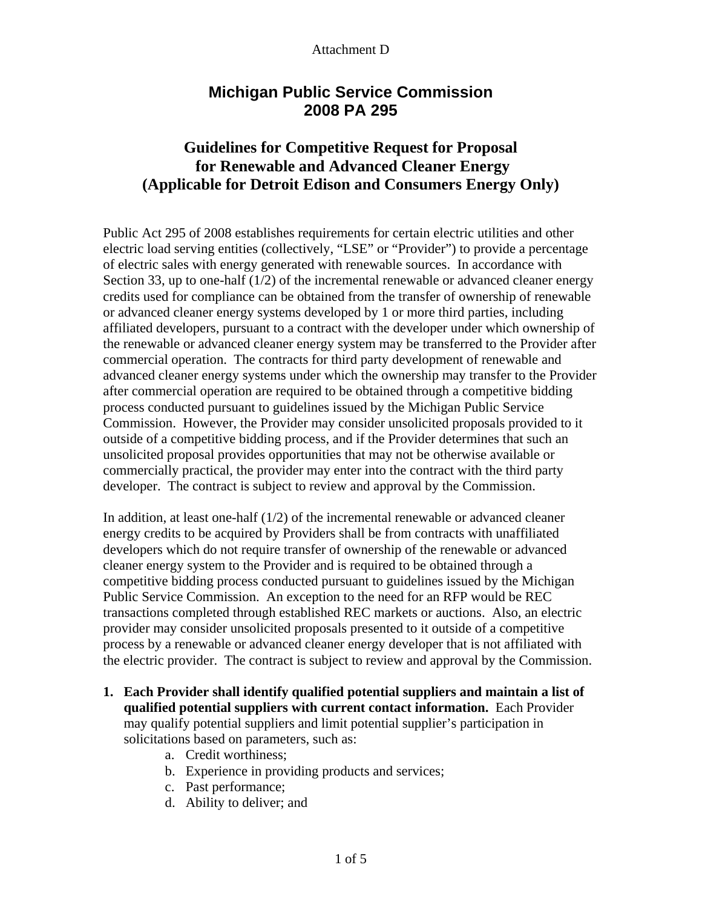Attachment D

# Michigan Public Service Commission
# 2008 PA 295

## Guidelines for Competitive Request for Proposal for Renewable and Advanced Cleaner Energy (Applicable for Detroit Edison and Consumers Energy Only)

Public Act 295 of 2008 establishes requirements for certain electric utilities and other electric load serving entities (collectively, "LSE" or "Provider") to provide a percentage of electric sales with energy generated with renewable sources. In accordance with Section 33, up to one-half (1/2) of the incremental renewable or advanced cleaner energy credits used for compliance can be obtained from the transfer of ownership of renewable or advanced cleaner energy systems developed by 1 or more third parties, including affiliated developers, pursuant to a contract with the developer under which ownership of the renewable or advanced cleaner energy system may be transferred to the Provider after commercial operation. The contracts for third party development of renewable and advanced cleaner energy systems under which the ownership may transfer to the Provider after commercial operation are required to be obtained through a competitive bidding process conducted pursuant to guidelines issued by the Michigan Public Service Commission. However, the Provider may consider unsolicited proposals provided to it outside of a competitive bidding process, and if the Provider determines that such an unsolicited proposal provides opportunities that may not be otherwise available or commercially practical, the provider may enter into the contract with the third party developer. The contract is subject to review and approval by the Commission.

In addition, at least one-half (1/2) of the incremental renewable or advanced cleaner energy credits to be acquired by Providers shall be from contracts with unaffiliated developers which do not require transfer of ownership of the renewable or advanced cleaner energy system to the Provider and is required to be obtained through a competitive bidding process conducted pursuant to guidelines issued by the Michigan Public Service Commission. An exception to the need for an RFP would be REC transactions completed through established REC markets or auctions. Also, an electric provider may consider unsolicited proposals presented to it outside of a competitive process by a renewable or advanced cleaner energy developer that is not affiliated with the electric provider. The contract is subject to review and approval by the Commission.

1. **Each Provider shall identify qualified potential suppliers and maintain a list of qualified potential suppliers with current contact information.** Each Provider may qualify potential suppliers and limit potential supplier's participation in solicitations based on parameters, such as:
   a. Credit worthiness;
   b. Experience in providing products and services;
   c. Past performance;
   d. Ability to deliver; and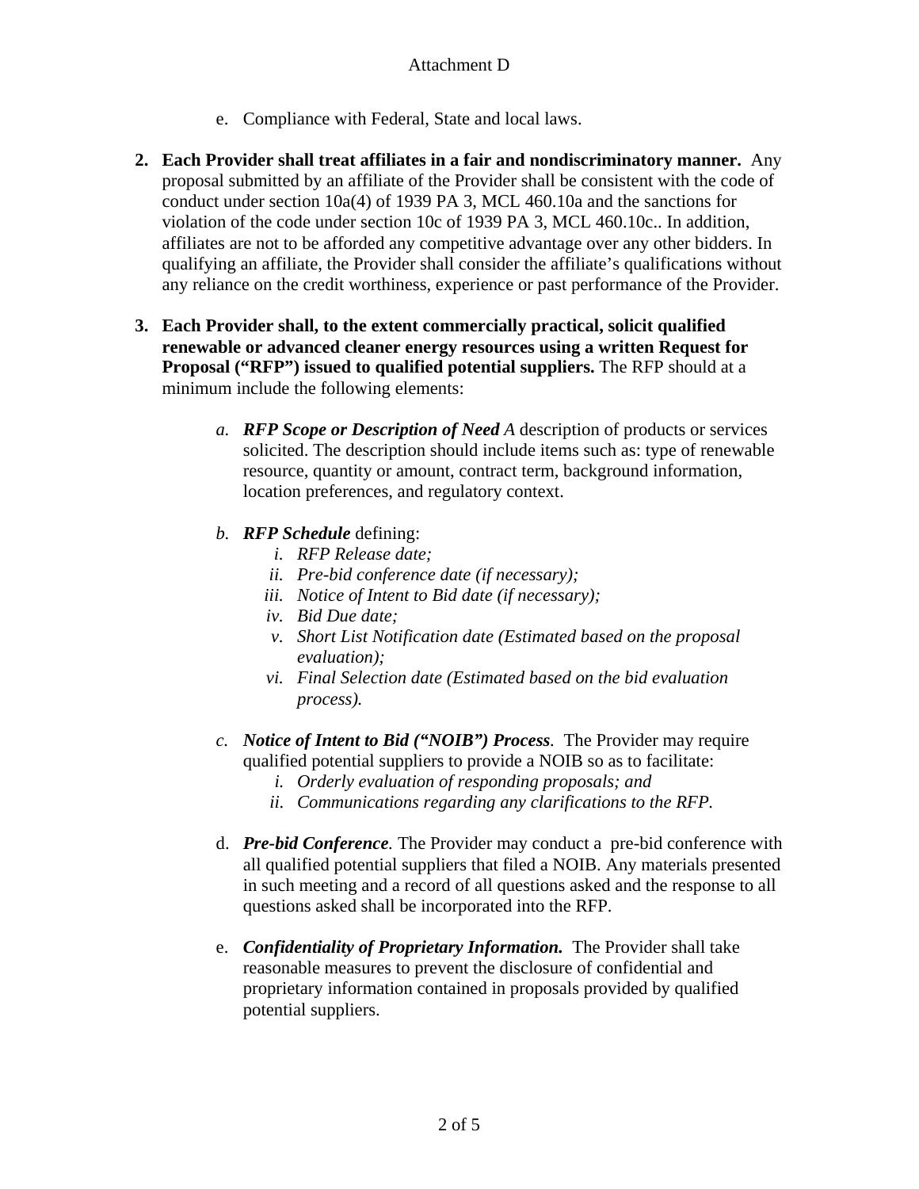Attachment D

   e. Compliance with Federal, State and local laws.

2. **Each Provider shall treat affiliates in a fair and nondiscriminatory manner.** Any proposal submitted by an affiliate of the Provider shall be consistent with the code of conduct under section 10a(4) of 1939 PA 3, MCL 460.10a and the sanctions for violation of the code under section 10c of 1939 PA 3, MCL 460.10c.. In addition, affiliates are not to be afforded any competitive advantage over any other bidders. In qualifying an affiliate, the Provider shall consider the affiliate's qualifications without any reliance on the credit worthiness, experience or past performance of the Provider.

3. **Each Provider shall, to the extent commercially practical, solicit qualified renewable or advanced cleaner energy resources using a written Request for Proposal ("RFP") issued to qualified potential suppliers.** The RFP should at a minimum include the following elements:

   a. ***RFP Scope or Description of Need A*** description of products or services solicited. The description should include items such as: type of renewable resource, quantity or amount, contract term, background information, location preferences, and regulatory context.

   b. ***RFP Schedule*** defining:
      i. *RFP Release date;*
      ii. *Pre-bid conference date (if necessary);*
      iii. *Notice of Intent to Bid date (if necessary);*
      iv. *Bid Due date;*
      v. *Short List Notification date (Estimated based on the proposal evaluation);*
      vi. *Final Selection date (Estimated based on the bid evaluation process).*

   c. ***Notice of Intent to Bid ("NOIB") Process***. The Provider may require qualified potential suppliers to provide a NOIB so as to facilitate:
      i. *Orderly evaluation of responding proposals; and*
      ii. *Communications regarding any clarifications to the RFP.*

   d. ***Pre-bid Conference***. The Provider may conduct a pre-bid conference with all qualified potential suppliers that filed a NOIB. Any materials presented in such meeting and a record of all questions asked and the response to all questions asked shall be incorporated into the RFP.

   e. ***Confidentiality of Proprietary Information.*** The Provider shall take reasonable measures to prevent the disclosure of confidential and proprietary information contained in proposals provided by qualified potential suppliers.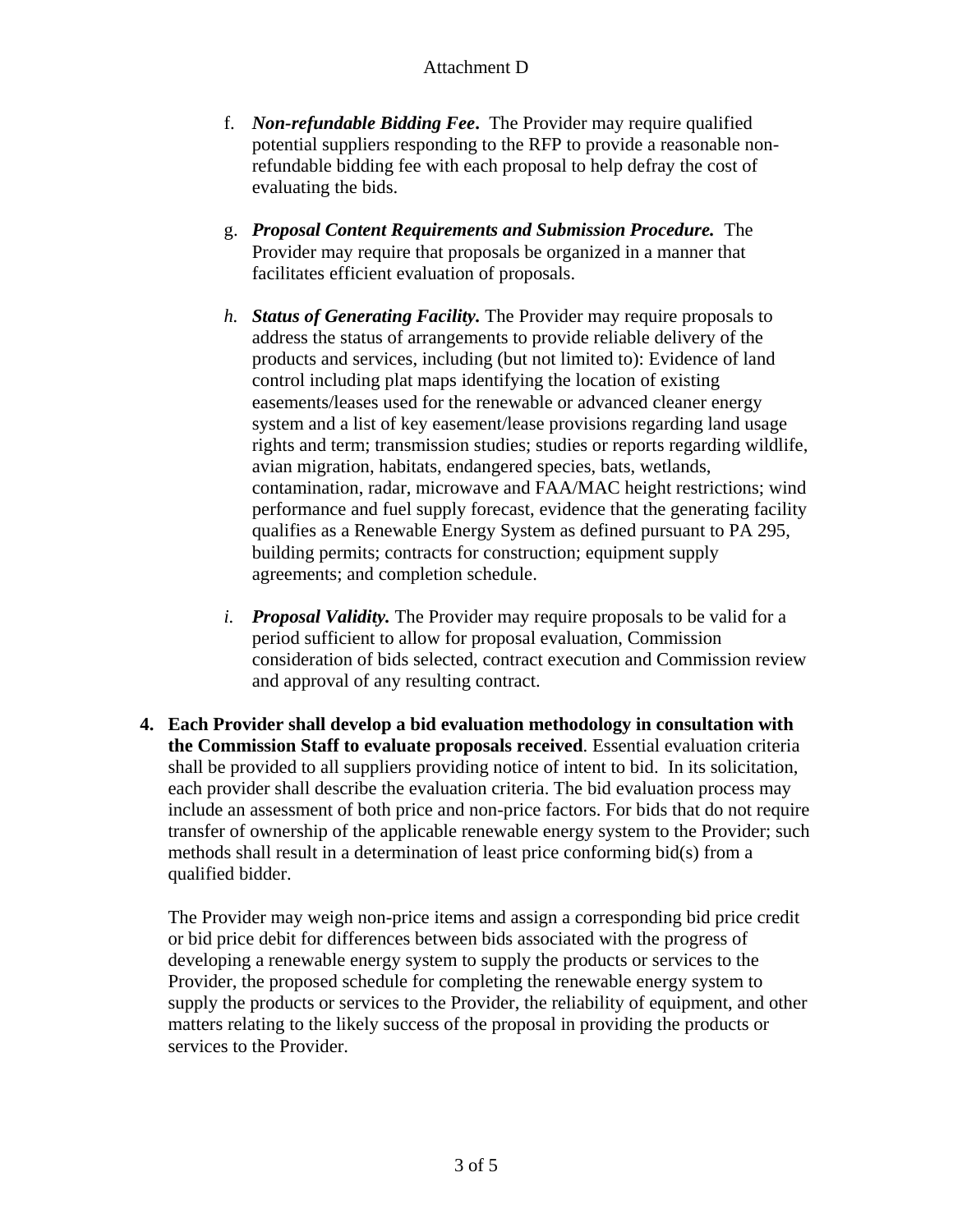f. ***Non-refundable Bidding Fee*.** The Provider may require qualified potential suppliers responding to the RFP to provide a reasonable non-refundable bidding fee with each proposal to help defray the cost of evaluating the bids.

g. ***Proposal Content Requirements and Submission Procedure.*** The Provider may require that proposals be organized in a manner that facilitates efficient evaluation of proposals.

*h.* ***Status of Generating Facility.*** The Provider may require proposals to address the status of arrangements to provide reliable delivery of the products and services, including (but not limited to): Evidence of land control including plat maps identifying the location of existing easements/leases used for the renewable or advanced cleaner energy system and a list of key easement/lease provisions regarding land usage rights and term; transmission studies; studies or reports regarding wildlife, avian migration, habitats, endangered species, bats, wetlands, contamination, radar, microwave and FAA/MAC height restrictions; wind performance and fuel supply forecast, evidence that the generating facility qualifies as a Renewable Energy System as defined pursuant to PA 295, building permits; contracts for construction; equipment supply agreements; and completion schedule.

*i.* ***Proposal Validity.*** The Provider may require proposals to be valid for a period sufficient to allow for proposal evaluation, Commission consideration of bids selected, contract execution and Commission review and approval of any resulting contract.

4. **Each Provider shall develop a bid evaluation methodology in consultation with the Commission Staff to evaluate proposals received**. Essential evaluation criteria shall be provided to all suppliers providing notice of intent to bid. In its solicitation, each provider shall describe the evaluation criteria. The bid evaluation process may include an assessment of both price and non-price factors. For bids that do not require transfer of ownership of the applicable renewable energy system to the Provider; such methods shall result in a determination of least price conforming bid(s) from a qualified bidder.

   The Provider may weigh non-price items and assign a corresponding bid price credit or bid price debit for differences between bids associated with the progress of developing a renewable energy system to supply the products or services to the Provider, the proposed schedule for completing the renewable energy system to supply the products or services to the Provider, the reliability of equipment, and other matters relating to the likely success of the proposal in providing the products or services to the Provider.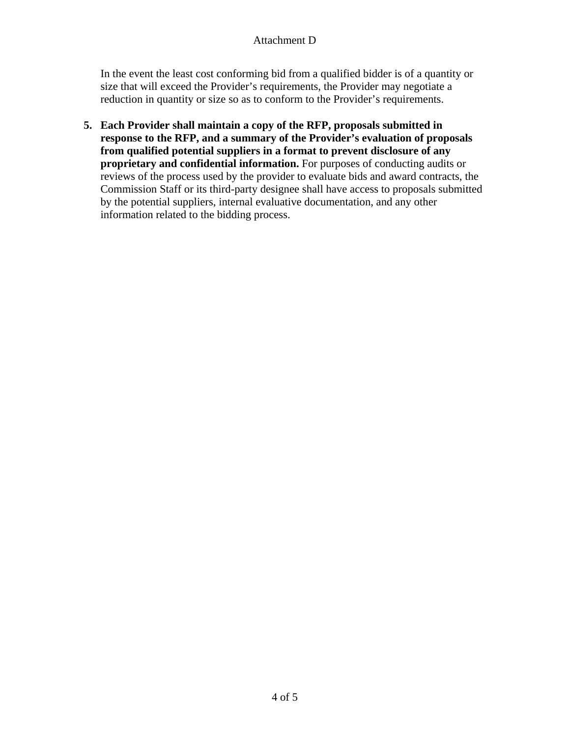In the event the least cost conforming bid from a qualified bidder is of a quantity or size that will exceed the Provider's requirements, the Provider may negotiate a reduction in quantity or size so as to conform to the Provider's requirements.

5. **Each Provider shall maintain a copy of the RFP, proposals submitted in response to the RFP, and a summary of the Provider's evaluation of proposals from qualified potential suppliers in a format to prevent disclosure of any proprietary and confidential information.** For purposes of conducting audits or reviews of the process used by the provider to evaluate bids and award contracts, the Commission Staff or its third-party designee shall have access to proposals submitted by the potential suppliers, internal evaluative documentation, and any other information related to the bidding process.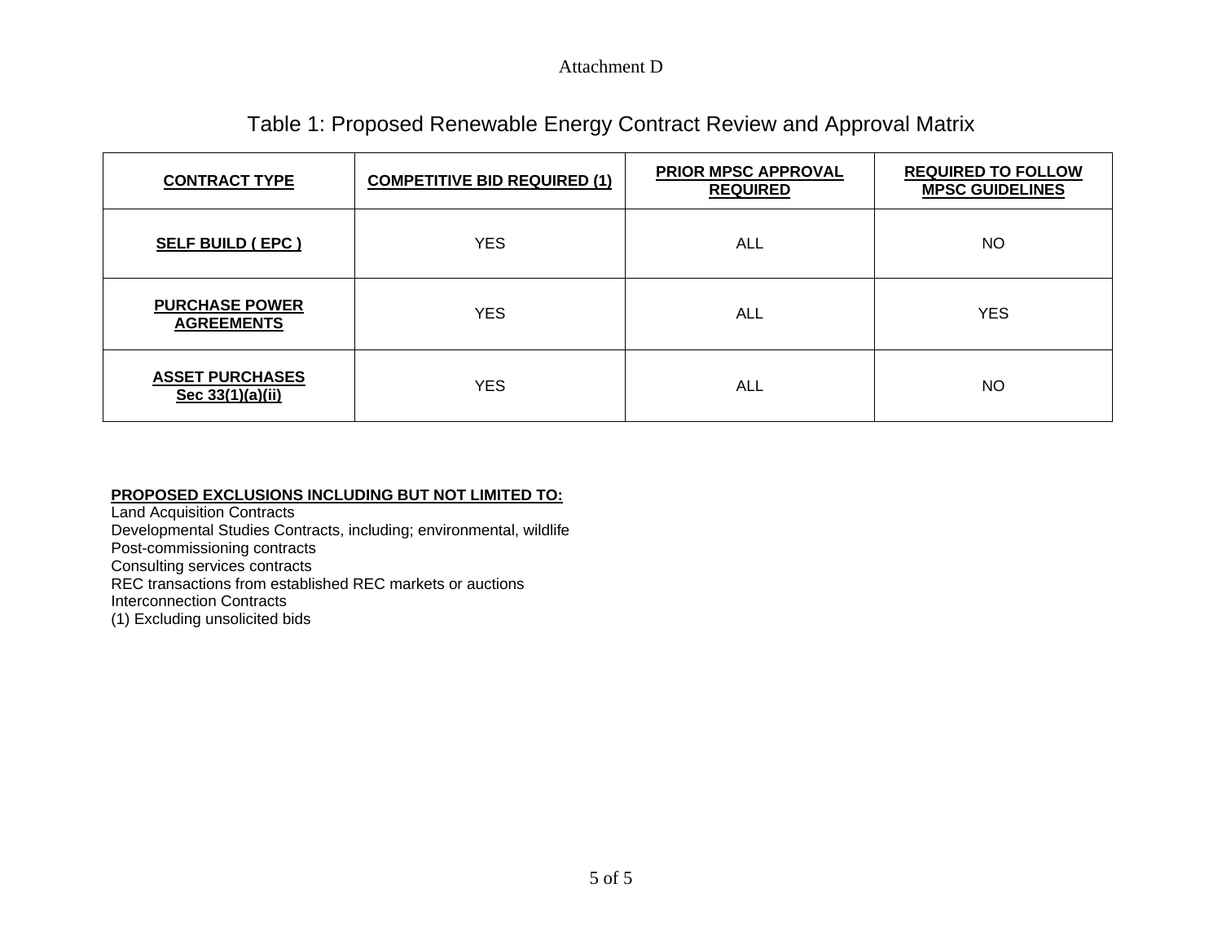Attachment D

## Table 1: Proposed Renewable Energy Contract Review and Approval Matrix

| CONTRACT TYPE | COMPETITIVE BID REQUIRED (1) | PRIOR MPSC APPROVAL REQUIRED | REQUIRED TO FOLLOW MPSC GUIDELINES |
|---|---|---|---|
| **SELF BUILD ( EPC )** | YES | ALL | NO |
| **PURCHASE POWER AGREEMENTS** | YES | ALL | YES |
| **ASSET PURCHASES Sec 33(1)(a)(ii)** | YES | ALL | NO |

**PROPOSED EXCLUSIONS INCLUDING BUT NOT LIMITED TO:**

Land Acquisition Contracts
Developmental Studies Contracts, including; environmental, wildlife
Post-commissioning contracts
Consulting services contracts
REC transactions from established REC markets or auctions
Interconnection Contracts
(1) Excluding unsolicited bids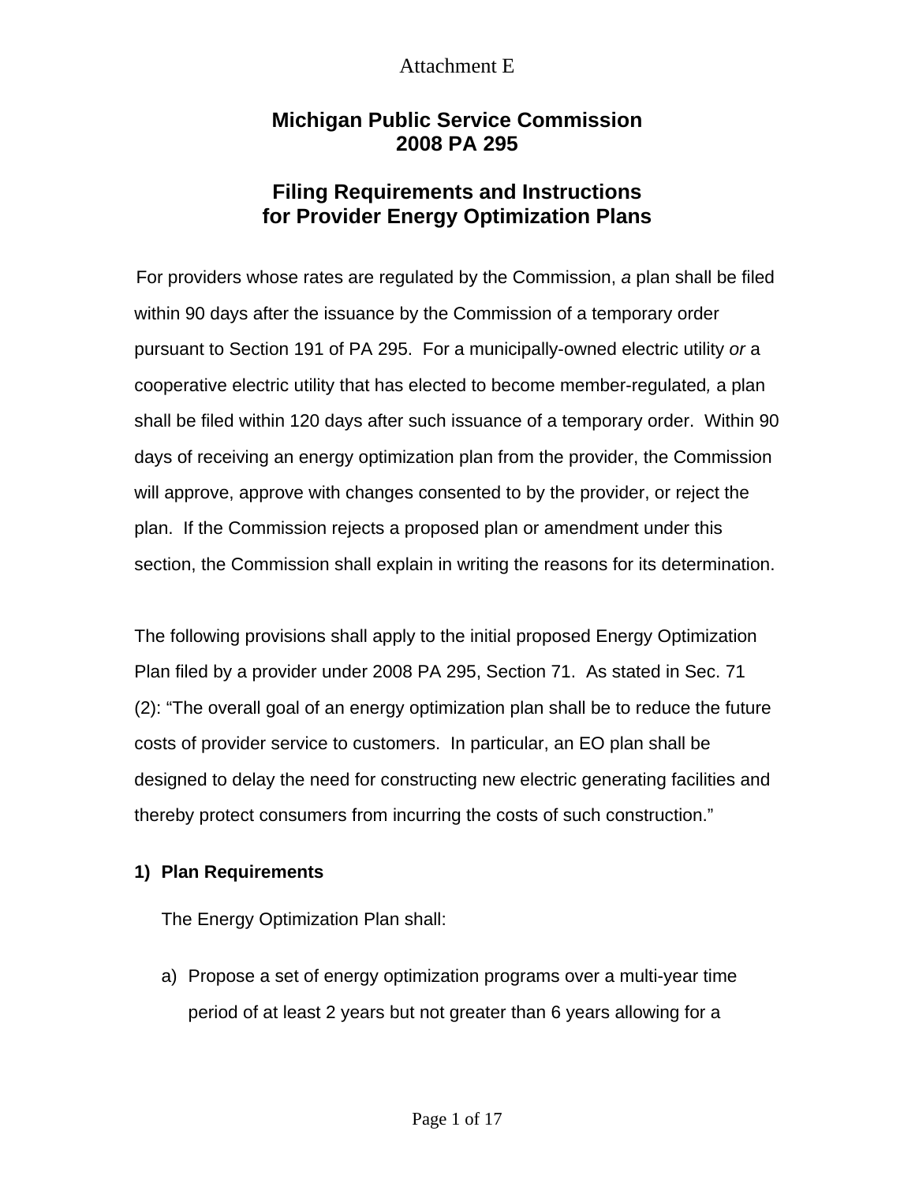Attachment E

# Michigan Public Service Commission
# 2008 PA 295

## Filing Requirements and Instructions for Provider Energy Optimization Plans

For providers whose rates are regulated by the Commission, *a* plan shall be filed within 90 days after the issuance by the Commission of a temporary order pursuant to Section 191 of PA 295. For a municipally-owned electric utility *or* a cooperative electric utility that has elected to become member-regulated*,* a plan shall be filed within 120 days after such issuance of a temporary order. Within 90 days of receiving an energy optimization plan from the provider, the Commission will approve, approve with changes consented to by the provider, or reject the plan. If the Commission rejects a proposed plan or amendment under this section, the Commission shall explain in writing the reasons for its determination.

The following provisions shall apply to the initial proposed Energy Optimization Plan filed by a provider under 2008 PA 295, Section 71. As stated in Sec. 71 (2): "The overall goal of an energy optimization plan shall be to reduce the future costs of provider service to customers. In particular, an EO plan shall be designed to delay the need for constructing new electric generating facilities and thereby protect consumers from incurring the costs of such construction."

**1) Plan Requirements**

The Energy Optimization Plan shall:

a) Propose a set of energy optimization programs over a multi-year time period of at least 2 years but not greater than 6 years allowing for a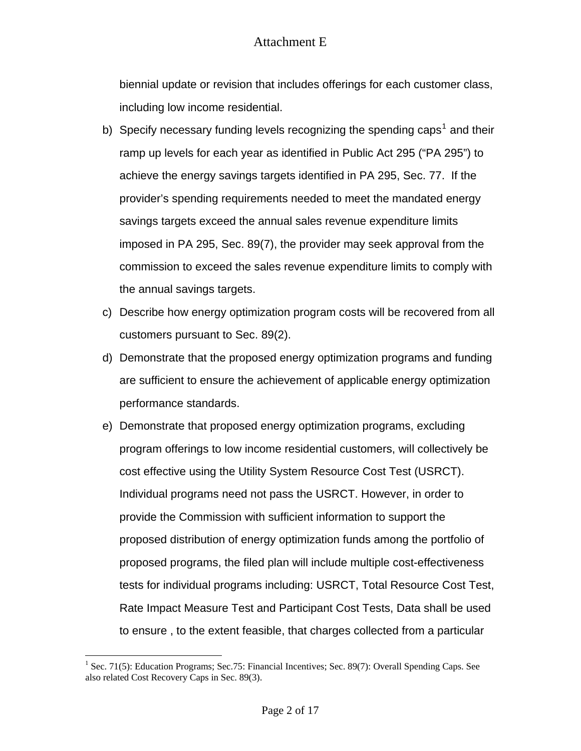biennial update or revision that includes offerings for each customer class, including low income residential.

b) Specify necessary funding levels recognizing the spending caps[1] and their ramp up levels for each year as identified in Public Act 295 ("PA 295") to achieve the energy savings targets identified in PA 295, Sec. 77. If the provider's spending requirements needed to meet the mandated energy savings targets exceed the annual sales revenue expenditure limits imposed in PA 295, Sec. 89(7), the provider may seek approval from the commission to exceed the sales revenue expenditure limits to comply with the annual savings targets.

c) Describe how energy optimization program costs will be recovered from all customers pursuant to Sec. 89(2).

d) Demonstrate that the proposed energy optimization programs and funding are sufficient to ensure the achievement of applicable energy optimization performance standards.

e) Demonstrate that proposed energy optimization programs, excluding program offerings to low income residential customers, will collectively be cost effective using the Utility System Resource Cost Test (USRCT). Individual programs need not pass the USRCT. However, in order to provide the Commission with sufficient information to support the proposed distribution of energy optimization funds among the portfolio of proposed programs, the filed plan will include multiple cost-effectiveness tests for individual programs including: USRCT, Total Resource Cost Test, Rate Impact Measure Test and Participant Cost Tests, Data shall be used to ensure , to the extent feasible, that charges collected from a particular

---

[1] Sec. 71(5): Education Programs; Sec.75: Financial Incentives; Sec. 89(7): Overall Spending Caps. See also related Cost Recovery Caps in Sec. 89(3).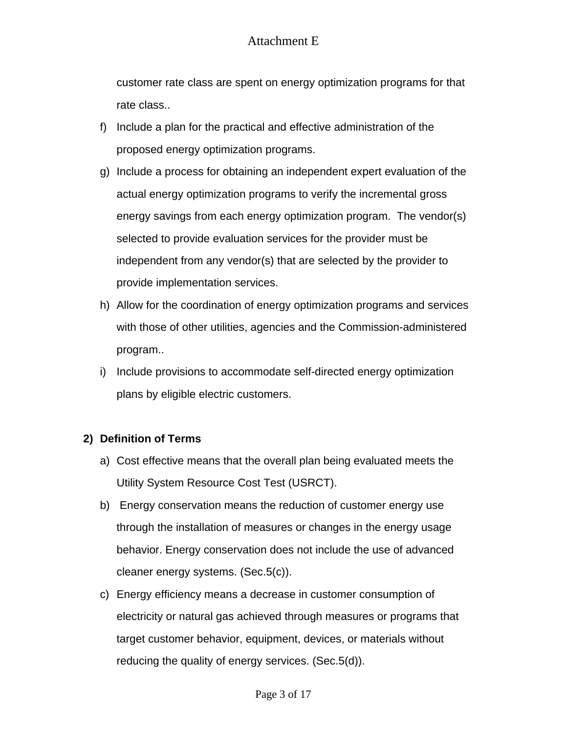customer rate class are spent on energy optimization programs for that rate class..

f) Include a plan for the practical and effective administration of the proposed energy optimization programs.

g) Include a process for obtaining an independent expert evaluation of the actual energy optimization programs to verify the incremental gross energy savings from each energy optimization program. The vendor(s) selected to provide evaluation services for the provider must be independent from any vendor(s) that are selected by the provider to provide implementation services.

h) Allow for the coordination of energy optimization programs and services with those of other utilities, agencies and the Commission-administered program..

i) Include provisions to accommodate self-directed energy optimization plans by eligible electric customers.

**2) Definition of Terms**

a) Cost effective means that the overall plan being evaluated meets the Utility System Resource Cost Test (USRCT).

b) Energy conservation means the reduction of customer energy use through the installation of measures or changes in the energy usage behavior. Energy conservation does not include the use of advanced cleaner energy systems. (Sec.5(c)).

c) Energy efficiency means a decrease in customer consumption of electricity or natural gas achieved through measures or programs that target customer behavior, equipment, devices, or materials without reducing the quality of energy services. (Sec.5(d)).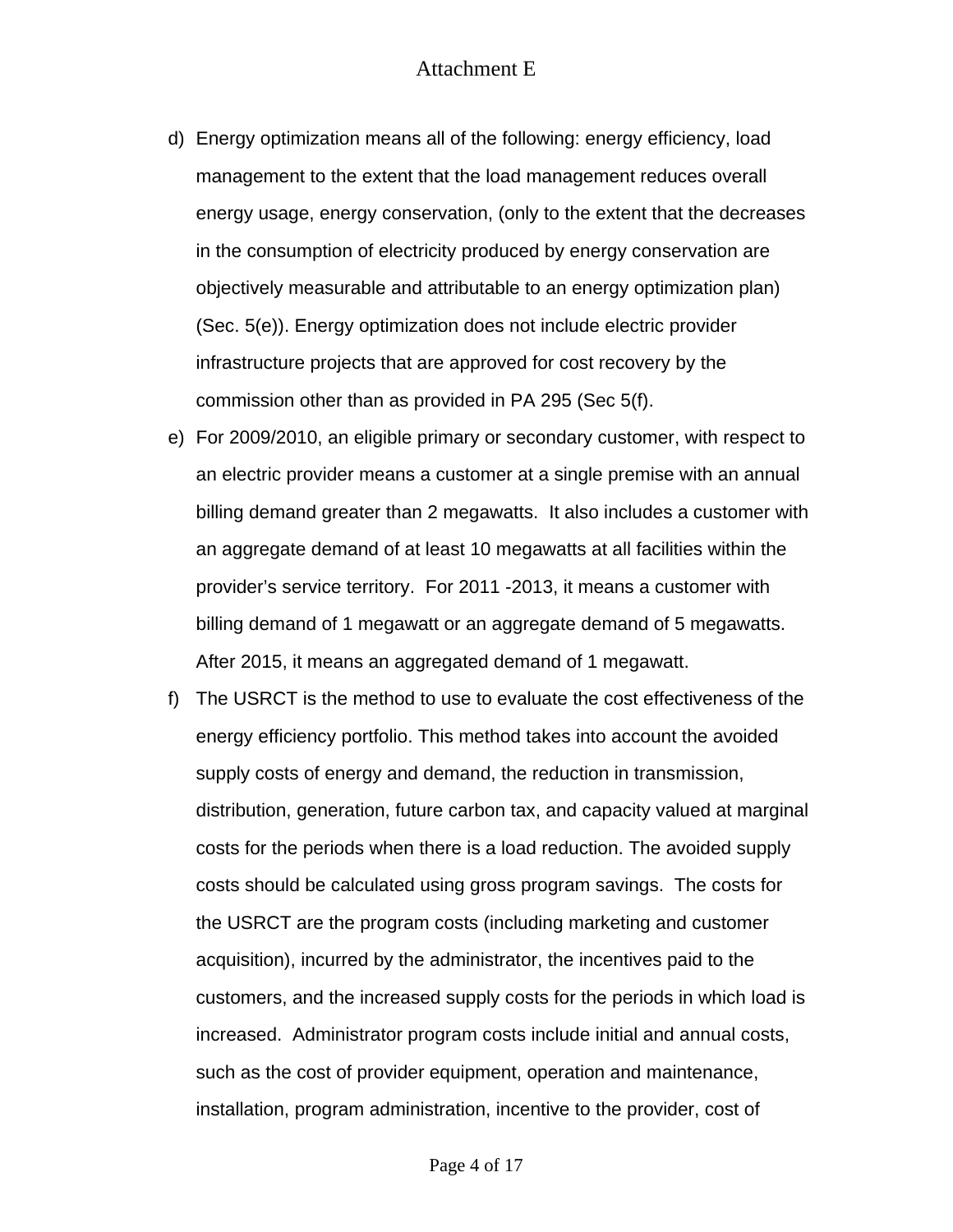d) Energy optimization means all of the following: energy efficiency, load management to the extent that the load management reduces overall energy usage, energy conservation, (only to the extent that the decreases in the consumption of electricity produced by energy conservation are objectively measurable and attributable to an energy optimization plan) (Sec. 5(e)). Energy optimization does not include electric provider infrastructure projects that are approved for cost recovery by the commission other than as provided in PA 295 (Sec 5(f).

e) For 2009/2010, an eligible primary or secondary customer, with respect to an electric provider means a customer at a single premise with an annual billing demand greater than 2 megawatts. It also includes a customer with an aggregate demand of at least 10 megawatts at all facilities within the provider's service territory. For 2011 -2013, it means a customer with billing demand of 1 megawatt or an aggregate demand of 5 megawatts. After 2015, it means an aggregated demand of 1 megawatt.

f) The USRCT is the method to use to evaluate the cost effectiveness of the energy efficiency portfolio. This method takes into account the avoided supply costs of energy and demand, the reduction in transmission, distribution, generation, future carbon tax, and capacity valued at marginal costs for the periods when there is a load reduction. The avoided supply costs should be calculated using gross program savings. The costs for the USRCT are the program costs (including marketing and customer acquisition), incurred by the administrator, the incentives paid to the customers, and the increased supply costs for the periods in which load is increased. Administrator program costs include initial and annual costs, such as the cost of provider equipment, operation and maintenance, installation, program administration, incentive to the provider, cost of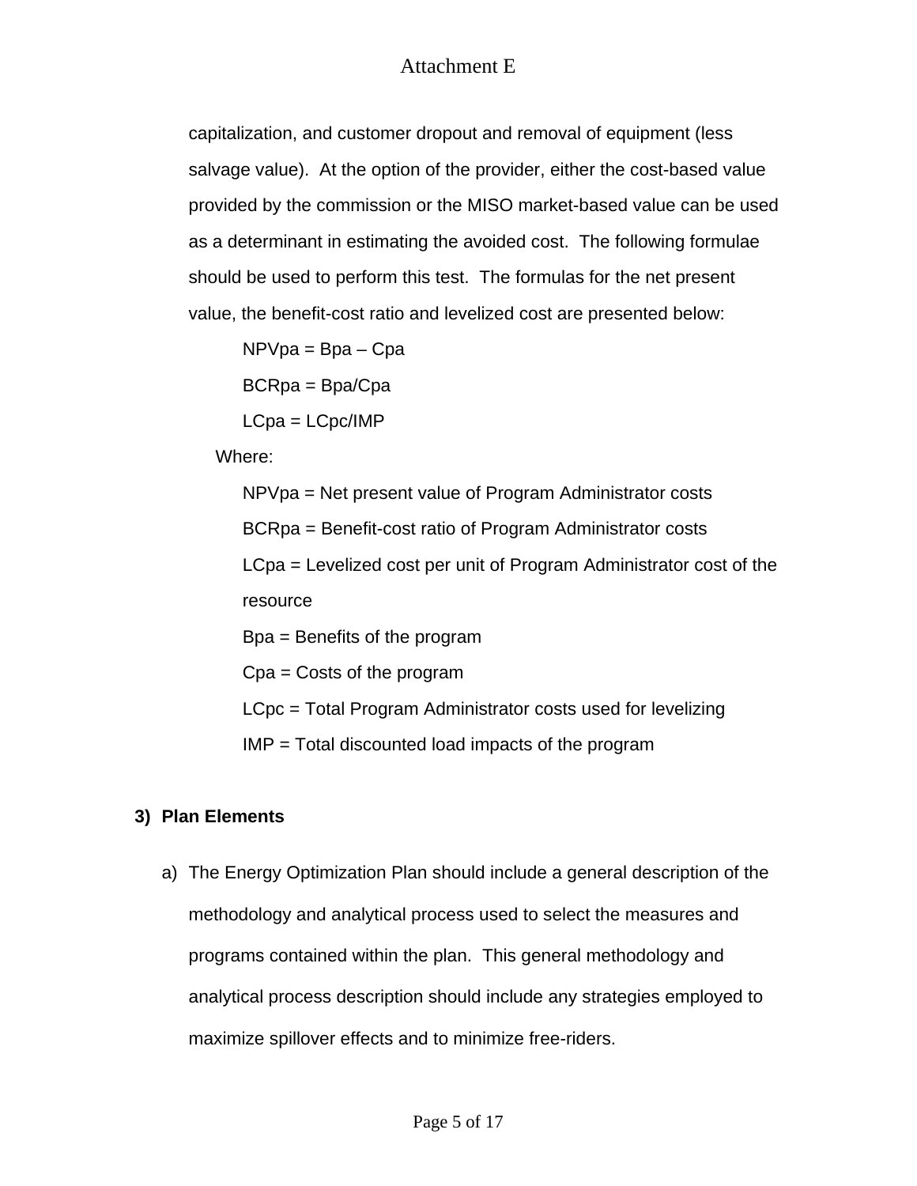capitalization, and customer dropout and removal of equipment (less salvage value). At the option of the provider, either the cost-based value provided by the commission or the MISO market-based value can be used as a determinant in estimating the avoided cost. The following formulae should be used to perform this test. The formulas for the net present value, the benefit-cost ratio and levelized cost are presented below:

$$NPV_{pa} = B_{pa} – C_{pa}$$

$$BCR_{pa} = B_{pa}/C_{pa}$$

$$LC_{pa} = LC_{pc}/IMP$$

Where:

- $NPV_{pa}$ = Net present value of Program Administrator costs
- $BCR_{pa}$ = Benefit-cost ratio of Program Administrator costs
- $LC_{pa}$ = Levelized cost per unit of Program Administrator cost of the resource
- $B_{pa}$ = Benefits of the program
- $C_{pa}$ = Costs of the program
- $LC_{pc}$ = Total Program Administrator costs used for levelizing
- $IMP$ = Total discounted load impacts of the program

## 3) Plan Elements

a) The Energy Optimization Plan should include a general description of the methodology and analytical process used to select the measures and programs contained within the plan. This general methodology and analytical process description should include any strategies employed to maximize spillover effects and to minimize free-riders.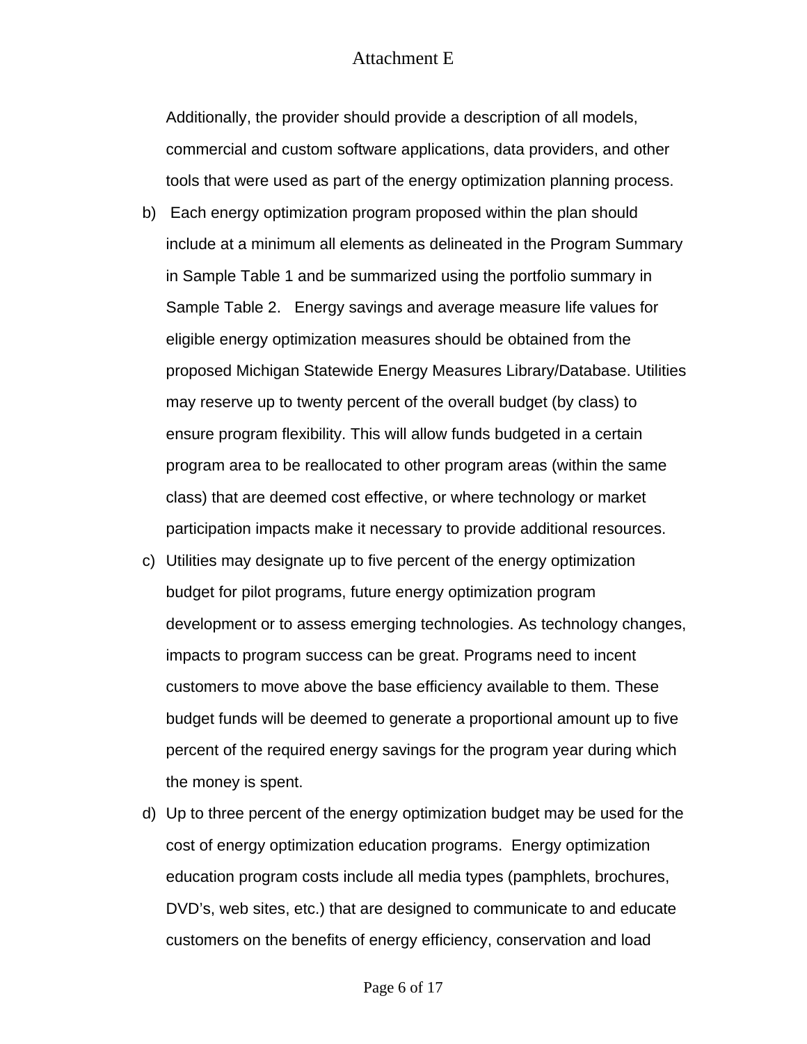Additionally, the provider should provide a description of all models, commercial and custom software applications, data providers, and other tools that were used as part of the energy optimization planning process.

b) Each energy optimization program proposed within the plan should include at a minimum all elements as delineated in the Program Summary in Sample Table 1 and be summarized using the portfolio summary in Sample Table 2. Energy savings and average measure life values for eligible energy optimization measures should be obtained from the proposed Michigan Statewide Energy Measures Library/Database. Utilities may reserve up to twenty percent of the overall budget (by class) to ensure program flexibility. This will allow funds budgeted in a certain program area to be reallocated to other program areas (within the same class) that are deemed cost effective, or where technology or market participation impacts make it necessary to provide additional resources.

c) Utilities may designate up to five percent of the energy optimization budget for pilot programs, future energy optimization program development or to assess emerging technologies. As technology changes, impacts to program success can be great. Programs need to incent customers to move above the base efficiency available to them. These budget funds will be deemed to generate a proportional amount up to five percent of the required energy savings for the program year during which the money is spent.

d) Up to three percent of the energy optimization budget may be used for the cost of energy optimization education programs. Energy optimization education program costs include all media types (pamphlets, brochures, DVD's, web sites, etc.) that are designed to communicate to and educate customers on the benefits of energy efficiency, conservation and load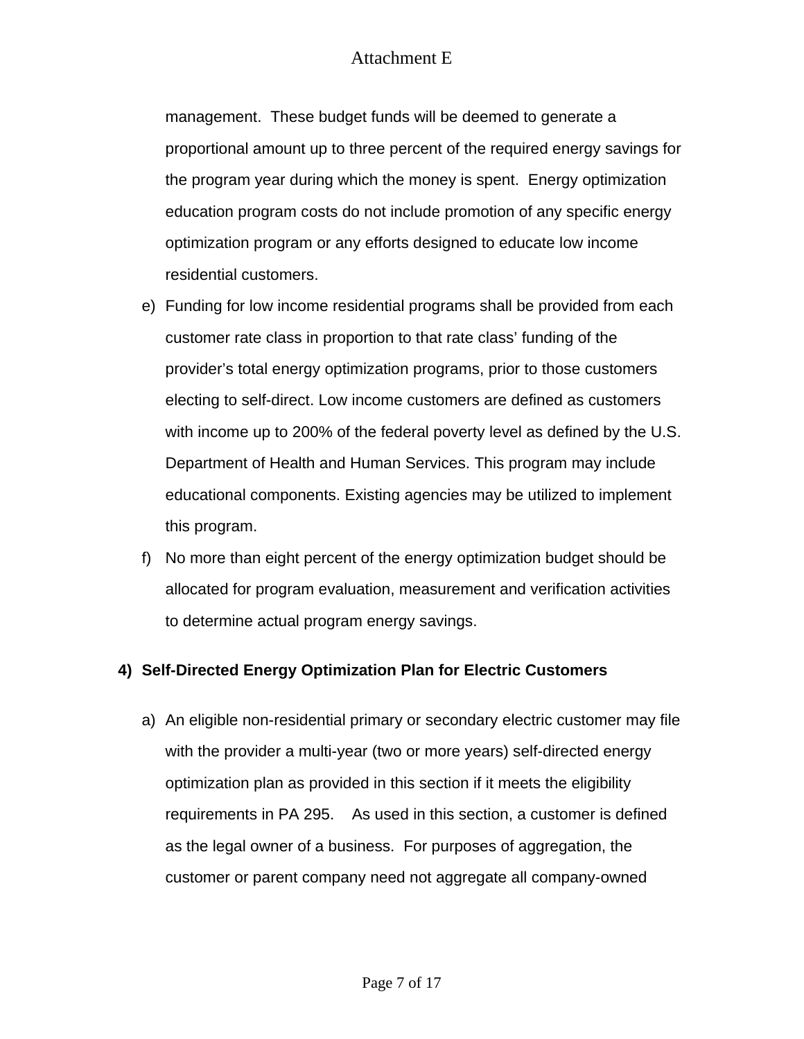management. These budget funds will be deemed to generate a proportional amount up to three percent of the required energy savings for the program year during which the money is spent. Energy optimization education program costs do not include promotion of any specific energy optimization program or any efforts designed to educate low income residential customers.

e) Funding for low income residential programs shall be provided from each customer rate class in proportion to that rate class' funding of the provider's total energy optimization programs, prior to those customers electing to self-direct. Low income customers are defined as customers with income up to 200% of the federal poverty level as defined by the U.S. Department of Health and Human Services. This program may include educational components. Existing agencies may be utilized to implement this program.

f) No more than eight percent of the energy optimization budget should be allocated for program evaluation, measurement and verification activities to determine actual program energy savings.

**4) Self-Directed Energy Optimization Plan for Electric Customers**

a) An eligible non-residential primary or secondary electric customer may file with the provider a multi-year (two or more years) self-directed energy optimization plan as provided in this section if it meets the eligibility requirements in PA 295. As used in this section, a customer is defined as the legal owner of a business. For purposes of aggregation, the customer or parent company need not aggregate all company-owned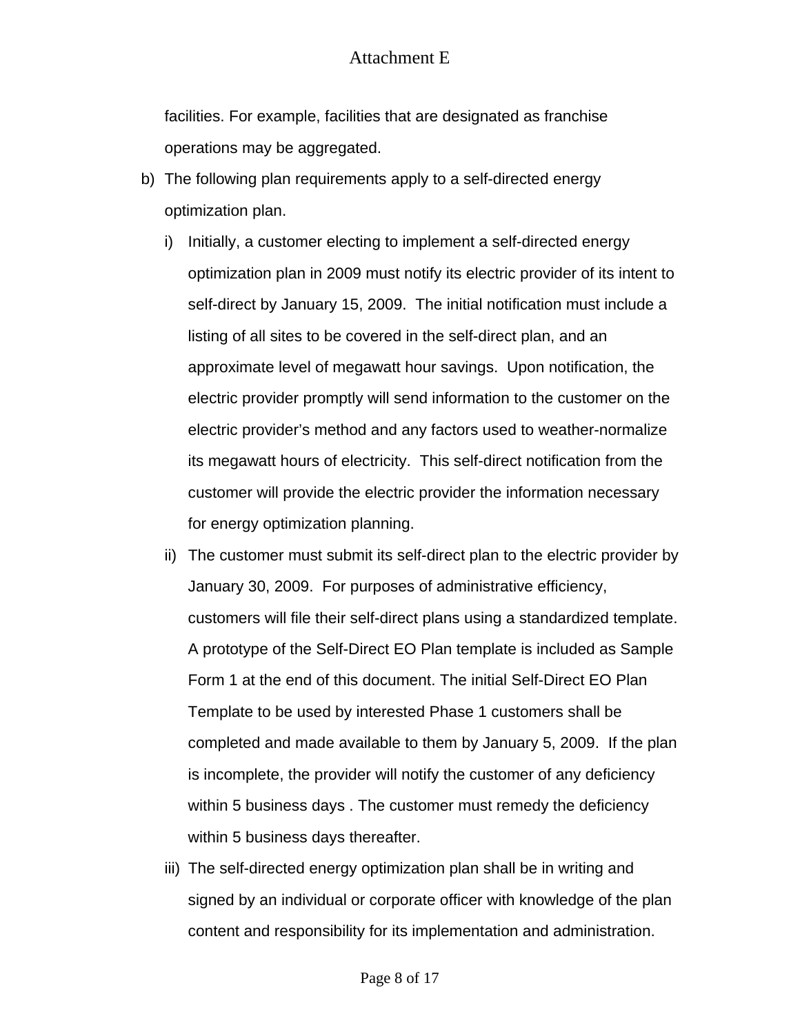facilities. For example, facilities that are designated as franchise operations may be aggregated.

b) The following plan requirements apply to a self-directed energy optimization plan.

   i) Initially, a customer electing to implement a self-directed energy optimization plan in 2009 must notify its electric provider of its intent to self-direct by January 15, 2009. The initial notification must include a listing of all sites to be covered in the self-direct plan, and an approximate level of megawatt hour savings. Upon notification, the electric provider promptly will send information to the customer on the electric provider's method and any factors used to weather-normalize its megawatt hours of electricity. This self-direct notification from the customer will provide the electric provider the information necessary for energy optimization planning.

   ii) The customer must submit its self-direct plan to the electric provider by January 30, 2009. For purposes of administrative efficiency, customers will file their self-direct plans using a standardized template. A prototype of the Self-Direct EO Plan template is included as Sample Form 1 at the end of this document. The initial Self-Direct EO Plan Template to be used by interested Phase 1 customers shall be completed and made available to them by January 5, 2009. If the plan is incomplete, the provider will notify the customer of any deficiency within 5 business days . The customer must remedy the deficiency within 5 business days thereafter.

   iii) The self-directed energy optimization plan shall be in writing and signed by an individual or corporate officer with knowledge of the plan content and responsibility for its implementation and administration.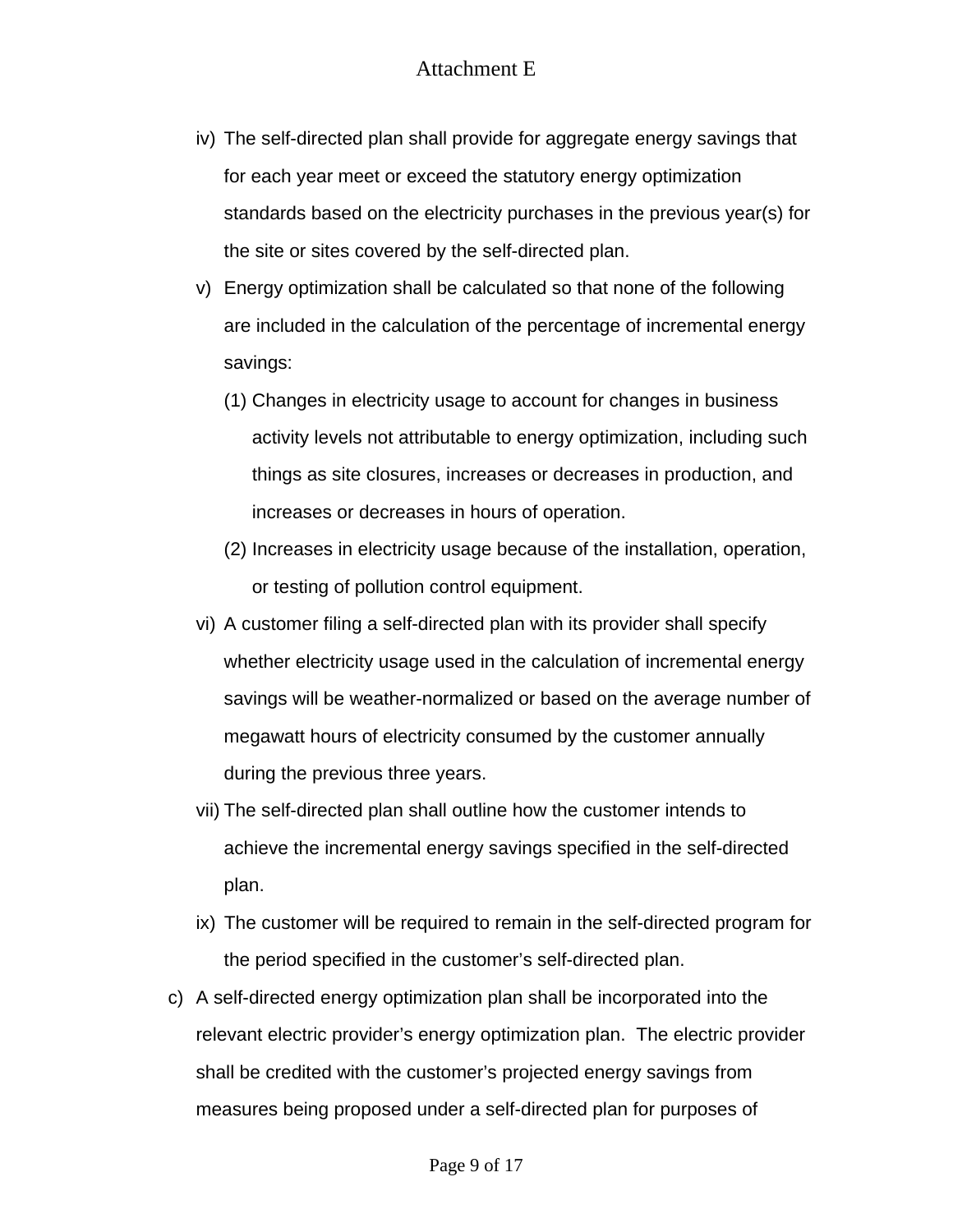iv) The self-directed plan shall provide for aggregate energy savings that for each year meet or exceed the statutory energy optimization standards based on the electricity purchases in the previous year(s) for the site or sites covered by the self-directed plan.

v) Energy optimization shall be calculated so that none of the following are included in the calculation of the percentage of incremental energy savings:

   (1) Changes in electricity usage to account for changes in business activity levels not attributable to energy optimization, including such things as site closures, increases or decreases in production, and increases or decreases in hours of operation.

   (2) Increases in electricity usage because of the installation, operation, or testing of pollution control equipment.

vi) A customer filing a self-directed plan with its provider shall specify whether electricity usage used in the calculation of incremental energy savings will be weather-normalized or based on the average number of megawatt hours of electricity consumed by the customer annually during the previous three years.

vii) The self-directed plan shall outline how the customer intends to achieve the incremental energy savings specified in the self-directed plan.

ix) The customer will be required to remain in the self-directed program for the period specified in the customer's self-directed plan.

c) A self-directed energy optimization plan shall be incorporated into the relevant electric provider's energy optimization plan. The electric provider shall be credited with the customer's projected energy savings from measures being proposed under a self-directed plan for purposes of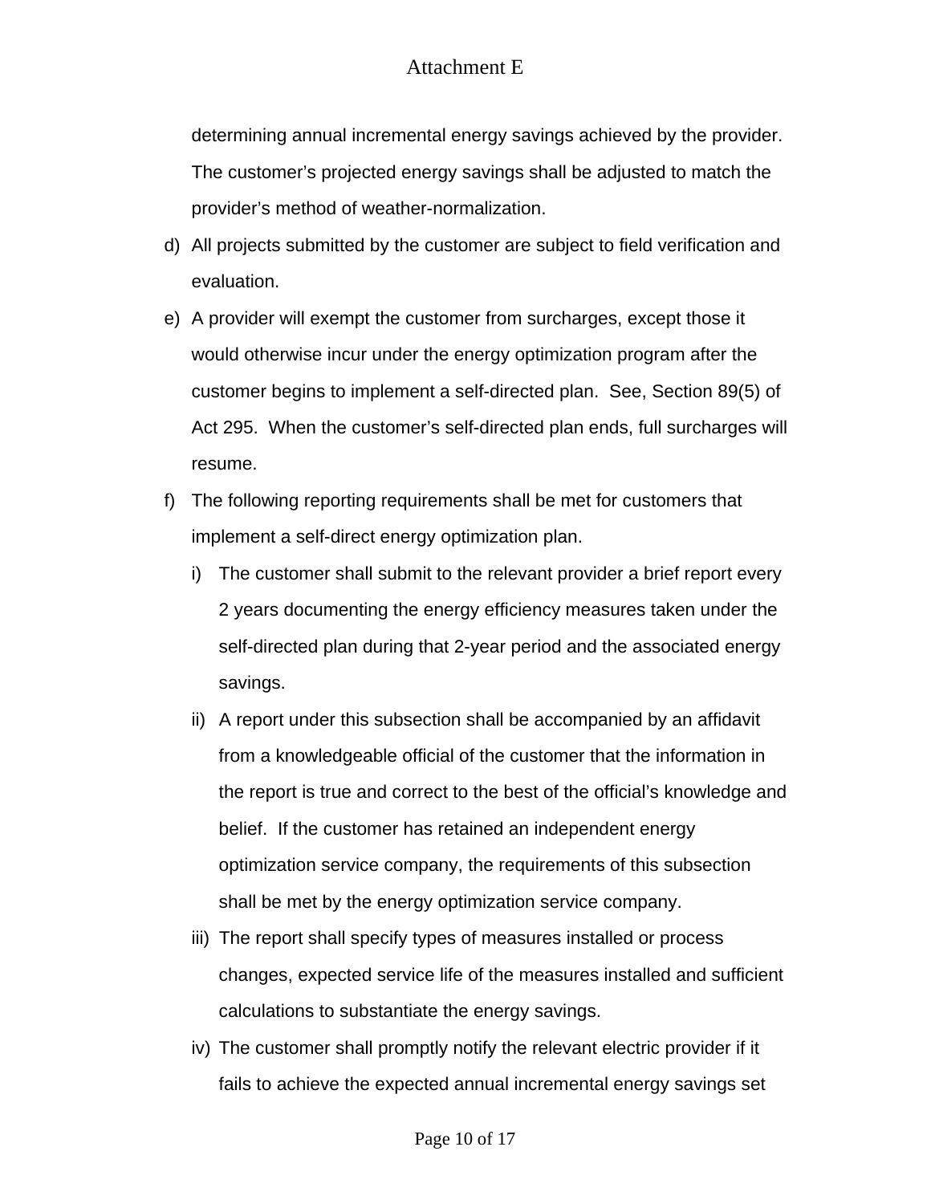determining annual incremental energy savings achieved by the provider. The customer's projected energy savings shall be adjusted to match the provider's method of weather-normalization.

d) All projects submitted by the customer are subject to field verification and evaluation.

e) A provider will exempt the customer from surcharges, except those it would otherwise incur under the energy optimization program after the customer begins to implement a self-directed plan. See, Section 89(5) of Act 295. When the customer's self-directed plan ends, full surcharges will resume.

f) The following reporting requirements shall be met for customers that implement a self-direct energy optimization plan.

   i) The customer shall submit to the relevant provider a brief report every 2 years documenting the energy efficiency measures taken under the self-directed plan during that 2-year period and the associated energy savings.

   ii) A report under this subsection shall be accompanied by an affidavit from a knowledgeable official of the customer that the information in the report is true and correct to the best of the official's knowledge and belief. If the customer has retained an independent energy optimization service company, the requirements of this subsection shall be met by the energy optimization service company.

   iii) The report shall specify types of measures installed or process changes, expected service life of the measures installed and sufficient calculations to substantiate the energy savings.

   iv) The customer shall promptly notify the relevant electric provider if it fails to achieve the expected annual incremental energy savings set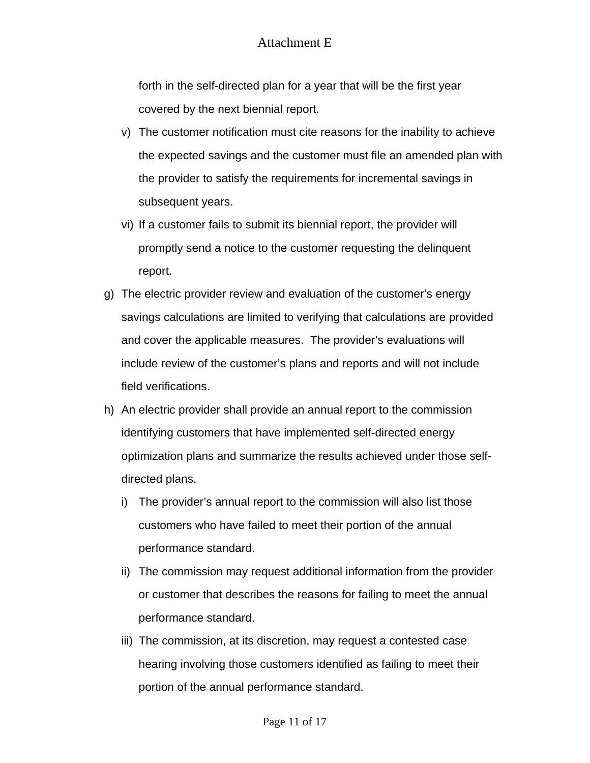forth in the self-directed plan for a year that will be the first year covered by the next biennial report.

   v) The customer notification must cite reasons for the inability to achieve the expected savings and the customer must file an amended plan with the provider to satisfy the requirements for incremental savings in subsequent years.

   vi) If a customer fails to submit its biennial report, the provider will promptly send a notice to the customer requesting the delinquent report.

g) The electric provider review and evaluation of the customer's energy savings calculations are limited to verifying that calculations are provided and cover the applicable measures. The provider's evaluations will include review of the customer's plans and reports and will not include field verifications.

h) An electric provider shall provide an annual report to the commission identifying customers that have implemented self-directed energy optimization plans and summarize the results achieved under those self-directed plans.

   i) The provider's annual report to the commission will also list those customers who have failed to meet their portion of the annual performance standard.

   ii) The commission may request additional information from the provider or customer that describes the reasons for failing to meet the annual performance standard.

   iii) The commission, at its discretion, may request a contested case hearing involving those customers identified as failing to meet their portion of the annual performance standard.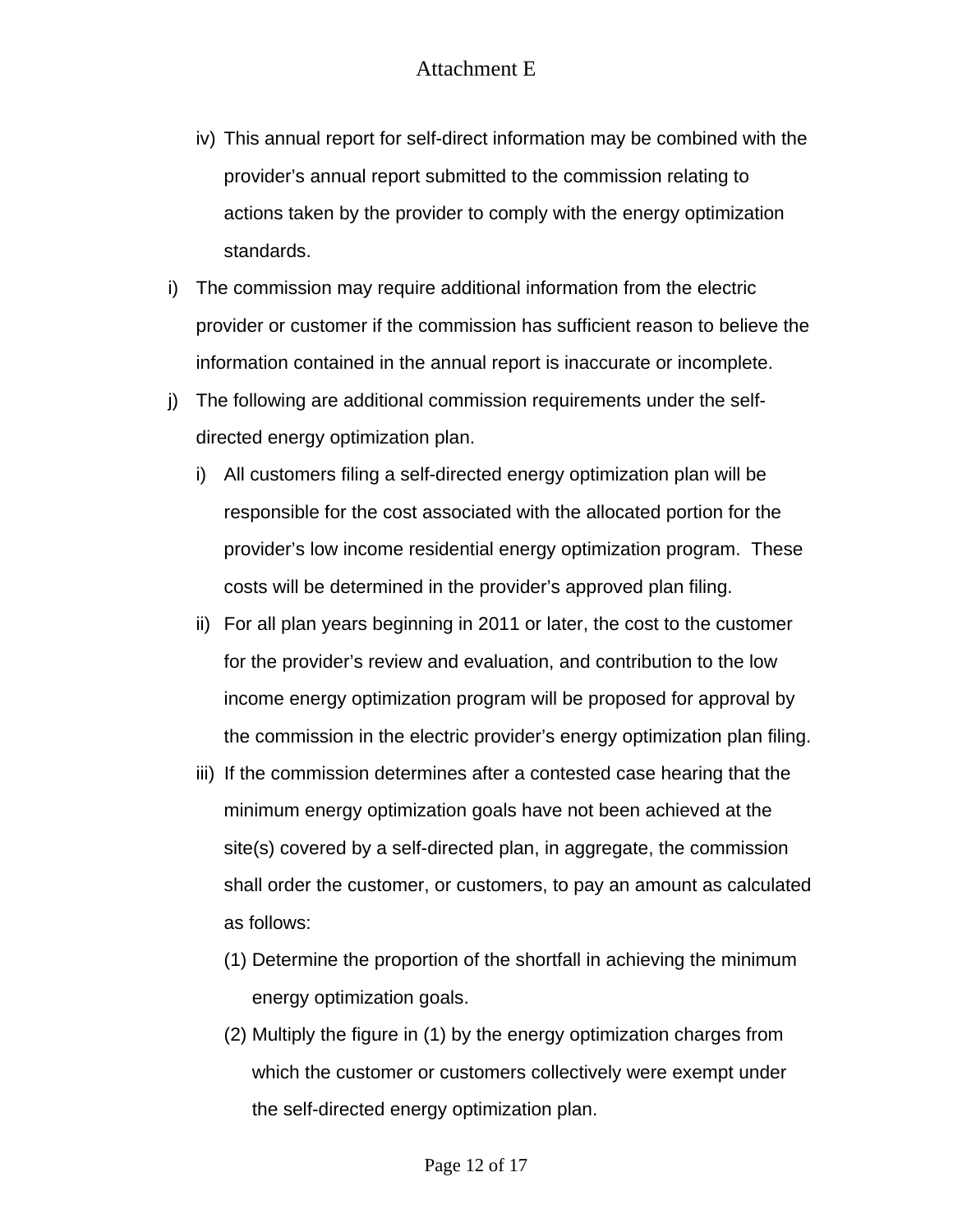iv) This annual report for self-direct information may be combined with the provider's annual report submitted to the commission relating to actions taken by the provider to comply with the energy optimization standards.

i) The commission may require additional information from the electric provider or customer if the commission has sufficient reason to believe the information contained in the annual report is inaccurate or incomplete.

j) The following are additional commission requirements under the self-directed energy optimization plan.

   i) All customers filing a self-directed energy optimization plan will be responsible for the cost associated with the allocated portion for the provider's low income residential energy optimization program. These costs will be determined in the provider's approved plan filing.

   ii) For all plan years beginning in 2011 or later, the cost to the customer for the provider's review and evaluation, and contribution to the low income energy optimization program will be proposed for approval by the commission in the electric provider's energy optimization plan filing.

   iii) If the commission determines after a contested case hearing that the minimum energy optimization goals have not been achieved at the site(s) covered by a self-directed plan, in aggregate, the commission shall order the customer, or customers, to pay an amount as calculated as follows:

      (1) Determine the proportion of the shortfall in achieving the minimum energy optimization goals.

      (2) Multiply the figure in (1) by the energy optimization charges from which the customer or customers collectively were exempt under the self-directed energy optimization plan.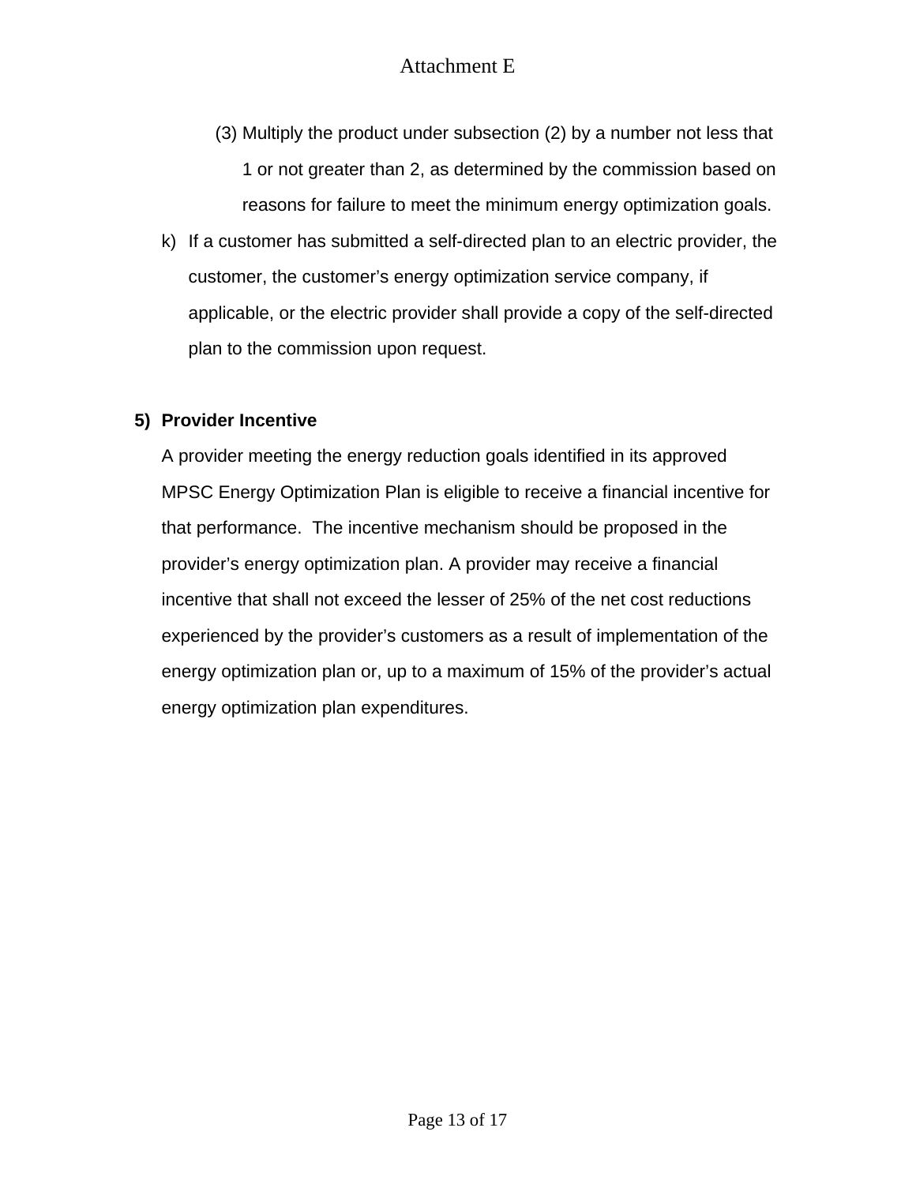(3) Multiply the product under subsection (2) by a number not less that 1 or not greater than 2, as determined by the commission based on reasons for failure to meet the minimum energy optimization goals.

k) If a customer has submitted a self-directed plan to an electric provider, the customer, the customer's energy optimization service company, if applicable, or the electric provider shall provide a copy of the self-directed plan to the commission upon request.

**5) Provider Incentive**

A provider meeting the energy reduction goals identified in its approved MPSC Energy Optimization Plan is eligible to receive a financial incentive for that performance. The incentive mechanism should be proposed in the provider's energy optimization plan. A provider may receive a financial incentive that shall not exceed the lesser of 25% of the net cost reductions experienced by the provider's customers as a result of implementation of the energy optimization plan or, up to a maximum of 15% of the provider's actual energy optimization plan expenditures.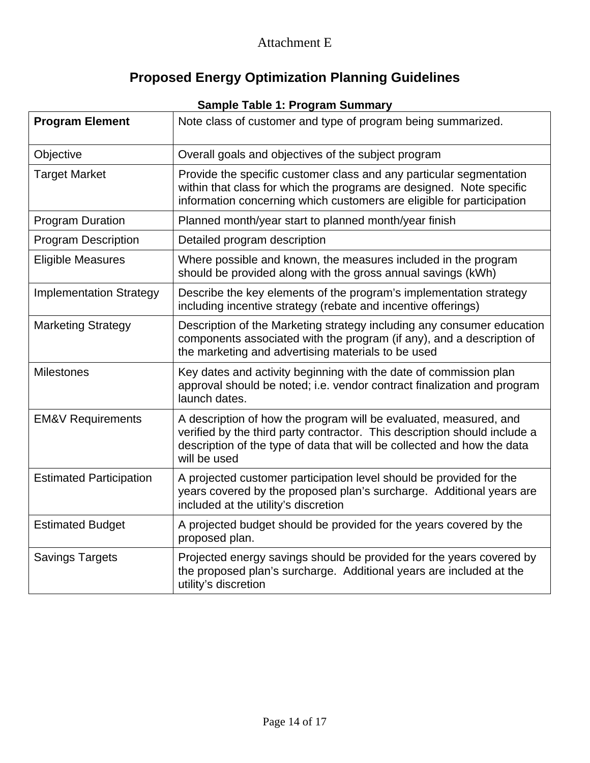Attachment E

# Proposed Energy Optimization Planning Guidelines

**Sample Table 1: Program Summary**

| **Program Element** | Note class of customer and type of program being summarized. |
|---|---|
| Objective | Overall goals and objectives of the subject program |
| Target Market | Provide the specific customer class and any particular segmentation within that class for which the programs are designed. Note specific information concerning which customers are eligible for participation |
| Program Duration | Planned month/year start to planned month/year finish |
| Program Description | Detailed program description |
| Eligible Measures | Where possible and known, the measures included in the program should be provided along with the gross annual savings (kWh) |
| Implementation Strategy | Describe the key elements of the program's implementation strategy including incentive strategy (rebate and incentive offerings) |
| Marketing Strategy | Description of the Marketing strategy including any consumer education components associated with the program (if any), and a description of the marketing and advertising materials to be used |
| Milestones | Key dates and activity beginning with the date of commission plan approval should be noted; i.e. vendor contract finalization and program launch dates. |
| EM&V Requirements | A description of how the program will be evaluated, measured, and verified by the third party contractor. This description should include a description of the type of data that will be collected and how the data will be used |
| Estimated Participation | A projected customer participation level should be provided for the years covered by the proposed plan's surcharge. Additional years are included at the utility's discretion |
| Estimated Budget | A projected budget should be provided for the years covered by the proposed plan. |
| Savings Targets | Projected energy savings should be provided for the years covered by the proposed plan's surcharge. Additional years are included at the utility's discretion |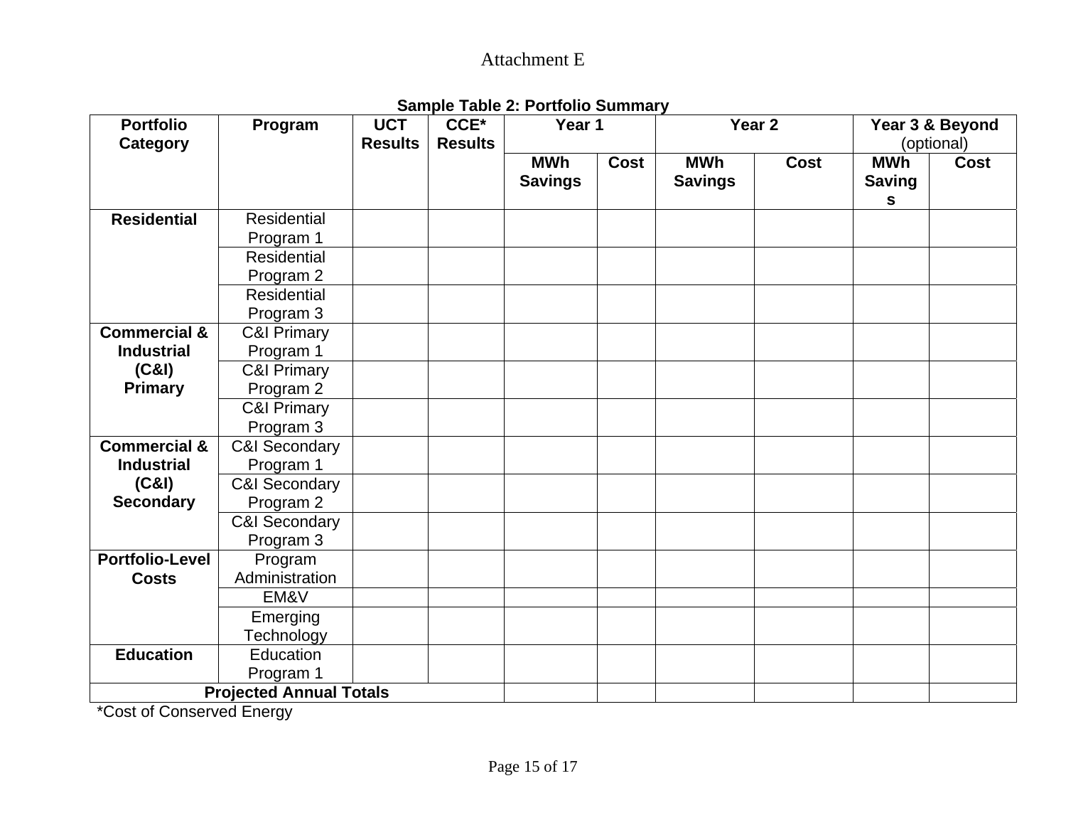Attachment E

**Sample Table 2: Portfolio Summary**

| Portfolio Category | Program | UCT Results | CCE* Results | Year 1 | | Year 2 | | Year 3 & Beyond (optional) | |
|---|---|---|---|---|---|---|---|---|---|
| | | | | MWh Savings | Cost | MWh Savings | Cost | MWh Savings | Cost |
| **Residential** | Residential Program 1 | | | | | | | | |
| | Residential Program 2 | | | | | | | | |
| | Residential Program 3 | | | | | | | | |
| **Commercial & Industrial (C&I) Primary** | C&I Primary Program 1 | | | | | | | | |
| | C&I Primary Program 2 | | | | | | | | |
| | C&I Primary Program 3 | | | | | | | | |
| **Commercial & Industrial (C&I) Secondary** | C&I Secondary Program 1 | | | | | | | | |
| | C&I Secondary Program 2 | | | | | | | | |
| | C&I Secondary Program 3 | | | | | | | | |
| **Portfolio-Level Costs** | Program Administration | | | | | | | | |
| | EM&V | | | | | | | | |
| | Emerging Technology | | | | | | | | |
| **Education** | Education Program 1 | | | | | | | | |
| **Projected Annual Totals** | | | | | | | | | |

*Cost of Conserved Energy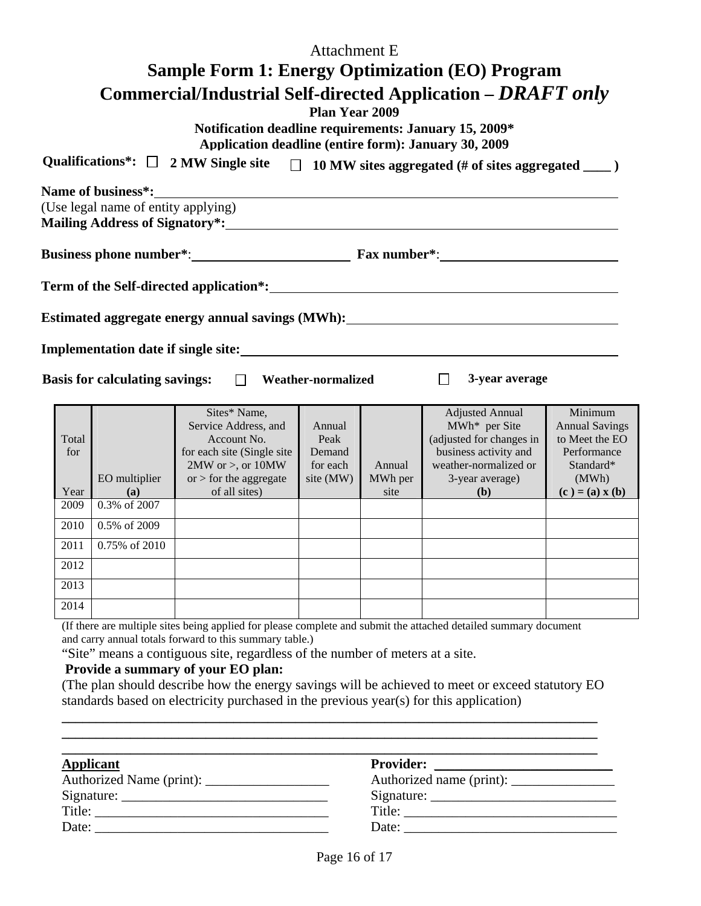Attachment E

# Sample Form 1: Energy Optimization (EO) Program Commercial/Industrial Self-directed Application – *DRAFT only*

**Plan Year 2009**

**Notification deadline requirements: January 15, 2009***

**Application deadline (entire form): January 30, 2009**

**Qualifications*:** ☐ **2 MW Single site** ☐ **10 MW sites aggregated (# of sites aggregated ____ )**

**Name of business*:**\_\_\_\_\_\_\_\_\_\_\_\_\_\_\_\_\_\_\_\_\_\_\_\_\_\_\_\_\_\_\_\_\_\_\_\_\_\_\_\_\_\_\_\_\_\_\_\_\_\_\_\_\_\_\_\_\_\_
(Use legal name of entity applying)

**Mailing Address of Signatory*:**\_\_\_\_\_\_\_\_\_\_\_\_\_\_\_\_\_\_\_\_\_\_\_\_\_\_\_\_\_\_\_\_\_\_\_\_\_\_\_\_\_\_\_\_\_\_\_

**Business phone number***:\_\_\_\_\_\_\_\_\_\_\_\_\_\_\_\_\_\_\_\_\_\_\_\_ **Fax number***:\_\_\_\_\_\_\_\_\_\_\_\_\_\_\_\_\_\_\_\_\_\_\_\_\_\_

**Term of the Self-directed application*:**\_\_\_\_\_\_\_\_\_\_\_\_\_\_\_\_\_\_\_\_\_\_\_\_\_\_\_\_\_\_\_\_\_\_\_\_\_\_\_\_\_\_\_\_\_

**Estimated aggregate energy annual savings (MWh):**\_\_\_\_\_\_\_\_\_\_\_\_\_\_\_\_\_\_\_\_\_\_\_\_\_\_\_\_\_\_\_\_\_\_\_\_\_

**Implementation date if single site:**\_\_\_\_\_\_\_\_\_\_\_\_\_\_\_\_\_\_\_\_\_\_\_\_\_\_\_\_\_\_\_\_\_\_\_\_\_\_\_\_\_\_\_\_\_\_\_\_\_

**Basis for calculating savings:** ☐ **Weather-normalized** ☐ **3-year average**

| Total for Year | EO multiplier **(a)** | Sites* Name, Service Address, and Account No. for each site (Single site 2MW or >, or 10MW or > for the aggregate of all sites) | Annual Peak Demand for each site (MW) | Annual MWh per site | Adjusted Annual MWh* per Site (adjusted for changes in business activity and weather-normalized or 3-year average) **(b)** | Minimum Annual Savings to Meet the EO Performance Standard* (MWh) **(c ) = (a) x (b)** |
|---|---|---|---|---|---|---|
| 2009 | 0.3% of 2007 | | | | | |
| 2010 | 0.5% of 2009 | | | | | |
| 2011 | 0.75% of 2010 | | | | | |
| 2012 | | | | | | |
| 2013 | | | | | | |
| 2014 | | | | | | |

(If there are multiple sites being applied for please complete and submit the attached detailed summary document and carry annual totals forward to this summary table.)

"Site" means a contiguous site, regardless of the number of meters at a site.

**Provide a summary of your EO plan:**

(The plan should describe how the energy savings will be achieved to meet or exceed statutory EO standards based on electricity purchased in the previous year(s) for this application)

\_\_\_\_\_\_\_\_\_\_\_\_\_\_\_\_\_\_\_\_\_\_\_\_\_\_\_\_\_\_\_\_\_\_\_\_\_\_\_\_\_\_\_\_\_\_\_\_\_\_\_\_\_\_\_\_\_\_\_\_\_\_\_\_\_\_\_\_\_\_\_\_\_\_\_\_
\_\_\_\_\_\_\_\_\_\_\_\_\_\_\_\_\_\_\_\_\_\_\_\_\_\_\_\_\_\_\_\_\_\_\_\_\_\_\_\_\_\_\_\_\_\_\_\_\_\_\_\_\_\_\_\_\_\_\_\_\_\_\_\_\_\_\_\_\_\_\_\_\_\_\_\_
\_\_\_\_\_\_\_\_\_\_\_\_\_\_\_\_\_\_\_\_\_\_\_\_\_\_\_\_\_\_\_\_\_\_\_\_\_\_\_\_\_\_\_\_\_\_\_\_\_\_\_\_\_\_\_\_\_\_\_\_\_\_\_\_\_\_\_\_\_\_\_\_\_\_\_\_

**Applicant**
Authorized Name (print): \_\_\_\_\_\_\_\_\_\_\_\_\_\_\_\_\_\_
Signature: \_\_\_\_\_\_\_\_\_\_\_\_\_\_\_\_\_\_\_\_\_\_\_\_\_\_\_\_\_\_
Title: \_\_\_\_\_\_\_\_\_\_\_\_\_\_\_\_\_\_\_\_\_\_\_\_\_\_\_\_\_\_\_\_\_
Date: \_\_\_\_\_\_\_\_\_\_\_\_\_\_\_\_\_\_\_\_\_\_\_\_\_\_\_\_\_\_\_\_\_

**Provider: \_\_\_\_\_\_\_\_\_\_\_\_\_\_\_\_\_\_\_\_\_\_\_\_\_\_**
Authorized name (print): \_\_\_\_\_\_\_\_\_\_\_\_\_\_\_
Signature: \_\_\_\_\_\_\_\_\_\_\_\_\_\_\_\_\_\_\_\_\_\_\_\_\_\_\_
Title: \_\_\_\_\_\_\_\_\_\_\_\_\_\_\_\_\_\_\_\_\_\_\_\_\_\_\_\_\_\_\_
Date: \_\_\_\_\_\_\_\_\_\_\_\_\_\_\_\_\_\_\_\_\_\_\_\_\_\_\_\_\_\_\_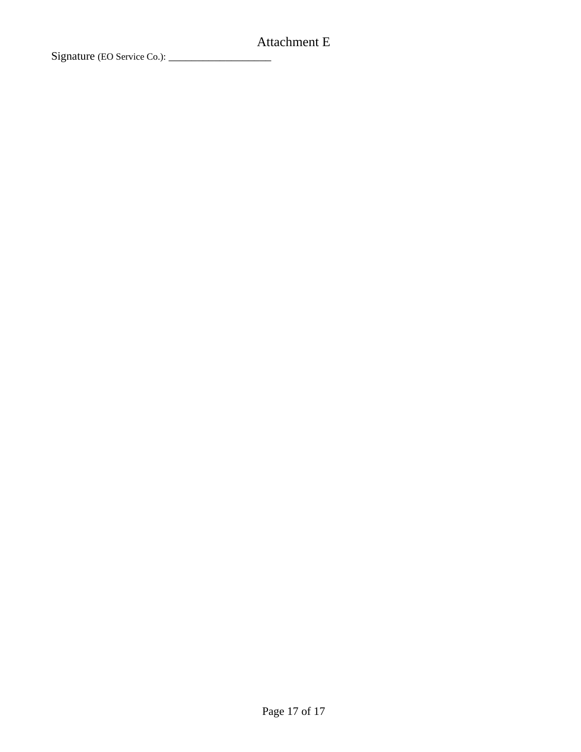Attachment E

Signature (EO Service Co.): ____________________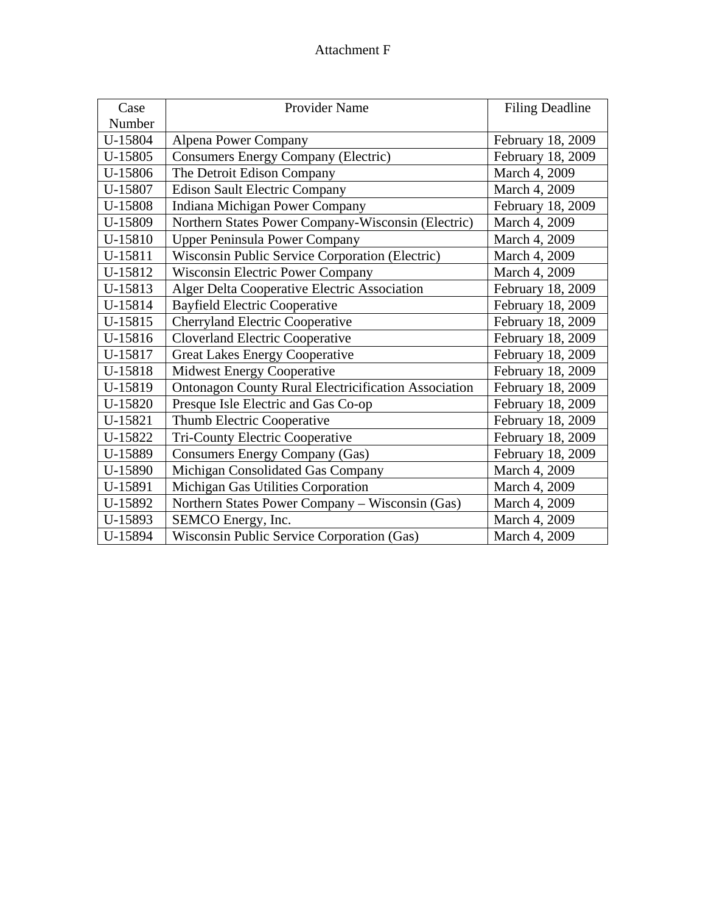Attachment F

| Case Number | Provider Name | Filing Deadline |
|---|---|---|
| U-15804 | Alpena Power Company | February 18, 2009 |
| U-15805 | Consumers Energy Company (Electric) | February 18, 2009 |
| U-15806 | The Detroit Edison Company | March 4, 2009 |
| U-15807 | Edison Sault Electric Company | March 4, 2009 |
| U-15808 | Indiana Michigan Power Company | February 18, 2009 |
| U-15809 | Northern States Power Company-Wisconsin (Electric) | March 4, 2009 |
| U-15810 | Upper Peninsula Power Company | March 4, 2009 |
| U-15811 | Wisconsin Public Service Corporation (Electric) | March 4, 2009 |
| U-15812 | Wisconsin Electric Power Company | March 4, 2009 |
| U-15813 | Alger Delta Cooperative Electric Association | February 18, 2009 |
| U-15814 | Bayfield Electric Cooperative | February 18, 2009 |
| U-15815 | Cherryland Electric Cooperative | February 18, 2009 |
| U-15816 | Cloverland Electric Cooperative | February 18, 2009 |
| U-15817 | Great Lakes Energy Cooperative | February 18, 2009 |
| U-15818 | Midwest Energy Cooperative | February 18, 2009 |
| U-15819 | Ontonagon County Rural Electricification Association | February 18, 2009 |
| U-15820 | Presque Isle Electric and Gas Co-op | February 18, 2009 |
| U-15821 | Thumb Electric Cooperative | February 18, 2009 |
| U-15822 | Tri-County Electric Cooperative | February 18, 2009 |
| U-15889 | Consumers Energy Company (Gas) | February 18, 2009 |
| U-15890 | Michigan Consolidated Gas Company | March 4, 2009 |
| U-15891 | Michigan Gas Utilities Corporation | March 4, 2009 |
| U-15892 | Northern States Power Company – Wisconsin (Gas) | March 4, 2009 |
| U-15893 | SEMCO Energy, Inc. | March 4, 2009 |
| U-15894 | Wisconsin Public Service Corporation (Gas) | March 4, 2009 |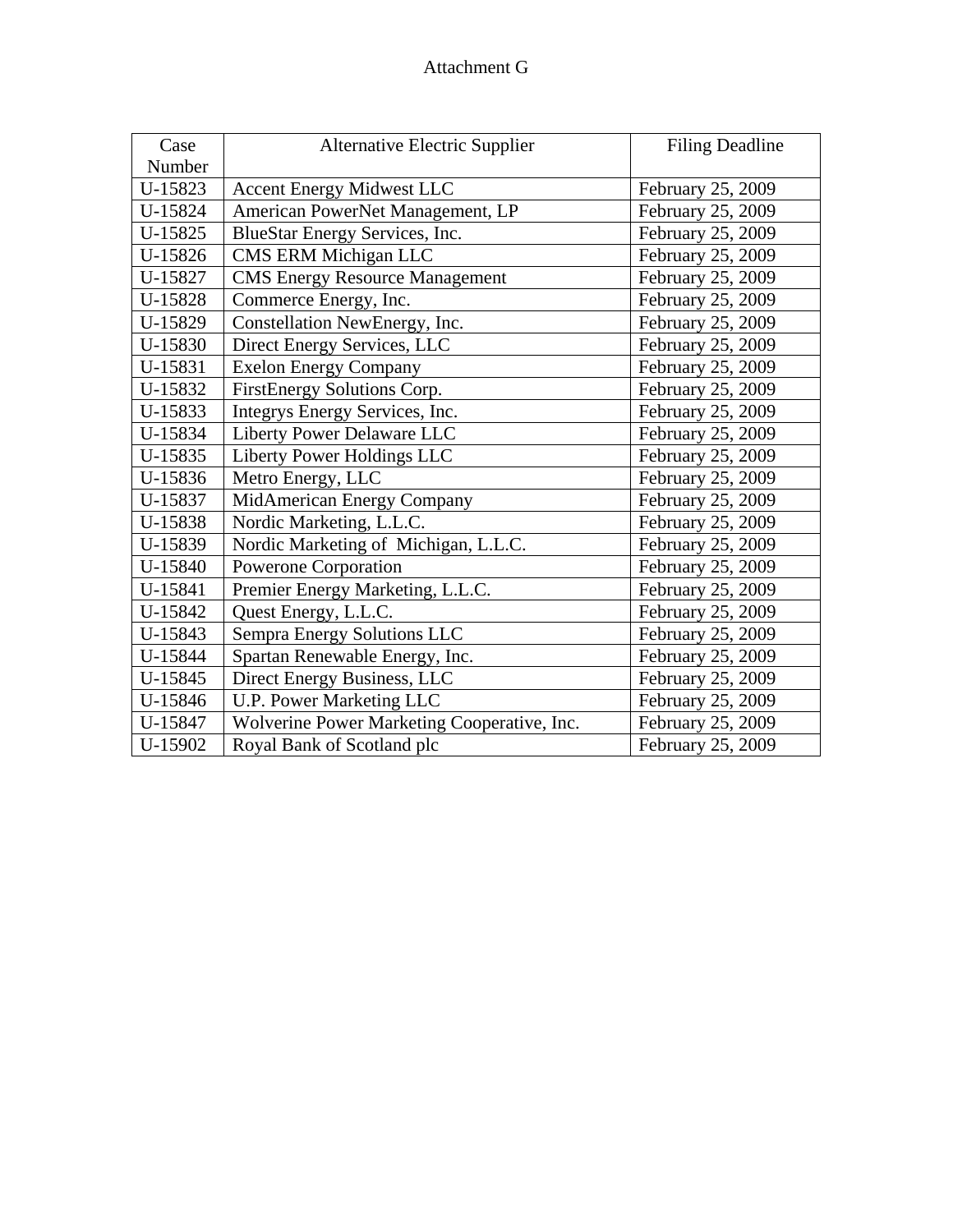Attachment G

| Case Number | Alternative Electric Supplier | Filing Deadline |
| --- | --- | --- |
| U-15823 | Accent Energy Midwest LLC | February 25, 2009 |
| U-15824 | American PowerNet Management, LP | February 25, 2009 |
| U-15825 | BlueStar Energy Services, Inc. | February 25, 2009 |
| U-15826 | CMS ERM Michigan LLC | February 25, 2009 |
| U-15827 | CMS Energy Resource Management | February 25, 2009 |
| U-15828 | Commerce Energy, Inc. | February 25, 2009 |
| U-15829 | Constellation NewEnergy, Inc. | February 25, 2009 |
| U-15830 | Direct Energy Services, LLC | February 25, 2009 |
| U-15831 | Exelon Energy Company | February 25, 2009 |
| U-15832 | FirstEnergy Solutions Corp. | February 25, 2009 |
| U-15833 | Integrys Energy Services, Inc. | February 25, 2009 |
| U-15834 | Liberty Power Delaware LLC | February 25, 2009 |
| U-15835 | Liberty Power Holdings LLC | February 25, 2009 |
| U-15836 | Metro Energy, LLC | February 25, 2009 |
| U-15837 | MidAmerican Energy Company | February 25, 2009 |
| U-15838 | Nordic Marketing, L.L.C. | February 25, 2009 |
| U-15839 | Nordic Marketing of Michigan, L.L.C. | February 25, 2009 |
| U-15840 | Powerone Corporation | February 25, 2009 |
| U-15841 | Premier Energy Marketing, L.L.C. | February 25, 2009 |
| U-15842 | Quest Energy, L.L.C. | February 25, 2009 |
| U-15843 | Sempra Energy Solutions LLC | February 25, 2009 |
| U-15844 | Spartan Renewable Energy, Inc. | February 25, 2009 |
| U-15845 | Direct Energy Business, LLC | February 25, 2009 |
| U-15846 | U.P. Power Marketing LLC | February 25, 2009 |
| U-15847 | Wolverine Power Marketing Cooperative, Inc. | February 25, 2009 |
| U-15902 | Royal Bank of Scotland plc | February 25, 2009 |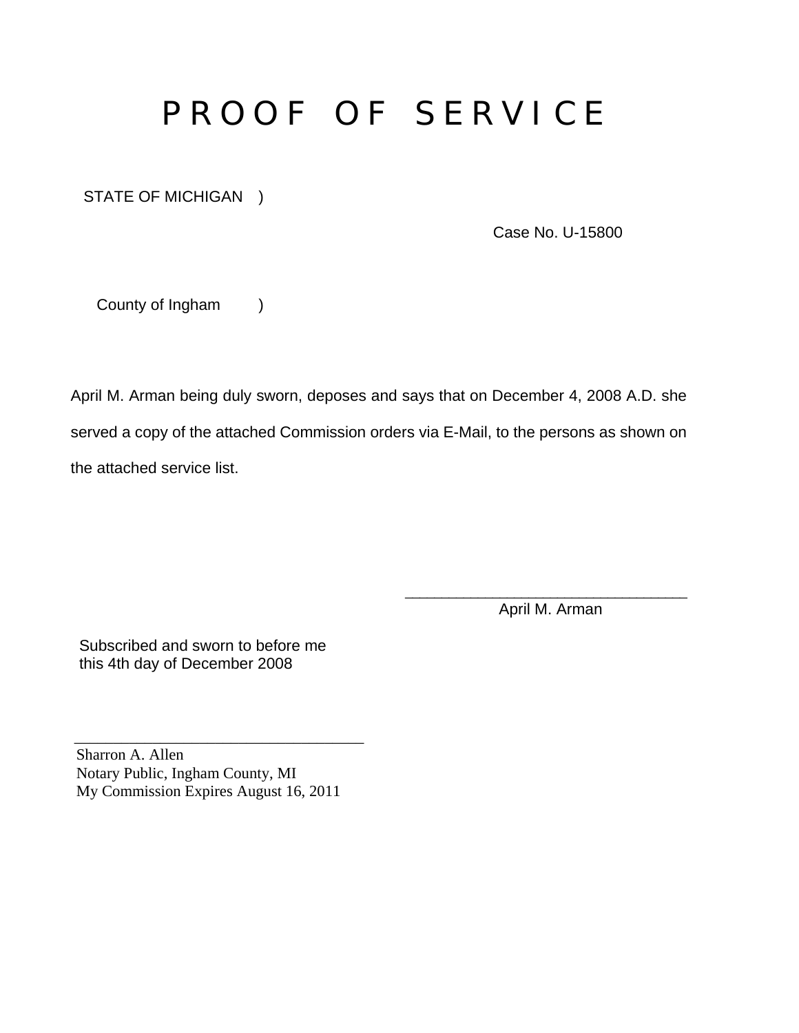# P R O O F   O F   S E R V I C E

STATE OF MICHIGAN )

Case No. U-15800

County of Ingham )

April M. Arman being duly sworn, deposes and says that on December 4, 2008 A.D. she served a copy of the attached Commission orders via E-Mail, to the persons as shown on the attached service list.

\_\_\_\_\_\_\_\_\_\_\_\_\_\_\_\_\_\_\_\_\_\_\_\_\_\_\_\_\_\_\_\_\_\_\_\_
April M. Arman

Subscribed and sworn to before me
this 4th day of December 2008

\_\_\_\_\_\_\_\_\_\_\_\_\_\_\_\_\_\_\_\_\_\_\_\_\_\_\_\_\_\_\_\_\_\_\_\_
Sharron A. Allen
Notary Public, Ingham County, MI
My Commission Expires August 16, 2011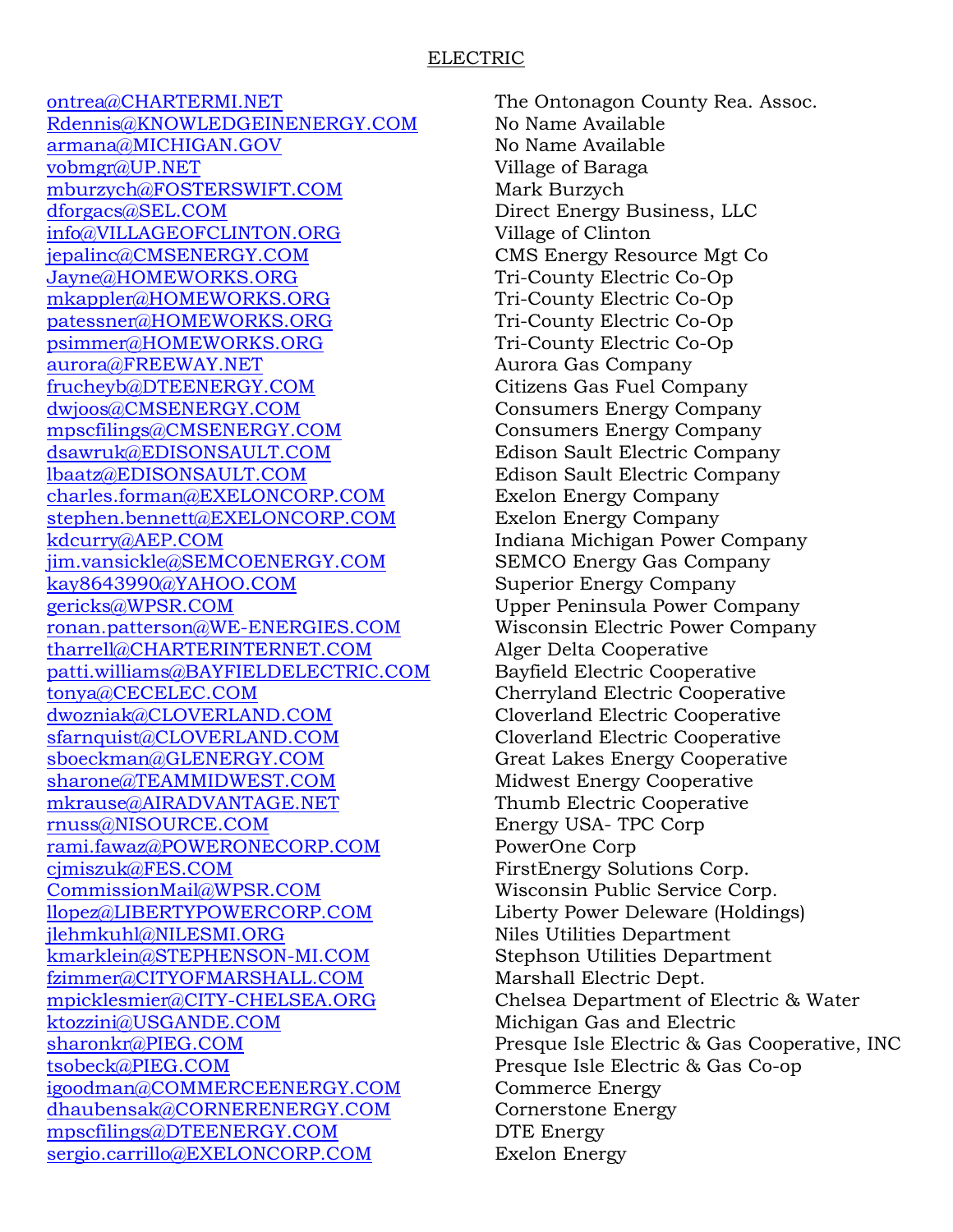ELECTRIC

| Email | Name |
|---|---|
| ontrea@CHARTERMI.NET | The Ontonagon County Rea. Assoc. |
| Rdennis@KNOWLEDGEINENERGY.COM | No Name Available |
| armana@MICHIGAN.GOV | No Name Available |
| vobmgr@UP.NET | Village of Baraga |
| mburzych@FOSTERSWIFT.COM | Mark Burzych |
| dforgacs@SEL.COM | Direct Energy Business, LLC |
| info@VILLAGEOFCLINTON.ORG | Village of Clinton |
| jepalinc@CMSENERGY.COM | CMS Energy Resource Mgt Co |
| Jayne@HOMEWORKS.ORG | Tri-County Electric Co-Op |
| mkappler@HOMEWORKS.ORG | Tri-County Electric Co-Op |
| patessner@HOMEWORKS.ORG | Tri-County Electric Co-Op |
| psimmer@HOMEWORKS.ORG | Tri-County Electric Co-Op |
| aurora@FREEWAY.NET | Aurora Gas Company |
| frucheyb@DTEENERGY.COM | Citizens Gas Fuel Company |
| dwjoos@CMSENERGY.COM | Consumers Energy Company |
| mpscfilings@CMSENERGY.COM | Consumers Energy Company |
| dsawruk@EDISONSAULT.COM | Edison Sault Electric Company |
| lbaatz@EDISONSAULT.COM | Edison Sault Electric Company |
| charles.forman@EXELONCORP.COM | Exelon Energy Company |
| stephen.bennett@EXELONCORP.COM | Exelon Energy Company |
| kdcurry@AEP.COM | Indiana Michigan Power Company |
| jim.vansickle@SEMCOENERGY.COM | SEMCO Energy Gas Company |
| kay8643990@YAHOO.COM | Superior Energy Company |
| gericks@WPSR.COM | Upper Peninsula Power Company |
| ronan.patterson@WE-ENERGIES.COM | Wisconsin Electric Power Company |
| tharrell@CHARTERINTERNET.COM | Alger Delta Cooperative |
| patti.williams@BAYFIELDELECTRIC.COM | Bayfield Electric Cooperative |
| tonya@CECELEC.COM | Cherryland Electric Cooperative |
| dwozniak@CLOVERLAND.COM | Cloverland Electric Cooperative |
| sfarnquist@CLOVERLAND.COM | Cloverland Electric Cooperative |
| sboeckman@GLENERGY.COM | Great Lakes Energy Cooperative |
| sharone@TEAMMIDWEST.COM | Midwest Energy Cooperative |
| mkrause@AIRADVANTAGE.NET | Thumb Electric Cooperative |
| rnuss@NISOURCE.COM | Energy USA- TPC Corp |
| rami.fawaz@POWERONECORP.COM | PowerOne Corp |
| cjmiszuk@FES.COM | FirstEnergy Solutions Corp. |
| CommissionMail@WPSR.COM | Wisconsin Public Service Corp. |
| llopez@LIBERTYPOWERCORP.COM | Liberty Power Deleware (Holdings) |
| jlehmkuhl@NILESMI.ORG | Niles Utilities Department |
| kmarklein@STEPHENSON-MI.COM | Stephson Utilities Department |
| fzimmer@CITYOFMARSHALL.COM | Marshall Electric Dept. |
| mpicklesmier@CITY-CHELSEA.ORG | Chelsea Department of Electric & Water |
| ktozzini@USGANDE.COM | Michigan Gas and Electric |
| sharonkr@PIEG.COM | Presque Isle Electric & Gas Cooperative, INC |
| tsobeck@PIEG.COM | Presque Isle Electric & Gas Co-op |
| igoodman@COMMERCEENERGY.COM | Commerce Energy |
| dhaubensak@CORNERENERGY.COM | Cornerstone Energy |
| mpscfilings@DTEENERGY.COM | DTE Energy |
| sergio.carrillo@EXELONCORP.COM | Exelon Energy |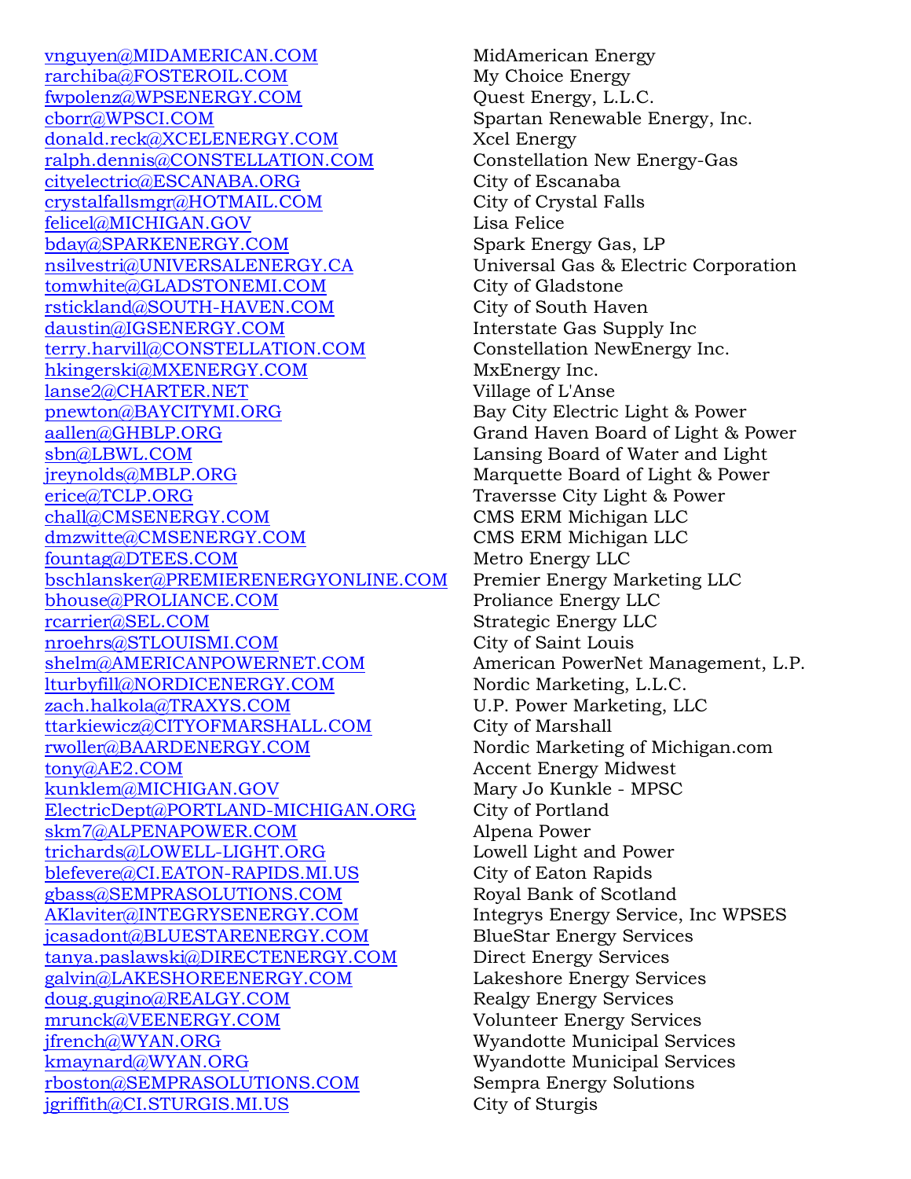| | |
|---|---|
| vnguyen@MIDAMERICAN.COM | MidAmerican Energy |
| rarchiba@FOSTEROIL.COM | My Choice Energy |
| fwpolenz@WPSENERGY.COM | Quest Energy, L.L.C. |
| cborr@WPSCI.COM | Spartan Renewable Energy, Inc. |
| donald.reck@XCELENERGY.COM | Xcel Energy |
| ralph.dennis@CONSTELLATION.COM | Constellation New Energy-Gas |
| cityelectric@ESCANABA.ORG | City of Escanaba |
| crystalfallsmgr@HOTMAIL.COM | City of Crystal Falls |
| felicel@MICHIGAN.GOV | Lisa Felice |
| bday@SPARKENERGY.COM | Spark Energy Gas, LP |
| nsilvestri@UNIVERSALENERGY.CA | Universal Gas & Electric Corporation |
| tomwhite@GLADSTONEMI.COM | City of Gladstone |
| rstickland@SOUTH-HAVEN.COM | City of South Haven |
| daustin@IGSENERGY.COM | Interstate Gas Supply Inc |
| terry.harvill@CONSTELLATION.COM | Constellation NewEnergy Inc. |
| hkingerski@MXENERGY.COM | MxEnergy Inc. |
| lanse2@CHARTER.NET | Village of L'Anse |
| pnewton@BAYCITYMI.ORG | Bay City Electric Light & Power |
| aallen@GHBLP.ORG | Grand Haven Board of Light & Power |
| sbn@LBWL.COM | Lansing Board of Water and Light |
| jreynolds@MBLP.ORG | Marquette Board of Light & Power |
| erice@TCLP.ORG | Traversse City Light & Power |
| chall@CMSENERGY.COM | CMS ERM Michigan LLC |
| dmzwitte@CMSENERGY.COM | CMS ERM Michigan LLC |
| fountag@DTEES.COM | Metro Energy LLC |
| bschlansker@PREMIERENERGYONLINE.COM | Premier Energy Marketing LLC |
| bhouse@PROLIANCE.COM | Proliance Energy LLC |
| rcarrier@SEL.COM | Strategic Energy LLC |
| nroehrs@STLOUISMI.COM | City of Saint Louis |
| shelm@AMERICANPOWERNET.COM | American PowerNet Management, L.P. |
| lturbyfill@NORDICENERGY.COM | Nordic Marketing, L.L.C. |
| zach.halkola@TRAXYS.COM | U.P. Power Marketing, LLC |
| ttarkiewicz@CITYOFMARSHALL.COM | City of Marshall |
| rwoller@BAARDENERGY.COM | Nordic Marketing of Michigan.com |
| tony@AE2.COM | Accent Energy Midwest |
| kunklem@MICHIGAN.GOV | Mary Jo Kunkle - MPSC |
| ElectricDept@PORTLAND-MICHIGAN.ORG | City of Portland |
| skm7@ALPENAPOWER.COM | Alpena Power |
| trichards@LOWELL-LIGHT.ORG | Lowell Light and Power |
| blefevere@CI.EATON-RAPIDS.MI.US | City of Eaton Rapids |
| gbass@SEMPRASOLUTIONS.COM | Royal Bank of Scotland |
| AKlaviter@INTEGRYSENERGY.COM | Integrys Energy Service, Inc WPSES |
| jcasadont@BLUESTARENERGY.COM | BlueStar Energy Services |
| tanya.paslawski@DIRECTENERGY.COM | Direct Energy Services |
| galvin@LAKESHOREENERGY.COM | Lakeshore Energy Services |
| doug.gugino@REALGY.COM | Realgy Energy Services |
| mrunck@VEENERGY.COM | Volunteer Energy Services |
| jfrench@WYAN.ORG | Wyandotte Municipal Services |
| kmaynard@WYAN.ORG | Wyandotte Municipal Services |
| rboston@SEMPRASOLUTIONS.COM | Sempra Energy Solutions |
| jgriffith@CI.STURGIS.MI.US | City of Sturgis |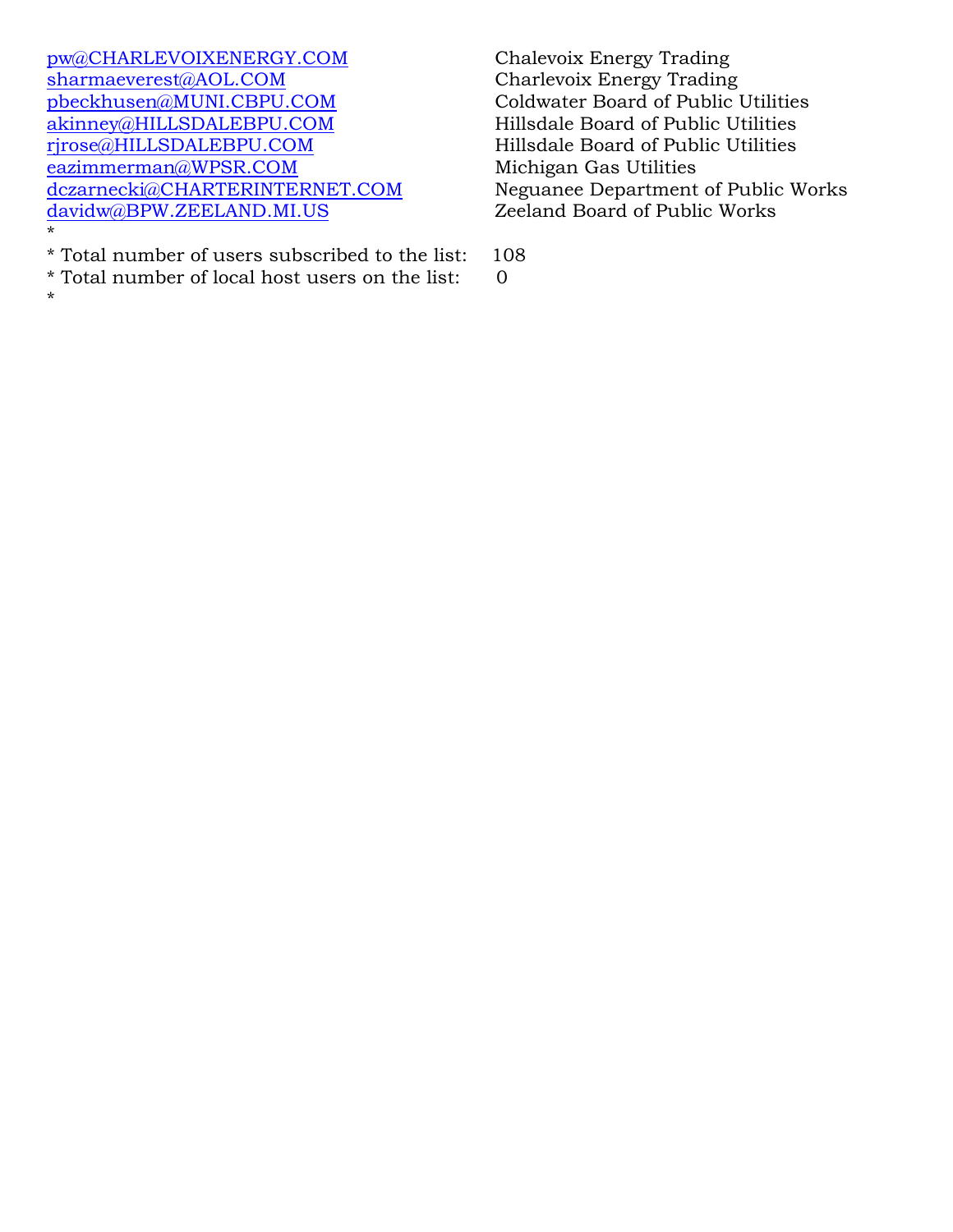| | |
|---|---|
| pw@CHARLEVOIXENERGY.COM | Chalevoix Energy Trading |
| sharmaeverest@AOL.COM | Charlevoix Energy Trading |
| pbeckhusen@MUNI.CBPU.COM | Coldwater Board of Public Utilities |
| akinney@HILLSDALEBPU.COM | Hillsdale Board of Public Utilities |
| rjrose@HILLSDALEBPU.COM | Hillsdale Board of Public Utilities |
| eazimmerman@WPSR.COM | Michigan Gas Utilities |
| dczarnecki@CHARTERINTERNET.COM | Neguanee Department of Public Works |
| davidw@BPW.ZEELAND.MI.US | Zeeland Board of Public Works |

*

* Total number of users subscribed to the list: 108

* Total number of local host users on the list: 0

*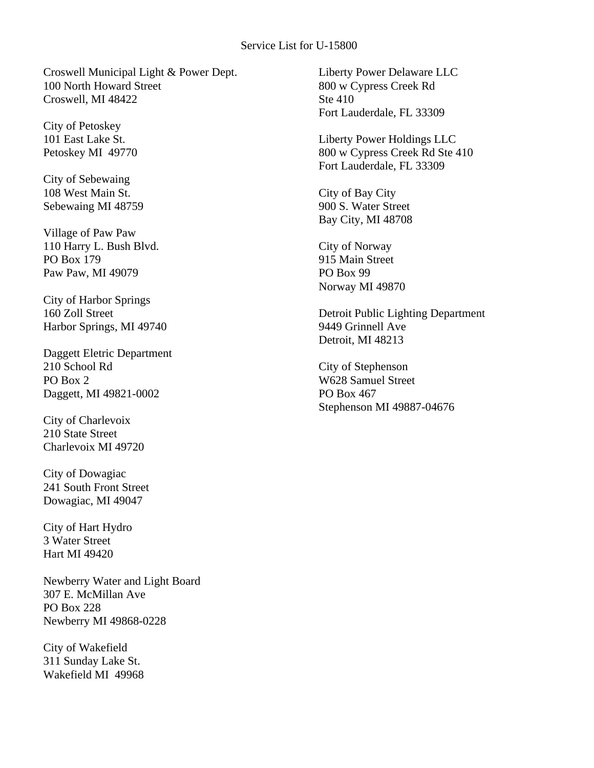Service List for U-15800

Croswell Municipal Light & Power Dept.
100 North Howard Street
Croswell, MI 48422

City of Petoskey
101 East Lake St.
Petoskey MI 49770

City of Sebewaing
108 West Main St.
Sebewaing MI 48759

Village of Paw Paw
110 Harry L. Bush Blvd.
PO Box 179
Paw Paw, MI 49079

City of Harbor Springs
160 Zoll Street
Harbor Springs, MI 49740

Daggett Eletric Department
210 School Rd
PO Box 2
Daggett, MI 49821-0002

City of Charlevoix
210 State Street
Charlevoix MI 49720

City of Dowagiac
241 South Front Street
Dowagiac, MI 49047

City of Hart Hydro
3 Water Street
Hart MI 49420

Newberry Water and Light Board
307 E. McMillan Ave
PO Box 228
Newberry MI 49868-0228

City of Wakefield
311 Sunday Lake St.
Wakefield MI 49968

Liberty Power Delaware LLC
800 w Cypress Creek Rd
Ste 410
Fort Lauderdale, FL 33309

Liberty Power Holdings LLC
800 w Cypress Creek Rd Ste 410
Fort Lauderdale, FL 33309

City of Bay City
900 S. Water Street
Bay City, MI 48708

City of Norway
915 Main Street
PO Box 99
Norway MI 49870

Detroit Public Lighting Department
9449 Grinnell Ave
Detroit, MI 48213

City of Stephenson
W628 Samuel Street
PO Box 467
Stephenson MI 49887-04676